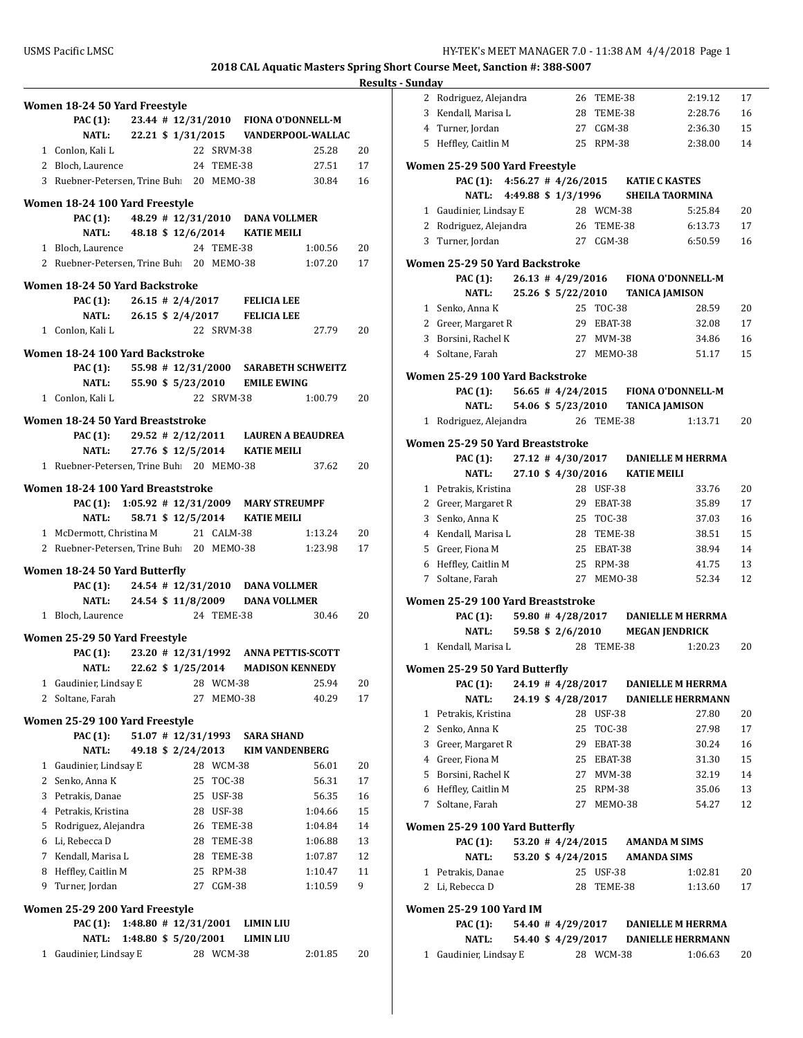## 2018 CAL Aquatic Masters Spring Short Course Meet, Sanction #: 388-S007

### Results - Sunday

**Women 18-24 50 Yard Freestyle**

PAC (1): 23.44 # 12/31/2010 FIONA O'DONNELL-M
NATL: 22.21 $ 1/31/2015 VANDERPOOL-WALLAC

| | Name | Age | Team | Time | Points |
|---|---|---|---|---|---|
| 1 | Conlon, Kali L | 22 | SRVM-38 | 25.28 | 20 |
| 2 | Bloch, Laurence | 24 | TEME-38 | 27.51 | 17 |
| 3 | Ruebner-Petersen, Trine Buhl | 20 | MEMO-38 | 30.84 | 16 |

**Women 18-24 100 Yard Freestyle**

PAC (1): 48.29 # 12/31/2010 DANA VOLLMER
NATL: 48.18 $ 12/6/2014 KATIE MEILI

| | Name | Age | Team | Time | Points |
|---|---|---|---|---|---|
| 1 | Bloch, Laurence | 24 | TEME-38 | 1:00.56 | 20 |
| 2 | Ruebner-Petersen, Trine Buhl | 20 | MEMO-38 | 1:07.20 | 17 |

**Women 18-24 50 Yard Backstroke**

PAC (1): 26.15 # 2/4/2017 FELICIA LEE
NATL: 26.15 $ 2/4/2017 FELICIA LEE

| | Name | Age | Team | Time | Points |
|---|---|---|---|---|---|
| 1 | Conlon, Kali L | 22 | SRVM-38 | 27.79 | 20 |

**Women 18-24 100 Yard Backstroke**

PAC (1): 55.98 # 12/31/2000 SARABETH SCHWEITZ
NATL: 55.90 $ 5/23/2010 EMILE EWING

| | Name | Age | Team | Time | Points |
|---|---|---|---|---|---|
| 1 | Conlon, Kali L | 22 | SRVM-38 | 1:00.79 | 20 |

**Women 18-24 50 Yard Breaststroke**

PAC (1): 29.52 # 2/12/2011 LAUREN A BEAUDREA
NATL: 27.76 $ 12/5/2014 KATIE MEILI

| | Name | Age | Team | Time | Points |
|---|---|---|---|---|---|
| 1 | Ruebner-Petersen, Trine Buhl | 20 | MEMO-38 | 37.62 | 20 |

**Women 18-24 100 Yard Breaststroke**

PAC (1): 1:05.92 # 12/31/2009 MARY STREUMPF
NATL: 58.71 $ 12/5/2014 KATIE MEILI

| | Name | Age | Team | Time | Points |
|---|---|---|---|---|---|
| 1 | McDermott, Christina M | 21 | CALM-38 | 1:13.24 | 20 |
| 2 | Ruebner-Petersen, Trine Buhl | 20 | MEMO-38 | 1:23.98 | 17 |

**Women 18-24 50 Yard Butterfly**

PAC (1): 24.54 # 12/31/2010 DANA VOLLMER
NATL: 24.54 $ 11/8/2009 DANA VOLLMER

| | Name | Age | Team | Time | Points |
|---|---|---|---|---|---|
| 1 | Bloch, Laurence | 24 | TEME-38 | 30.46 | 20 |

**Women 25-29 50 Yard Freestyle**

PAC (1): 23.20 # 12/31/1992 ANNA PETTIS-SCOTT
NATL: 22.62 $ 1/25/2014 MADISON KENNEDY

| | Name | Age | Team | Time | Points |
|---|---|---|---|---|---|
| 1 | Gaudinier, Lindsay E | 28 | WCM-38 | 25.94 | 20 |
| 2 | Soltane, Farah | 27 | MEMO-38 | 40.29 | 17 |

**Women 25-29 100 Yard Freestyle**

PAC (1): 51.07 # 12/31/1993 SARA SHAND
NATL: 49.18 $ 2/24/2013 KIM VANDENBERG

| | Name | Age | Team | Time | Points |
|---|---|---|---|---|---|
| 1 | Gaudinier, Lindsay E | 28 | WCM-38 | 56.01 | 20 |
| 2 | Senko, Anna K | 25 | TOC-38 | 56.31 | 17 |
| 3 | Petrakis, Danae | 25 | USF-38 | 56.35 | 16 |
| 4 | Petrakis, Kristina | 28 | USF-38 | 1:04.66 | 15 |
| 5 | Rodriguez, Alejandra | 26 | TEME-38 | 1:04.84 | 14 |
| 6 | Li, Rebecca D | 28 | TEME-38 | 1:06.88 | 13 |
| 7 | Kendall, Marisa L | 28 | TEME-38 | 1:07.87 | 12 |
| 8 | Heffley, Caitlin M | 25 | RPM-38 | 1:10.47 | 11 |
| 9 | Turner, Jordan | 27 | CGM-38 | 1:10.59 | 9 |

**Women 25-29 200 Yard Freestyle**

PAC (1): 1:48.80 # 12/31/2001 LIMIN LIU
NATL: 1:48.80 $ 5/20/2001 LIMIN LIU

| | Name | Age | Team | Time | Points |
|---|---|---|---|---|---|
| 1 | Gaudinier, Lindsay E | 28 | WCM-38 | 2:01.85 | 20 |
| 2 | Rodriguez, Alejandra | 26 | TEME-38 | 2:19.12 | 17 |
| 3 | Kendall, Marisa L | 28 | TEME-38 | 2:28.76 | 16 |
| 4 | Turner, Jordan | 27 | CGM-38 | 2:36.30 | 15 |
| 5 | Heffley, Caitlin M | 25 | RPM-38 | 2:38.00 | 14 |

**Women 25-29 500 Yard Freestyle**

PAC (1): 4:56.27 # 4/26/2015 KATIE C KASTES
NATL: 4:49.88 $ 1/3/1996 SHEILA TAORMINA

| | Name | Age | Team | Time | Points |
|---|---|---|---|---|---|
| 1 | Gaudinier, Lindsay E | 28 | WCM-38 | 5:25.84 | 20 |
| 2 | Rodriguez, Alejandra | 26 | TEME-38 | 6:13.73 | 17 |
| 3 | Turner, Jordan | 27 | CGM-38 | 6:50.59 | 16 |

**Women 25-29 50 Yard Backstroke**

PAC (1): 26.13 # 4/29/2016 FIONA O'DONNELL-M
NATL: 25.26 $ 5/22/2010 TANICA JAMISON

| | Name | Age | Team | Time | Points |
|---|---|---|---|---|---|
| 1 | Senko, Anna K | 25 | TOC-38 | 28.59 | 20 |
| 2 | Greer, Margaret R | 29 | EBAT-38 | 32.08 | 17 |
| 3 | Borsini, Rachel K | 27 | MVM-38 | 34.86 | 16 |
| 4 | Soltane, Farah | 27 | MEMO-38 | 51.17 | 15 |

**Women 25-29 100 Yard Backstroke**

PAC (1): 56.65 # 4/24/2015 FIONA O'DONNELL-M
NATL: 54.06 $ 5/23/2010 TANICA JAMISON

| | Name | Age | Team | Time | Points |
|---|---|---|---|---|---|
| 1 | Rodriguez, Alejandra | 26 | TEME-38 | 1:13.71 | 20 |

**Women 25-29 50 Yard Breaststroke**

PAC (1): 27.12 # 4/30/2017 DANIELLE M HERRMA
NATL: 27.10 $ 4/30/2016 KATIE MEILI

| | Name | Age | Team | Time | Points |
|---|---|---|---|---|---|
| 1 | Petrakis, Kristina | 28 | USF-38 | 33.76 | 20 |
| 2 | Greer, Margaret R | 29 | EBAT-38 | 35.89 | 17 |
| 3 | Senko, Anna K | 25 | TOC-38 | 37.03 | 16 |
| 4 | Kendall, Marisa L | 28 | TEME-38 | 38.51 | 15 |
| 5 | Greer, Fiona M | 25 | EBAT-38 | 38.94 | 14 |
| 6 | Heffley, Caitlin M | 25 | RPM-38 | 41.75 | 13 |
| 7 | Soltane, Farah | 27 | MEMO-38 | 52.34 | 12 |

**Women 25-29 100 Yard Breaststroke**

PAC (1): 59.80 # 4/28/2017 DANIELLE M HERRMA
NATL: 59.58 $ 2/6/2010 MEGAN JENDRICK

| | Name | Age | Team | Time | Points |
|---|---|---|---|---|---|
| 1 | Kendall, Marisa L | 28 | TEME-38 | 1:20.23 | 20 |

**Women 25-29 50 Yard Butterfly**

PAC (1): 24.19 # 4/28/2017 DANIELLE M HERRMA
NATL: 24.19 $ 4/28/2017 DANIELLE HERRMANN

| | Name | Age | Team | Time | Points |
|---|---|---|---|---|---|
| 1 | Petrakis, Kristina | 28 | USF-38 | 27.80 | 20 |
| 2 | Senko, Anna K | 25 | TOC-38 | 27.98 | 17 |
| 3 | Greer, Margaret R | 29 | EBAT-38 | 30.24 | 16 |
| 4 | Greer, Fiona M | 25 | EBAT-38 | 31.30 | 15 |
| 5 | Borsini, Rachel K | 27 | MVM-38 | 32.19 | 14 |
| 6 | Heffley, Caitlin M | 25 | RPM-38 | 35.06 | 13 |
| 7 | Soltane, Farah | 27 | MEMO-38 | 54.27 | 12 |

**Women 25-29 100 Yard Butterfly**

PAC (1): 53.20 # 4/24/2015 AMANDA M SIMS
NATL: 53.20 $ 4/24/2015 AMANDA SIMS

| | Name | Age | Team | Time | Points |
|---|---|---|---|---|---|
| 1 | Petrakis, Danae | 25 | USF-38 | 1:02.81 | 20 |
| 2 | Li, Rebecca D | 28 | TEME-38 | 1:13.60 | 17 |

**Women 25-29 100 Yard IM**

PAC (1): 54.40 # 4/29/2017 DANIELLE M HERRMA
NATL: 54.40 $ 4/29/2017 DANIELLE HERRMANN

| | Name | Age | Team | Time | Points |
|---|---|---|---|---|---|
| 1 | Gaudinier, Lindsay E | 28 | WCM-38 | 1:06.63 | 20 |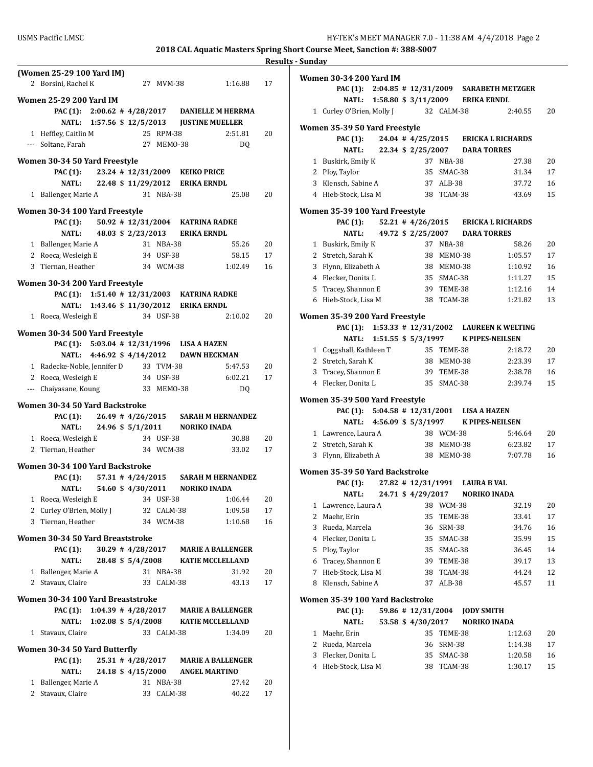## 2018 CAL Aquatic Masters Spring Short Course Meet, Sanction #: 388-S007

### Results - Sunday

**(Women 25-29 100 Yard IM)**

| Place | Name | Age | Team | Time | Points |
|---|---|---|---|---|---|
| 2 | Borsini, Rachel K | 27 | MVM-38 | 1:16.88 | 17 |

**Women 25-29 200 Yard IM**

PAC (1): 2:00.62 # 4/28/2017 DANIELLE M HERRMA
NATL: 1:57.56 $ 12/5/2013 JUSTINE MUELLER

| Place | Name | Age | Team | Time | Points |
|---|---|---|---|---|---|
| 1 | Heffley, Caitlin M | 25 | RPM-38 | 2:51.81 | 20 |
| --- | Soltane, Farah | 27 | MEMO-38 | DQ | |

**Women 30-34 50 Yard Freestyle**

PAC (1): 23.24 # 12/31/2009 KEIKO PRICE
NATL: 22.48 $ 11/29/2012 ERIKA ERNDL

| Place | Name | Age | Team | Time | Points |
|---|---|---|---|---|---|
| 1 | Ballenger, Marie A | 31 | NBA-38 | 25.08 | 20 |

**Women 30-34 100 Yard Freestyle**

PAC (1): 50.92 # 12/31/2004 KATRINA RADKE
NATL: 48.03 $ 2/23/2013 ERIKA ERNDL

| Place | Name | Age | Team | Time | Points |
|---|---|---|---|---|---|
| 1 | Ballenger, Marie A | 31 | NBA-38 | 55.26 | 20 |
| 2 | Roeca, Wesleigh E | 34 | USF-38 | 58.15 | 17 |
| 3 | Tiernan, Heather | 34 | WCM-38 | 1:02.49 | 16 |

**Women 30-34 200 Yard Freestyle**

PAC (1): 1:51.40 # 12/31/2003 KATRINA RADKE
NATL: 1:43.46 $ 11/30/2012 ERIKA ERNDL

| Place | Name | Age | Team | Time | Points |
|---|---|---|---|---|---|
| 1 | Roeca, Wesleigh E | 34 | USF-38 | 2:10.02 | 20 |

**Women 30-34 500 Yard Freestyle**

PAC (1): 5:03.04 # 12/31/1996 LISA A HAZEN
NATL: 4:46.92 $ 4/14/2012 DAWN HECKMAN

| Place | Name | Age | Team | Time | Points |
|---|---|---|---|---|---|
| 1 | Radecke-Noble, Jennifer D | 33 | TVM-38 | 5:47.53 | 20 |
| 2 | Roeca, Wesleigh E | 34 | USF-38 | 6:02.21 | 17 |
| --- | Chaiyasane, Koung | 33 | MEMO-38 | DQ | |

**Women 30-34 50 Yard Backstroke**

PAC (1): 26.49 # 4/26/2015 SARAH M HERNANDEZ
NATL: 24.96 $ 5/1/2011 NORIKO INADA

| Place | Name | Age | Team | Time | Points |
|---|---|---|---|---|---|
| 1 | Roeca, Wesleigh E | 34 | USF-38 | 30.88 | 20 |
| 2 | Tiernan, Heather | 34 | WCM-38 | 33.02 | 17 |

**Women 30-34 100 Yard Backstroke**

PAC (1): 57.31 # 4/24/2015 SARAH M HERNANDEZ
NATL: 54.60 $ 4/30/2011 NORIKO INADA

| Place | Name | Age | Team | Time | Points |
|---|---|---|---|---|---|
| 1 | Roeca, Wesleigh E | 34 | USF-38 | 1:06.44 | 20 |
| 2 | Curley O'Brien, Molly J | 32 | CALM-38 | 1:09.58 | 17 |
| 3 | Tiernan, Heather | 34 | WCM-38 | 1:10.68 | 16 |

**Women 30-34 50 Yard Breaststroke**

PAC (1): 30.29 # 4/28/2017 MARIE A BALLENGER
NATL: 28.48 $ 5/4/2008 KATIE MCCLELLAND

| Place | Name | Age | Team | Time | Points |
|---|---|---|---|---|---|
| 1 | Ballenger, Marie A | 31 | NBA-38 | 31.92 | 20 |
| 2 | Stavaux, Claire | 33 | CALM-38 | 43.13 | 17 |

**Women 30-34 100 Yard Breaststroke**

PAC (1): 1:04.39 # 4/28/2017 MARIE A BALLENGER
NATL: 1:02.08 $ 5/4/2008 KATIE MCCLELLAND

| Place | Name | Age | Team | Time | Points |
|---|---|---|---|---|---|
| 1 | Stavaux, Claire | 33 | CALM-38 | 1:34.09 | 20 |

**Women 30-34 50 Yard Butterfly**

PAC (1): 25.31 # 4/28/2017 MARIE A BALLENGER
NATL: 24.18 $ 4/15/2000 ANGEL MARTINO

| Place | Name | Age | Team | Time | Points |
|---|---|---|---|---|---|
| 1 | Ballenger, Marie A | 31 | NBA-38 | 27.42 | 20 |
| 2 | Stavaux, Claire | 33 | CALM-38 | 40.22 | 17 |

**Women 30-34 200 Yard IM**

PAC (1): 2:04.85 # 12/31/2009 SARABETH METZGER
NATL: 1:58.80 $ 3/11/2009 ERIKA ERNDL

| Place | Name | Age | Team | Time | Points |
|---|---|---|---|---|---|
| 1 | Curley O'Brien, Molly J | 32 | CALM-38 | 2:40.55 | 20 |

**Women 35-39 50 Yard Freestyle**

PAC (1): 24.04 # 4/25/2015 ERICKA L RICHARDS
NATL: 22.34 $ 2/25/2007 DARA TORRES

| Place | Name | Age | Team | Time | Points |
|---|---|---|---|---|---|
| 1 | Buskirk, Emily K | 37 | NBA-38 | 27.38 | 20 |
| 2 | Ploy, Taylor | 35 | SMAC-38 | 31.34 | 17 |
| 3 | Klensch, Sabine A | 37 | ALB-38 | 37.72 | 16 |
| 4 | Hieb-Stock, Lisa M | 38 | TCAM-38 | 43.69 | 15 |

**Women 35-39 100 Yard Freestyle**

PAC (1): 52.21 # 4/26/2015 ERICKA L RICHARDS
NATL: 49.72 $ 2/25/2007 DARA TORRES

| Place | Name | Age | Team | Time | Points |
|---|---|---|---|---|---|
| 1 | Buskirk, Emily K | 37 | NBA-38 | 58.26 | 20 |
| 2 | Stretch, Sarah K | 38 | MEMO-38 | 1:05.57 | 17 |
| 3 | Flynn, Elizabeth A | 38 | MEMO-38 | 1:10.92 | 16 |
| 4 | Flecker, Donita L | 35 | SMAC-38 | 1:11.27 | 15 |
| 5 | Tracey, Shannon E | 39 | TEME-38 | 1:12.16 | 14 |
| 6 | Hieb-Stock, Lisa M | 38 | TCAM-38 | 1:21.82 | 13 |

**Women 35-39 200 Yard Freestyle**

PAC (1): 1:53.33 # 12/31/2002 LAUREEN K WELTING
NATL: 1:51.55 $ 5/3/1997 K PIPES-NEILSEN

| Place | Name | Age | Team | Time | Points |
|---|---|---|---|---|---|
| 1 | Coggshall, Kathleen T | 35 | TEME-38 | 2:18.72 | 20 |
| 2 | Stretch, Sarah K | 38 | MEMO-38 | 2:23.39 | 17 |
| 3 | Tracey, Shannon E | 39 | TEME-38 | 2:38.78 | 16 |
| 4 | Flecker, Donita L | 35 | SMAC-38 | 2:39.74 | 15 |

**Women 35-39 500 Yard Freestyle**

PAC (1): 5:04.58 # 12/31/2001 LISA A HAZEN
NATL: 4:56.09 $ 5/3/1997 K PIPES-NEILSEN

| Place | Name | Age | Team | Time | Points |
|---|---|---|---|---|---|
| 1 | Lawrence, Laura A | 38 | WCM-38 | 5:46.64 | 20 |
| 2 | Stretch, Sarah K | 38 | MEMO-38 | 6:23.82 | 17 |
| 3 | Flynn, Elizabeth A | 38 | MEMO-38 | 7:07.78 | 16 |

**Women 35-39 50 Yard Backstroke**

PAC (1): 27.82 # 12/31/1991 LAURA B VAL
NATL: 24.71 $ 4/29/2017 NORIKO INADA

| Place | Name | Age | Team | Time | Points |
|---|---|---|---|---|---|
| 1 | Lawrence, Laura A | 38 | WCM-38 | 32.19 | 20 |
| 2 | Maehr, Erin | 35 | TEME-38 | 33.41 | 17 |
| 3 | Rueda, Marcela | 36 | SRM-38 | 34.76 | 16 |
| 4 | Flecker, Donita L | 35 | SMAC-38 | 35.99 | 15 |
| 5 | Ploy, Taylor | 35 | SMAC-38 | 36.45 | 14 |
| 6 | Tracey, Shannon E | 39 | TEME-38 | 39.17 | 13 |
| 7 | Hieb-Stock, Lisa M | 38 | TCAM-38 | 44.24 | 12 |
| 8 | Klensch, Sabine A | 37 | ALB-38 | 45.57 | 11 |

**Women 35-39 100 Yard Backstroke**

PAC (1): 59.86 # 12/31/2004 JODY SMITH
NATL: 53.58 $ 4/30/2017 NORIKO INADA

| Place | Name | Age | Team | Time | Points |
|---|---|---|---|---|---|
| 1 | Maehr, Erin | 35 | TEME-38 | 1:12.63 | 20 |
| 2 | Rueda, Marcela | 36 | SRM-38 | 1:14.38 | 17 |
| 3 | Flecker, Donita L | 35 | SMAC-38 | 1:20.58 | 16 |
| 4 | Hieb-Stock, Lisa M | 38 | TCAM-38 | 1:30.17 | 15 |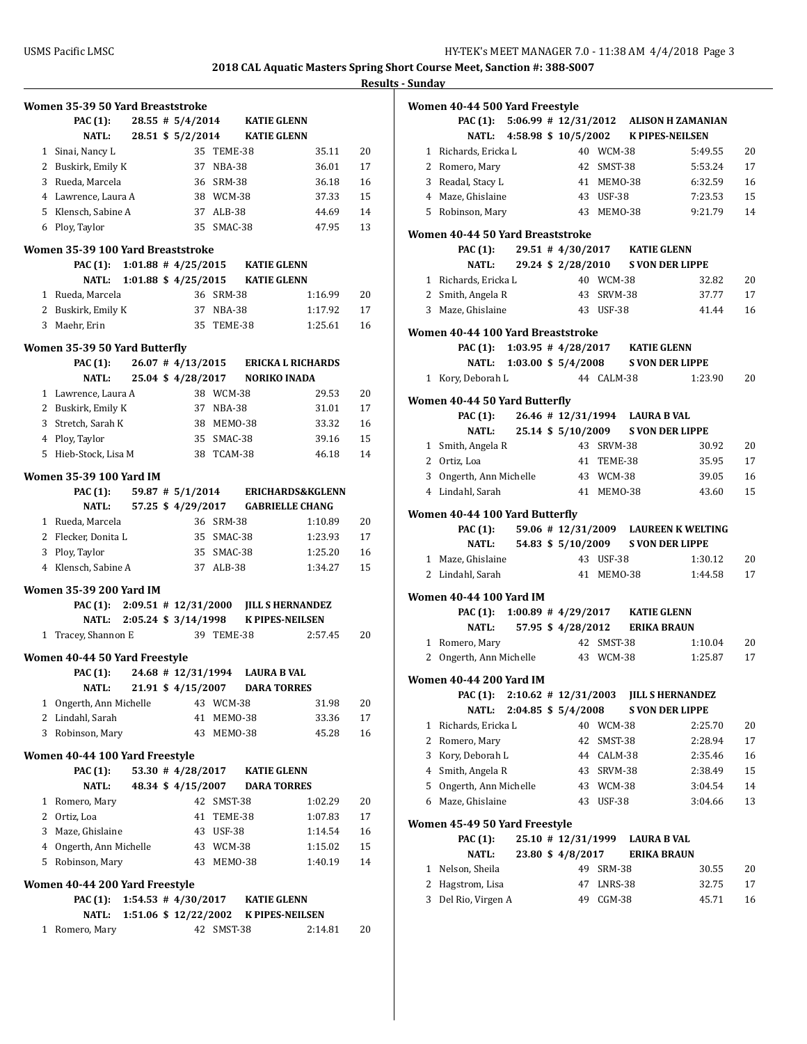**2018 CAL Aquatic Masters Spring Short Course Meet, Sanction #: 388-S007**

**Results - Sunday**

### Women 35-39 50 Yard Breaststroke

PAC (1): 28.55 # 5/4/2014 KATIE GLENN
NATL: 28.51 $ 5/2/2014 KATIE GLENN

| Place | Name | Age | Team | Time | Points |
|---|---|---|---|---|---|
| 1 | Sinai, Nancy L | 35 | TEME-38 | 35.11 | 20 |
| 2 | Buskirk, Emily K | 37 | NBA-38 | 36.01 | 17 |
| 3 | Rueda, Marcela | 36 | SRM-38 | 36.18 | 16 |
| 4 | Lawrence, Laura A | 38 | WCM-38 | 37.33 | 15 |
| 5 | Klensch, Sabine A | 37 | ALB-38 | 44.69 | 14 |
| 6 | Ploy, Taylor | 35 | SMAC-38 | 47.95 | 13 |

### Women 35-39 100 Yard Breaststroke

PAC (1): 1:01.88 # 4/25/2015 KATIE GLENN
NATL: 1:01.88 $ 4/25/2015 KATIE GLENN

| Place | Name | Age | Team | Time | Points |
|---|---|---|---|---|---|
| 1 | Rueda, Marcela | 36 | SRM-38 | 1:16.99 | 20 |
| 2 | Buskirk, Emily K | 37 | NBA-38 | 1:17.92 | 17 |
| 3 | Maehr, Erin | 35 | TEME-38 | 1:25.61 | 16 |

### Women 35-39 50 Yard Butterfly

PAC (1): 26.07 # 4/13/2015 ERICKA L RICHARDS
NATL: 25.04 $ 4/28/2017 NORIKO INADA

| Place | Name | Age | Team | Time | Points |
|---|---|---|---|---|---|
| 1 | Lawrence, Laura A | 38 | WCM-38 | 29.53 | 20 |
| 2 | Buskirk, Emily K | 37 | NBA-38 | 31.01 | 17 |
| 3 | Stretch, Sarah K | 38 | MEMO-38 | 33.32 | 16 |
| 4 | Ploy, Taylor | 35 | SMAC-38 | 39.16 | 15 |
| 5 | Hieb-Stock, Lisa M | 38 | TCAM-38 | 46.18 | 14 |

### Women 35-39 100 Yard IM

PAC (1): 59.87 # 5/1/2014 ERICHARDS&KGLENN
NATL: 57.25 $ 4/29/2017 GABRIELLE CHANG

| Place | Name | Age | Team | Time | Points |
|---|---|---|---|---|---|
| 1 | Rueda, Marcela | 36 | SRM-38 | 1:10.89 | 20 |
| 2 | Flecker, Donita L | 35 | SMAC-38 | 1:23.93 | 17 |
| 3 | Ploy, Taylor | 35 | SMAC-38 | 1:25.20 | 16 |
| 4 | Klensch, Sabine A | 37 | ALB-38 | 1:34.27 | 15 |

### Women 35-39 200 Yard IM

PAC (1): 2:09.51 # 12/31/2000 JILL S HERNANDEZ
NATL: 2:05.24 $ 3/14/1998 K PIPES-NEILSEN

| Place | Name | Age | Team | Time | Points |
|---|---|---|---|---|---|
| 1 | Tracey, Shannon E | 39 | TEME-38 | 2:57.45 | 20 |

### Women 40-44 50 Yard Freestyle

PAC (1): 24.68 # 12/31/1994 LAURA B VAL
NATL: 21.91 $ 4/15/2007 DARA TORRES

| Place | Name | Age | Team | Time | Points |
|---|---|---|---|---|---|
| 1 | Ongerth, Ann Michelle | 43 | WCM-38 | 31.98 | 20 |
| 2 | Lindahl, Sarah | 41 | MEMO-38 | 33.36 | 17 |
| 3 | Robinson, Mary | 43 | MEMO-38 | 45.28 | 16 |

### Women 40-44 100 Yard Freestyle

PAC (1): 53.30 # 4/28/2017 KATIE GLENN
NATL: 48.34 $ 4/15/2007 DARA TORRES

| Place | Name | Age | Team | Time | Points |
|---|---|---|---|---|---|
| 1 | Romero, Mary | 42 | SMST-38 | 1:02.29 | 20 |
| 2 | Ortiz, Loa | 41 | TEME-38 | 1:07.83 | 17 |
| 3 | Maze, Ghislaine | 43 | USF-38 | 1:14.54 | 16 |
| 4 | Ongerth, Ann Michelle | 43 | WCM-38 | 1:15.02 | 15 |
| 5 | Robinson, Mary | 43 | MEMO-38 | 1:40.19 | 14 |

### Women 40-44 200 Yard Freestyle

PAC (1): 1:54.53 # 4/30/2017 KATIE GLENN
NATL: 1:51.06 $ 12/22/2002 K PIPES-NEILSEN

| Place | Name | Age | Team | Time | Points |
|---|---|---|---|---|---|
| 1 | Romero, Mary | 42 | SMST-38 | 2:14.81 | 20 |

### Women 40-44 500 Yard Freestyle

PAC (1): 5:06.99 # 12/31/2012 ALISON H ZAMANIAN
NATL: 4:58.98 $ 10/5/2002 K PIPES-NEILSEN

| Place | Name | Age | Team | Time | Points |
|---|---|---|---|---|---|
| 1 | Richards, Ericka L | 40 | WCM-38 | 5:49.55 | 20 |
| 2 | Romero, Mary | 42 | SMST-38 | 5:53.24 | 17 |
| 3 | Readal, Stacy L | 41 | MEMO-38 | 6:32.59 | 16 |
| 4 | Maze, Ghislaine | 43 | USF-38 | 7:23.53 | 15 |
| 5 | Robinson, Mary | 43 | MEMO-38 | 9:21.79 | 14 |

### Women 40-44 50 Yard Breaststroke

PAC (1): 29.51 # 4/30/2017 KATIE GLENN
NATL: 29.24 $ 2/28/2010 S VON DER LIPPE

| Place | Name | Age | Team | Time | Points |
|---|---|---|---|---|---|
| 1 | Richards, Ericka L | 40 | WCM-38 | 32.82 | 20 |
| 2 | Smith, Angela R | 43 | SRVM-38 | 37.77 | 17 |
| 3 | Maze, Ghislaine | 43 | USF-38 | 41.44 | 16 |

### Women 40-44 100 Yard Breaststroke

PAC (1): 1:03.95 # 4/28/2017 KATIE GLENN
NATL: 1:03.00 $ 5/4/2008 S VON DER LIPPE

| Place | Name | Age | Team | Time | Points |
|---|---|---|---|---|---|
| 1 | Kory, Deborah L | 44 | CALM-38 | 1:23.90 | 20 |

### Women 40-44 50 Yard Butterfly

PAC (1): 26.46 # 12/31/1994 LAURA B VAL
NATL: 25.14 $ 5/10/2009 S VON DER LIPPE

| Place | Name | Age | Team | Time | Points |
|---|---|---|---|---|---|
| 1 | Smith, Angela R | 43 | SRVM-38 | 30.92 | 20 |
| 2 | Ortiz, Loa | 41 | TEME-38 | 35.95 | 17 |
| 3 | Ongerth, Ann Michelle | 43 | WCM-38 | 39.05 | 16 |
| 4 | Lindahl, Sarah | 41 | MEMO-38 | 43.60 | 15 |

### Women 40-44 100 Yard Butterfly

PAC (1): 59.06 # 12/31/2009 LAUREEN K WELTING
NATL: 54.83 $ 5/10/2009 S VON DER LIPPE

| Place | Name | Age | Team | Time | Points |
|---|---|---|---|---|---|
| 1 | Maze, Ghislaine | 43 | USF-38 | 1:30.12 | 20 |
| 2 | Lindahl, Sarah | 41 | MEMO-38 | 1:44.58 | 17 |

### Women 40-44 100 Yard IM

PAC (1): 1:00.89 # 4/29/2017 KATIE GLENN
NATL: 57.95 $ 4/28/2012 ERIKA BRAUN

| Place | Name | Age | Team | Time | Points |
|---|---|---|---|---|---|
| 1 | Romero, Mary | 42 | SMST-38 | 1:10.04 | 20 |
| 2 | Ongerth, Ann Michelle | 43 | WCM-38 | 1:25.87 | 17 |

### Women 40-44 200 Yard IM

PAC (1): 2:10.62 # 12/31/2003 JILL S HERNANDEZ
NATL: 2:04.85 $ 5/4/2008 S VON DER LIPPE

| Place | Name | Age | Team | Time | Points |
|---|---|---|---|---|---|
| 1 | Richards, Ericka L | 40 | WCM-38 | 2:25.70 | 20 |
| 2 | Romero, Mary | 42 | SMST-38 | 2:28.94 | 17 |
| 3 | Kory, Deborah L | 44 | CALM-38 | 2:35.46 | 16 |
| 4 | Smith, Angela R | 43 | SRVM-38 | 2:38.49 | 15 |
| 5 | Ongerth, Ann Michelle | 43 | WCM-38 | 3:04.54 | 14 |
| 6 | Maze, Ghislaine | 43 | USF-38 | 3:04.66 | 13 |

### Women 45-49 50 Yard Freestyle

PAC (1): 25.10 # 12/31/1999 LAURA B VAL
NATL: 23.80 $ 4/8/2017 ERIKA BRAUN

| Place | Name | Age | Team | Time | Points |
|---|---|---|---|---|---|
| 1 | Nelson, Sheila | 49 | SRM-38 | 30.55 | 20 |
| 2 | Hagstrom, Lisa | 47 | LNRS-38 | 32.75 | 17 |
| 3 | Del Rio, Virgen A | 49 | CGM-38 | 45.71 | 16 |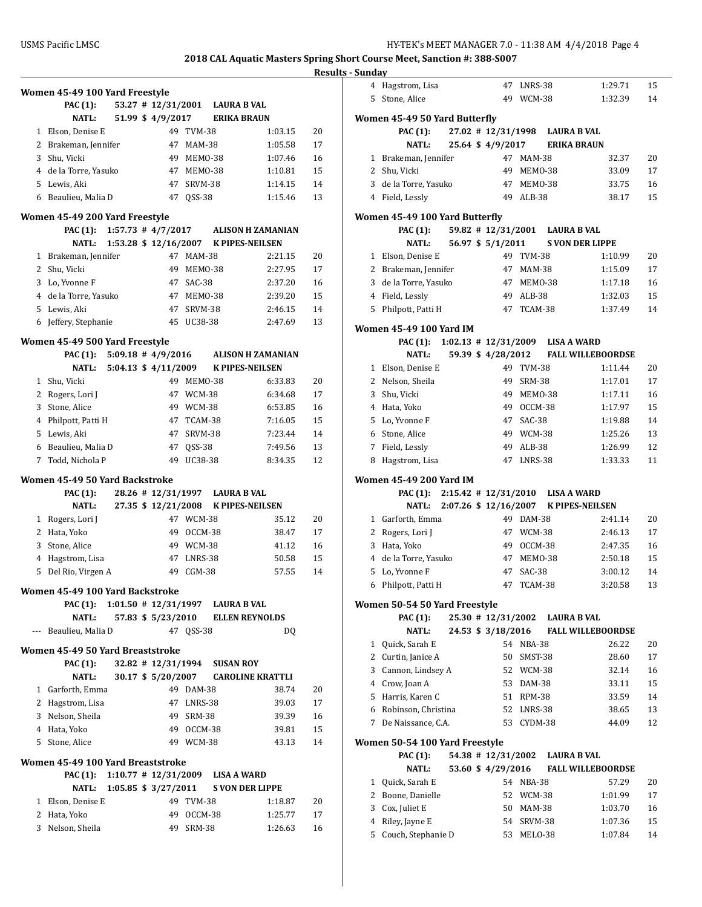**2018 CAL Aquatic Masters Spring Short Course Meet, Sanction #: 388-S007**

**Results - Sunday**

### Women 45-49 100 Yard Freestyle

PAC (1): 53.27 # 12/31/2001 LAURA B VAL
NATL: 51.99 $ 4/9/2017 ERIKA BRAUN

| Place | Name | Age | Team | Time | Points |
|---|---|---|---|---|---|
| 1 | Elson, Denise E | 49 | TVM-38 | 1:03.15 | 20 |
| 2 | Brakeman, Jennifer | 47 | MAM-38 | 1:05.58 | 17 |
| 3 | Shu, Vicki | 49 | MEMO-38 | 1:07.46 | 16 |
| 4 | de la Torre, Yasuko | 47 | MEMO-38 | 1:10.81 | 15 |
| 5 | Lewis, Aki | 47 | SRVM-38 | 1:14.15 | 14 |
| 6 | Beaulieu, Malia D | 47 | QSS-38 | 1:15.46 | 13 |

### Women 45-49 200 Yard Freestyle

PAC (1): 1:57.73 # 4/7/2017 ALISON H ZAMANIAN
NATL: 1:53.28 $ 12/16/2007 K PIPES-NEILSEN

| Place | Name | Age | Team | Time | Points |
|---|---|---|---|---|---|
| 1 | Brakeman, Jennifer | 47 | MAM-38 | 2:21.15 | 20 |
| 2 | Shu, Vicki | 49 | MEMO-38 | 2:27.95 | 17 |
| 3 | Lo, Yvonne F | 47 | SAC-38 | 2:37.20 | 16 |
| 4 | de la Torre, Yasuko | 47 | MEMO-38 | 2:39.20 | 15 |
| 5 | Lewis, Aki | 47 | SRVM-38 | 2:46.15 | 14 |
| 6 | Jeffery, Stephanie | 45 | UC38-38 | 2:47.69 | 13 |

### Women 45-49 500 Yard Freestyle

PAC (1): 5:09.18 # 4/9/2016 ALISON H ZAMANIAN
NATL: 5:04.13 $ 4/11/2009 K PIPES-NEILSEN

| Place | Name | Age | Team | Time | Points |
|---|---|---|---|---|---|
| 1 | Shu, Vicki | 49 | MEMO-38 | 6:33.83 | 20 |
| 2 | Rogers, Lori J | 47 | WCM-38 | 6:34.68 | 17 |
| 3 | Stone, Alice | 49 | WCM-38 | 6:53.85 | 16 |
| 4 | Philpott, Patti H | 47 | TCAM-38 | 7:16.05 | 15 |
| 5 | Lewis, Aki | 47 | SRVM-38 | 7:23.44 | 14 |
| 6 | Beaulieu, Malia D | 47 | QSS-38 | 7:49.56 | 13 |
| 7 | Todd, Nichola P | 49 | UC38-38 | 8:34.35 | 12 |

### Women 45-49 50 Yard Backstroke

PAC (1): 28.26 # 12/31/1997 LAURA B VAL
NATL: 27.35 $ 12/21/2008 K PIPES-NEILSEN

| Place | Name | Age | Team | Time | Points |
|---|---|---|---|---|---|
| 1 | Rogers, Lori J | 47 | WCM-38 | 35.12 | 20 |
| 2 | Hata, Yoko | 49 | OCCM-38 | 38.47 | 17 |
| 3 | Stone, Alice | 49 | WCM-38 | 41.12 | 16 |
| 4 | Hagstrom, Lisa | 47 | LNRS-38 | 50.58 | 15 |
| 5 | Del Rio, Virgen A | 49 | CGM-38 | 57.55 | 14 |

### Women 45-49 100 Yard Backstroke

PAC (1): 1:01.50 # 12/31/1997 LAURA B VAL
NATL: 57.83 $ 5/23/2010 ELLEN REYNOLDS

| Place | Name | Age | Team | Time | Points |
|---|---|---|---|---|---|
| --- | Beaulieu, Malia D | 47 | QSS-38 | DQ | |

### Women 45-49 50 Yard Breaststroke

PAC (1): 32.82 # 12/31/1994 SUSAN ROY
NATL: 30.17 $ 5/20/2007 CAROLINE KRATTLI

| Place | Name | Age | Team | Time | Points |
|---|---|---|---|---|---|
| 1 | Garforth, Emma | 49 | DAM-38 | 38.74 | 20 |
| 2 | Hagstrom, Lisa | 47 | LNRS-38 | 39.03 | 17 |
| 3 | Nelson, Sheila | 49 | SRM-38 | 39.39 | 16 |
| 4 | Hata, Yoko | 49 | OCCM-38 | 39.81 | 15 |
| 5 | Stone, Alice | 49 | WCM-38 | 43.13 | 14 |

### Women 45-49 100 Yard Breaststroke

PAC (1): 1:10.77 # 12/31/2009 LISA A WARD
NATL: 1:05.85 $ 3/27/2011 S VON DER LIPPE

| Place | Name | Age | Team | Time | Points |
|---|---|---|---|---|---|
| 1 | Elson, Denise E | 49 | TVM-38 | 1:18.87 | 20 |
| 2 | Hata, Yoko | 49 | OCCM-38 | 1:25.77 | 17 |
| 3 | Nelson, Sheila | 49 | SRM-38 | 1:26.63 | 16 |
| 4 | Hagstrom, Lisa | 47 | LNRS-38 | 1:29.71 | 15 |
| 5 | Stone, Alice | 49 | WCM-38 | 1:32.39 | 14 |

### Women 45-49 50 Yard Butterfly

PAC (1): 27.02 # 12/31/1998 LAURA B VAL
NATL: 25.64 $ 4/9/2017 ERIKA BRAUN

| Place | Name | Age | Team | Time | Points |
|---|---|---|---|---|---|
| 1 | Brakeman, Jennifer | 47 | MAM-38 | 32.37 | 20 |
| 2 | Shu, Vicki | 49 | MEMO-38 | 33.09 | 17 |
| 3 | de la Torre, Yasuko | 47 | MEMO-38 | 33.75 | 16 |
| 4 | Field, Lessly | 49 | ALB-38 | 38.17 | 15 |

### Women 45-49 100 Yard Butterfly

PAC (1): 59.82 # 12/31/2001 LAURA B VAL
NATL: 56.97 $ 5/1/2011 S VON DER LIPPE

| Place | Name | Age | Team | Time | Points |
|---|---|---|---|---|---|
| 1 | Elson, Denise E | 49 | TVM-38 | 1:10.99 | 20 |
| 2 | Brakeman, Jennifer | 47 | MAM-38 | 1:15.09 | 17 |
| 3 | de la Torre, Yasuko | 47 | MEMO-38 | 1:17.18 | 16 |
| 4 | Field, Lessly | 49 | ALB-38 | 1:32.03 | 15 |
| 5 | Philpott, Patti H | 47 | TCAM-38 | 1:37.49 | 14 |

### Women 45-49 100 Yard IM

PAC (1): 1:02.13 # 12/31/2009 LISA A WARD
NATL: 59.39 $ 4/28/2012 FALL WILLEBOORDSE

| Place | Name | Age | Team | Time | Points |
|---|---|---|---|---|---|
| 1 | Elson, Denise E | 49 | TVM-38 | 1:11.44 | 20 |
| 2 | Nelson, Sheila | 49 | SRM-38 | 1:17.01 | 17 |
| 3 | Shu, Vicki | 49 | MEMO-38 | 1:17.11 | 16 |
| 4 | Hata, Yoko | 49 | OCCM-38 | 1:17.97 | 15 |
| 5 | Lo, Yvonne F | 47 | SAC-38 | 1:19.88 | 14 |
| 6 | Stone, Alice | 49 | WCM-38 | 1:25.26 | 13 |
| 7 | Field, Lessly | 49 | ALB-38 | 1:26.99 | 12 |
| 8 | Hagstrom, Lisa | 47 | LNRS-38 | 1:33.33 | 11 |

### Women 45-49 200 Yard IM

PAC (1): 2:15.42 # 12/31/2010 LISA A WARD
NATL: 2:07.26 $ 12/16/2007 K PIPES-NEILSEN

| Place | Name | Age | Team | Time | Points |
|---|---|---|---|---|---|
| 1 | Garforth, Emma | 49 | DAM-38 | 2:41.14 | 20 |
| 2 | Rogers, Lori J | 47 | WCM-38 | 2:46.13 | 17 |
| 3 | Hata, Yoko | 49 | OCCM-38 | 2:47.35 | 16 |
| 4 | de la Torre, Yasuko | 47 | MEMO-38 | 2:50.18 | 15 |
| 5 | Lo, Yvonne F | 47 | SAC-38 | 3:00.12 | 14 |
| 6 | Philpott, Patti H | 47 | TCAM-38 | 3:20.58 | 13 |

### Women 50-54 50 Yard Freestyle

PAC (1): 25.30 # 12/31/2002 LAURA B VAL
NATL: 24.53 $ 3/18/2016 FALL WILLEBOORDSE

| Place | Name | Age | Team | Time | Points |
|---|---|---|---|---|---|
| 1 | Quick, Sarah E | 54 | NBA-38 | 26.22 | 20 |
| 2 | Curtin, Janice A | 50 | SMST-38 | 28.60 | 17 |
| 3 | Cannon, Lindsey A | 52 | WCM-38 | 32.14 | 16 |
| 4 | Crow, Joan A | 53 | DAM-38 | 33.11 | 15 |
| 5 | Harris, Karen C | 51 | RPM-38 | 33.59 | 14 |
| 6 | Robinson, Christina | 52 | LNRS-38 | 38.65 | 13 |
| 7 | De Naissance, C.A. | 53 | CYDM-38 | 44.09 | 12 |

### Women 50-54 100 Yard Freestyle

PAC (1): 54.38 # 12/31/2002 LAURA B VAL
NATL: 53.60 $ 4/29/2016 FALL WILLEBOORDSE

| Place | Name | Age | Team | Time | Points |
|---|---|---|---|---|---|
| 1 | Quick, Sarah E | 54 | NBA-38 | 57.29 | 20 |
| 2 | Boone, Danielle | 52 | WCM-38 | 1:01.99 | 17 |
| 3 | Cox, Juliet E | 50 | MAM-38 | 1:03.70 | 16 |
| 4 | Riley, Jayne E | 54 | SRVM-38 | 1:07.36 | 15 |
| 5 | Couch, Stephanie D | 53 | MELO-38 | 1:07.84 | 14 |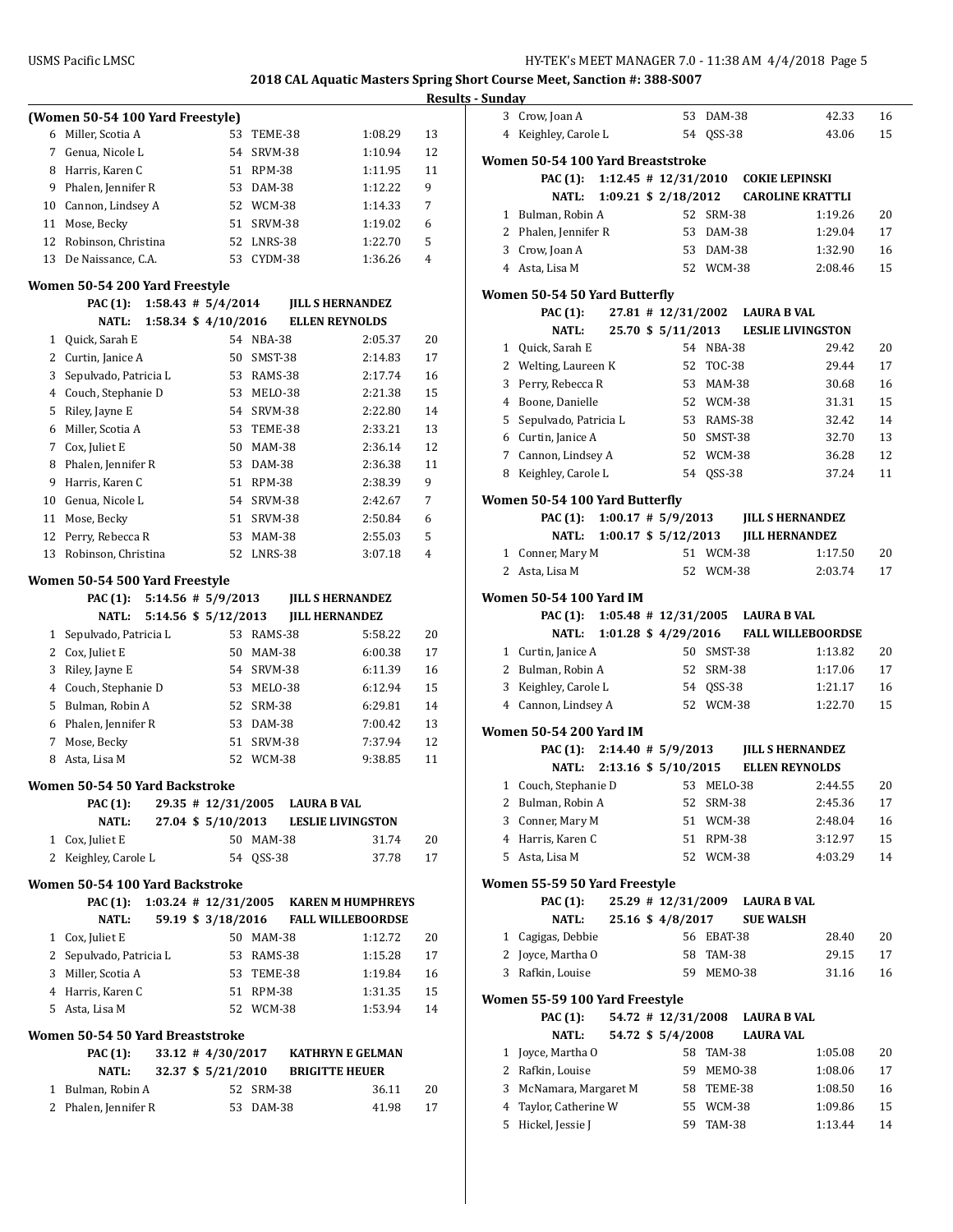**2018 CAL Aquatic Masters Spring Short Course Meet, Sanction #: 388-S007**

**Results - Sunday**

### (Women 50-54 100 Yard Freestyle)

| | Name | Age | Team | Time | Points |
|---|---|---|---|---|---|
| 6 | Miller, Scotia A | 53 | TEME-38 | 1:08.29 | 13 |
| 7 | Genua, Nicole L | 54 | SRVM-38 | 1:10.94 | 12 |
| 8 | Harris, Karen C | 51 | RPM-38 | 1:11.95 | 11 |
| 9 | Phalen, Jennifer R | 53 | DAM-38 | 1:12.22 | 9 |
| 10 | Cannon, Lindsey A | 52 | WCM-38 | 1:14.33 | 7 |
| 11 | Mose, Becky | 51 | SRVM-38 | 1:19.02 | 6 |
| 12 | Robinson, Christina | 52 | LNRS-38 | 1:22.70 | 5 |
| 13 | De Naissance, C.A. | 53 | CYDM-38 | 1:36.26 | 4 |

### Women 50-54 200 Yard Freestyle

PAC (1): 1:58.43 # 5/4/2014 JILL S HERNANDEZ
NATL: 1:58.34 $ 4/10/2016 ELLEN REYNOLDS

| | Name | Age | Team | Time | Points |
|---|---|---|---|---|---|
| 1 | Quick, Sarah E | 54 | NBA-38 | 2:05.37 | 20 |
| 2 | Curtin, Janice A | 50 | SMST-38 | 2:14.83 | 17 |
| 3 | Sepulvado, Patricia L | 53 | RAMS-38 | 2:17.74 | 16 |
| 4 | Couch, Stephanie D | 53 | MELO-38 | 2:21.38 | 15 |
| 5 | Riley, Jayne E | 54 | SRVM-38 | 2:22.80 | 14 |
| 6 | Miller, Scotia A | 53 | TEME-38 | 2:33.21 | 13 |
| 7 | Cox, Juliet E | 50 | MAM-38 | 2:36.14 | 12 |
| 8 | Phalen, Jennifer R | 53 | DAM-38 | 2:36.38 | 11 |
| 9 | Harris, Karen C | 51 | RPM-38 | 2:38.39 | 9 |
| 10 | Genua, Nicole L | 54 | SRVM-38 | 2:42.67 | 7 |
| 11 | Mose, Becky | 51 | SRVM-38 | 2:50.84 | 6 |
| 12 | Perry, Rebecca R | 53 | MAM-38 | 2:55.03 | 5 |
| 13 | Robinson, Christina | 52 | LNRS-38 | 3:07.18 | 4 |

### Women 50-54 500 Yard Freestyle

PAC (1): 5:14.56 # 5/9/2013 JILL S HERNANDEZ
NATL: 5:14.56 $ 5/12/2013 JILL HERNANDEZ

| | Name | Age | Team | Time | Points |
|---|---|---|---|---|---|
| 1 | Sepulvado, Patricia L | 53 | RAMS-38 | 5:58.22 | 20 |
| 2 | Cox, Juliet E | 50 | MAM-38 | 6:00.38 | 17 |
| 3 | Riley, Jayne E | 54 | SRVM-38 | 6:11.39 | 16 |
| 4 | Couch, Stephanie D | 53 | MELO-38 | 6:12.94 | 15 |
| 5 | Bulman, Robin A | 52 | SRM-38 | 6:29.81 | 14 |
| 6 | Phalen, Jennifer R | 53 | DAM-38 | 7:00.42 | 13 |
| 7 | Mose, Becky | 51 | SRVM-38 | 7:37.94 | 12 |
| 8 | Asta, Lisa M | 52 | WCM-38 | 9:38.85 | 11 |

### Women 50-54 50 Yard Backstroke

PAC (1): 29.35 # 12/31/2005 LAURA B VAL
NATL: 27.04 $ 5/10/2013 LESLIE LIVINGSTON

| | Name | Age | Team | Time | Points |
|---|---|---|---|---|---|
| 1 | Cox, Juliet E | 50 | MAM-38 | 31.74 | 20 |
| 2 | Keighley, Carole L | 54 | QSS-38 | 37.78 | 17 |

### Women 50-54 100 Yard Backstroke

PAC (1): 1:03.24 # 12/31/2005 KAREN M HUMPHREYS
NATL: 59.19 $ 3/18/2016 FALL WILLEBOORDSE

| | Name | Age | Team | Time | Points |
|---|---|---|---|---|---|
| 1 | Cox, Juliet E | 50 | MAM-38 | 1:12.72 | 20 |
| 2 | Sepulvado, Patricia L | 53 | RAMS-38 | 1:15.28 | 17 |
| 3 | Miller, Scotia A | 53 | TEME-38 | 1:19.84 | 16 |
| 4 | Harris, Karen C | 51 | RPM-38 | 1:31.35 | 15 |
| 5 | Asta, Lisa M | 52 | WCM-38 | 1:53.94 | 14 |

### Women 50-54 50 Yard Breaststroke

PAC (1): 33.12 # 4/30/2017 KATHRYN E GELMAN
NATL: 32.37 $ 5/21/2010 BRIGITTE HEUER

| | Name | Age | Team | Time | Points |
|---|---|---|---|---|---|
| 1 | Bulman, Robin A | 52 | SRM-38 | 36.11 | 20 |
| 2 | Phalen, Jennifer R | 53 | DAM-38 | 41.98 | 17 |
| 3 | Crow, Joan A | 53 | DAM-38 | 42.33 | 16 |
| 4 | Keighley, Carole L | 54 | QSS-38 | 43.06 | 15 |

### Women 50-54 100 Yard Breaststroke

PAC (1): 1:12.45 # 12/31/2010 COKIE LEPINSKI
NATL: 1:09.21 $ 2/18/2012 CAROLINE KRATTLI

| | Name | Age | Team | Time | Points |
|---|---|---|---|---|---|
| 1 | Bulman, Robin A | 52 | SRM-38 | 1:19.26 | 20 |
| 2 | Phalen, Jennifer R | 53 | DAM-38 | 1:29.04 | 17 |
| 3 | Crow, Joan A | 53 | DAM-38 | 1:32.90 | 16 |
| 4 | Asta, Lisa M | 52 | WCM-38 | 2:08.46 | 15 |

### Women 50-54 50 Yard Butterfly

PAC (1): 27.81 # 12/31/2002 LAURA B VAL
NATL: 25.70 $ 5/11/2013 LESLIE LIVINGSTON

| | Name | Age | Team | Time | Points |
|---|---|---|---|---|---|
| 1 | Quick, Sarah E | 54 | NBA-38 | 29.42 | 20 |
| 2 | Welting, Laureen K | 52 | TOC-38 | 29.44 | 17 |
| 3 | Perry, Rebecca R | 53 | MAM-38 | 30.68 | 16 |
| 4 | Boone, Danielle | 52 | WCM-38 | 31.31 | 15 |
| 5 | Sepulvado, Patricia L | 53 | RAMS-38 | 32.42 | 14 |
| 6 | Curtin, Janice A | 50 | SMST-38 | 32.70 | 13 |
| 7 | Cannon, Lindsey A | 52 | WCM-38 | 36.28 | 12 |
| 8 | Keighley, Carole L | 54 | QSS-38 | 37.24 | 11 |

### Women 50-54 100 Yard Butterfly

PAC (1): 1:00.17 # 5/9/2013 JILL S HERNANDEZ
NATL: 1:00.17 $ 5/12/2013 JILL HERNANDEZ

| | Name | Age | Team | Time | Points |
|---|---|---|---|---|---|
| 1 | Conner, Mary M | 51 | WCM-38 | 1:17.50 | 20 |
| 2 | Asta, Lisa M | 52 | WCM-38 | 2:03.74 | 17 |

### Women 50-54 100 Yard IM

PAC (1): 1:05.48 # 12/31/2005 LAURA B VAL
NATL: 1:01.28 $ 4/29/2016 FALL WILLEBOORDSE

| | Name | Age | Team | Time | Points |
|---|---|---|---|---|---|
| 1 | Curtin, Janice A | 50 | SMST-38 | 1:13.82 | 20 |
| 2 | Bulman, Robin A | 52 | SRM-38 | 1:17.06 | 17 |
| 3 | Keighley, Carole L | 54 | QSS-38 | 1:21.17 | 16 |
| 4 | Cannon, Lindsey A | 52 | WCM-38 | 1:22.70 | 15 |

### Women 50-54 200 Yard IM

PAC (1): 2:14.40 # 5/9/2013 JILL S HERNANDEZ
NATL: 2:13.16 $ 5/10/2015 ELLEN REYNOLDS

| | Name | Age | Team | Time | Points |
|---|---|---|---|---|---|
| 1 | Couch, Stephanie D | 53 | MELO-38 | 2:44.55 | 20 |
| 2 | Bulman, Robin A | 52 | SRM-38 | 2:45.36 | 17 |
| 3 | Conner, Mary M | 51 | WCM-38 | 2:48.04 | 16 |
| 4 | Harris, Karen C | 51 | RPM-38 | 3:12.97 | 15 |
| 5 | Asta, Lisa M | 52 | WCM-38 | 4:03.29 | 14 |

### Women 55-59 50 Yard Freestyle

PAC (1): 25.29 # 12/31/2009 LAURA B VAL
NATL: 25.16 $ 4/8/2017 SUE WALSH

| | Name | Age | Team | Time | Points |
|---|---|---|---|---|---|
| 1 | Cagigas, Debbie | 56 | EBAT-38 | 28.40 | 20 |
| 2 | Joyce, Martha O | 58 | TAM-38 | 29.15 | 17 |
| 3 | Rafkin, Louise | 59 | MEMO-38 | 31.16 | 16 |

### Women 55-59 100 Yard Freestyle

PAC (1): 54.72 # 12/31/2008 LAURA B VAL
NATL: 54.72 $ 5/4/2008 LAURA VAL

| | Name | Age | Team | Time | Points |
|---|---|---|---|---|---|
| 1 | Joyce, Martha O | 58 | TAM-38 | 1:05.08 | 20 |
| 2 | Rafkin, Louise | 59 | MEMO-38 | 1:08.06 | 17 |
| 3 | McNamara, Margaret M | 58 | TEME-38 | 1:08.50 | 16 |
| 4 | Taylor, Catherine W | 55 | WCM-38 | 1:09.86 | 15 |
| 5 | Hickel, Jessie J | 59 | TAM-38 | 1:13.44 | 14 |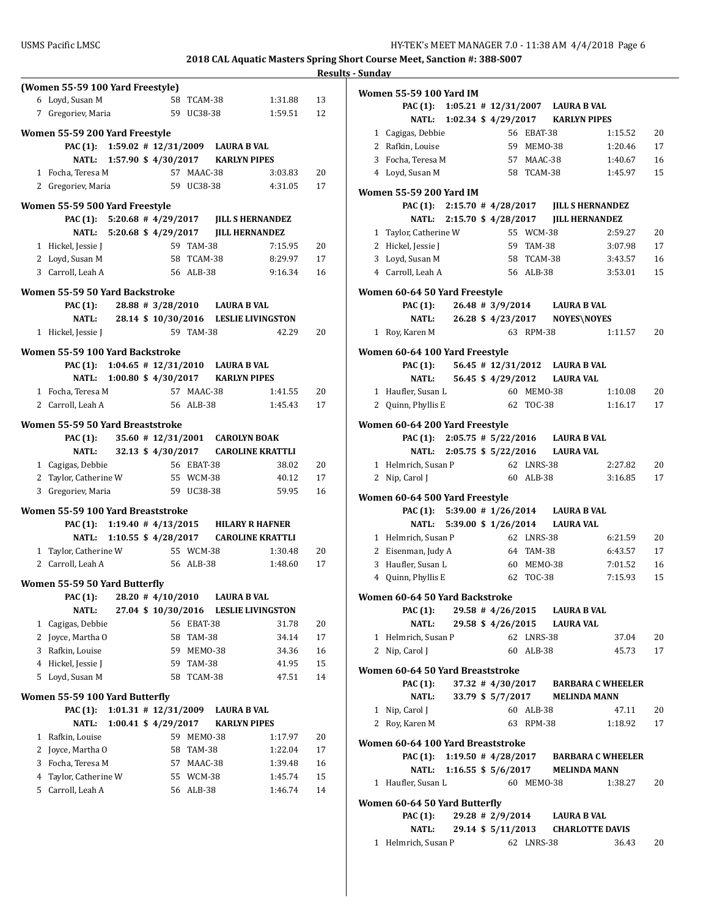**2018 CAL Aquatic Masters Spring Short Course Meet, Sanction #: 388-S007**

**Results - Sunday**

**(Women 55-59 100 Yard Freestyle)**

| | Name | Age | Team | Time | Points |
|---|---|---|---|---|---|
| 6 | Loyd, Susan M | 58 | TCAM-38 | 1:31.88 | 13 |
| 7 | Gregoriev, Maria | 59 | UC38-38 | 1:59.51 | 12 |

**Women 55-59 200 Yard Freestyle**

PAC (1): 1:59.02 # 12/31/2009 LAURA B VAL
NATL: 1:57.90 $ 4/30/2017 KARLYN PIPES

| | Name | Age | Team | Time | Points |
|---|---|---|---|---|---|
| 1 | Focha, Teresa M | 57 | MAAC-38 | 3:03.83 | 20 |
| 2 | Gregoriev, Maria | 59 | UC38-38 | 4:31.05 | 17 |

**Women 55-59 500 Yard Freestyle**

PAC (1): 5:20.68 # 4/29/2017 JILL S HERNANDEZ
NATL: 5:20.68 $ 4/29/2017 JILL HERNANDEZ

| | Name | Age | Team | Time | Points |
|---|---|---|---|---|---|
| 1 | Hickel, Jessie J | 59 | TAM-38 | 7:15.95 | 20 |
| 2 | Loyd, Susan M | 58 | TCAM-38 | 8:29.97 | 17 |
| 3 | Carroll, Leah A | 56 | ALB-38 | 9:16.34 | 16 |

**Women 55-59 50 Yard Backstroke**

PAC (1): 28.88 # 3/28/2010 LAURA B VAL
NATL: 28.14 $ 10/30/2016 LESLIE LIVINGSTON

| | Name | Age | Team | Time | Points |
|---|---|---|---|---|---|
| 1 | Hickel, Jessie J | 59 | TAM-38 | 42.29 | 20 |

**Women 55-59 100 Yard Backstroke**

PAC (1): 1:04.65 # 12/31/2010 LAURA B VAL
NATL: 1:00.80 $ 4/30/2017 KARLYN PIPES

| | Name | Age | Team | Time | Points |
|---|---|---|---|---|---|
| 1 | Focha, Teresa M | 57 | MAAC-38 | 1:41.55 | 20 |
| 2 | Carroll, Leah A | 56 | ALB-38 | 1:45.43 | 17 |

**Women 55-59 50 Yard Breaststroke**

PAC (1): 35.60 # 12/31/2001 CAROLYN BOAK
NATL: 32.13 $ 4/30/2017 CAROLINE KRATTLI

| | Name | Age | Team | Time | Points |
|---|---|---|---|---|---|
| 1 | Cagigas, Debbie | 56 | EBAT-38 | 38.02 | 20 |
| 2 | Taylor, Catherine W | 55 | WCM-38 | 40.12 | 17 |
| 3 | Gregoriev, Maria | 59 | UC38-38 | 59.95 | 16 |

**Women 55-59 100 Yard Breaststroke**

PAC (1): 1:19.40 # 4/13/2015 HILARY R HAFNER
NATL: 1:10.55 $ 4/28/2017 CAROLINE KRATTLI

| | Name | Age | Team | Time | Points |
|---|---|---|---|---|---|
| 1 | Taylor, Catherine W | 55 | WCM-38 | 1:30.48 | 20 |
| 2 | Carroll, Leah A | 56 | ALB-38 | 1:48.60 | 17 |

**Women 55-59 50 Yard Butterfly**

PAC (1): 28.20 # 4/10/2010 LAURA B VAL
NATL: 27.04 $ 10/30/2016 LESLIE LIVINGSTON

| | Name | Age | Team | Time | Points |
|---|---|---|---|---|---|
| 1 | Cagigas, Debbie | 56 | EBAT-38 | 31.78 | 20 |
| 2 | Joyce, Martha O | 58 | TAM-38 | 34.14 | 17 |
| 3 | Rafkin, Louise | 59 | MEMO-38 | 34.36 | 16 |
| 4 | Hickel, Jessie J | 59 | TAM-38 | 41.95 | 15 |
| 5 | Loyd, Susan M | 58 | TCAM-38 | 47.51 | 14 |

**Women 55-59 100 Yard Butterfly**

PAC (1): 1:01.31 # 12/31/2009 LAURA B VAL
NATL: 1:00.41 $ 4/29/2017 KARLYN PIPES

| | Name | Age | Team | Time | Points |
|---|---|---|---|---|---|
| 1 | Rafkin, Louise | 59 | MEMO-38 | 1:17.97 | 20 |
| 2 | Joyce, Martha O | 58 | TAM-38 | 1:22.04 | 17 |
| 3 | Focha, Teresa M | 57 | MAAC-38 | 1:39.48 | 16 |
| 4 | Taylor, Catherine W | 55 | WCM-38 | 1:45.74 | 15 |
| 5 | Carroll, Leah A | 56 | ALB-38 | 1:46.74 | 14 |

**Women 55-59 100 Yard IM**

PAC (1): 1:05.21 # 12/31/2007 LAURA B VAL
NATL: 1:02.34 $ 4/29/2017 KARLYN PIPES

| | Name | Age | Team | Time | Points |
|---|---|---|---|---|---|
| 1 | Cagigas, Debbie | 56 | EBAT-38 | 1:15.52 | 20 |
| 2 | Rafkin, Louise | 59 | MEMO-38 | 1:20.46 | 17 |
| 3 | Focha, Teresa M | 57 | MAAC-38 | 1:40.67 | 16 |
| 4 | Loyd, Susan M | 58 | TCAM-38 | 1:45.97 | 15 |

**Women 55-59 200 Yard IM**

PAC (1): 2:15.70 # 4/28/2017 JILL S HERNANDEZ
NATL: 2:15.70 $ 4/28/2017 JILL HERNANDEZ

| | Name | Age | Team | Time | Points |
|---|---|---|---|---|---|
| 1 | Taylor, Catherine W | 55 | WCM-38 | 2:59.27 | 20 |
| 2 | Hickel, Jessie J | 59 | TAM-38 | 3:07.98 | 17 |
| 3 | Loyd, Susan M | 58 | TCAM-38 | 3:43.57 | 16 |
| 4 | Carroll, Leah A | 56 | ALB-38 | 3:53.01 | 15 |

**Women 60-64 50 Yard Freestyle**

PAC (1): 26.48 # 3/9/2014 LAURA B VAL
NATL: 26.28 $ 4/23/2017 NOYES\NOYES

| | Name | Age | Team | Time | Points |
|---|---|---|---|---|---|
| 1 | Roy, Karen M | 63 | RPM-38 | 1:11.57 | 20 |

**Women 60-64 100 Yard Freestyle**

PAC (1): 56.45 # 12/31/2012 LAURA B VAL
NATL: 56.45 $ 4/29/2012 LAURA VAL

| | Name | Age | Team | Time | Points |
|---|---|---|---|---|---|
| 1 | Haufler, Susan L | 60 | MEMO-38 | 1:10.08 | 20 |
| 2 | Quinn, Phyllis E | 62 | TOC-38 | 1:16.17 | 17 |

**Women 60-64 200 Yard Freestyle**

PAC (1): 2:05.75 # 5/22/2016 LAURA B VAL
NATL: 2:05.75 $ 5/22/2016 LAURA VAL

| | Name | Age | Team | Time | Points |
|---|---|---|---|---|---|
| 1 | Helmrich, Susan P | 62 | LNRS-38 | 2:27.82 | 20 |
| 2 | Nip, Carol J | 60 | ALB-38 | 3:16.85 | 17 |

**Women 60-64 500 Yard Freestyle**

PAC (1): 5:39.00 # 1/26/2014 LAURA B VAL
NATL: 5:39.00 $ 1/26/2014 LAURA VAL

| | Name | Age | Team | Time | Points |
|---|---|---|---|---|---|
| 1 | Helmrich, Susan P | 62 | LNRS-38 | 6:21.59 | 20 |
| 2 | Eisenman, Judy A | 64 | TAM-38 | 6:43.57 | 17 |
| 3 | Haufler, Susan L | 60 | MEMO-38 | 7:01.52 | 16 |
| 4 | Quinn, Phyllis E | 62 | TOC-38 | 7:15.93 | 15 |

**Women 60-64 50 Yard Backstroke**

PAC (1): 29.58 # 4/26/2015 LAURA B VAL
NATL: 29.58 $ 4/26/2015 LAURA VAL

| | Name | Age | Team | Time | Points |
|---|---|---|---|---|---|
| 1 | Helmrich, Susan P | 62 | LNRS-38 | 37.04 | 20 |
| 2 | Nip, Carol J | 60 | ALB-38 | 45.73 | 17 |

**Women 60-64 50 Yard Breaststroke**

PAC (1): 37.32 # 4/30/2017 BARBARA C WHEELER
NATL: 33.79 $ 5/7/2017 MELINDA MANN

| | Name | Age | Team | Time | Points |
|---|---|---|---|---|---|
| 1 | Nip, Carol J | 60 | ALB-38 | 47.11 | 20 |
| 2 | Roy, Karen M | 63 | RPM-38 | 1:18.92 | 17 |

**Women 60-64 100 Yard Breaststroke**

PAC (1): 1:19.50 # 4/28/2017 BARBARA C WHEELER
NATL: 1:16.55 $ 5/6/2017 MELINDA MANN

| | Name | Age | Team | Time | Points |
|---|---|---|---|---|---|
| 1 | Haufler, Susan L | 60 | MEMO-38 | 1:38.27 | 20 |

**Women 60-64 50 Yard Butterfly**

PAC (1): 29.28 # 2/9/2014 LAURA B VAL
NATL: 29.14 $ 5/11/2013 CHARLOTTE DAVIS

| | Name | Age | Team | Time | Points |
|---|---|---|---|---|---|
| 1 | Helmrich, Susan P | 62 | LNRS-38 | 36.43 | 20 |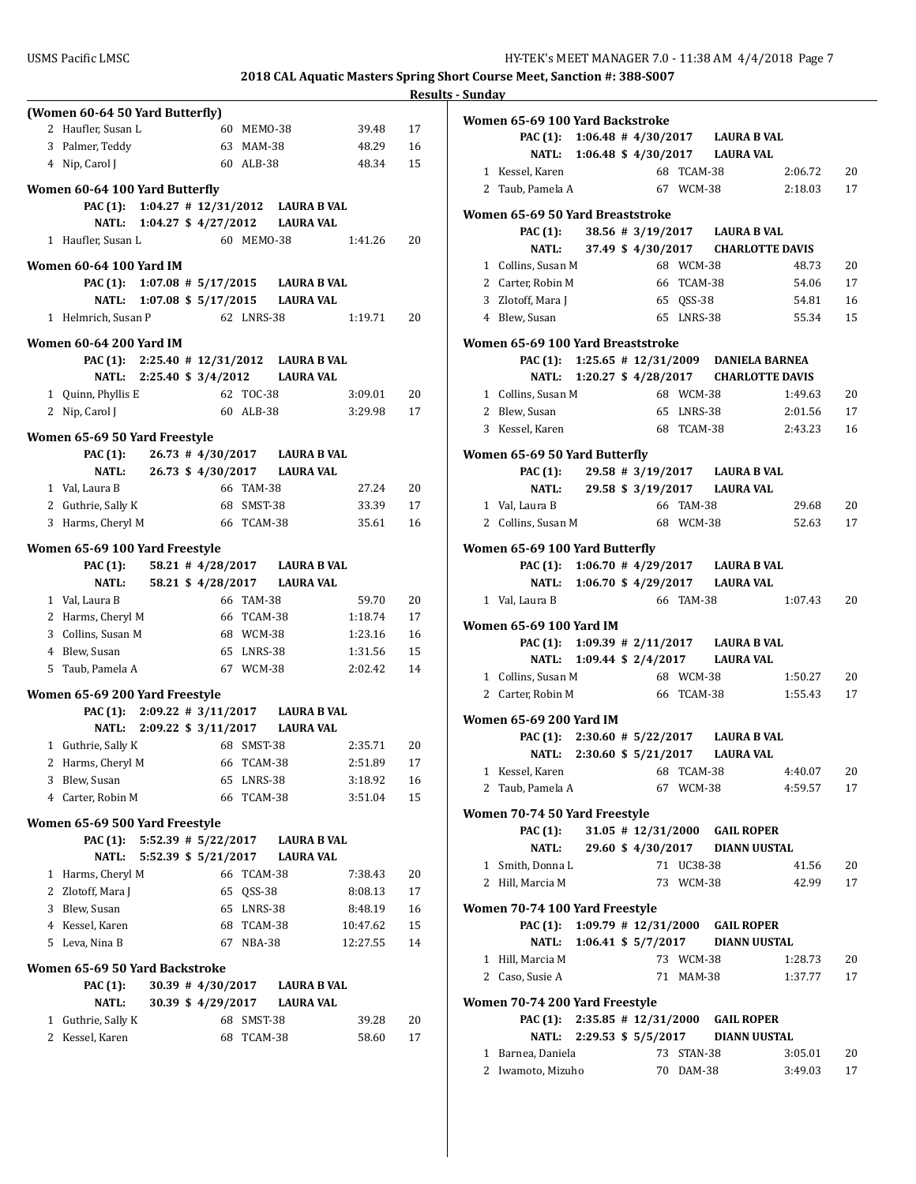**2018 CAL Aquatic Masters Spring Short Course Meet, Sanction #: 388-S007**

**Results - Sunday**

### (Women 60-64 50 Yard Butterfly)

| Place | Name | Age | Team | Time | Points |
|---|---|---|---|---|---|
| 2 | Haufler, Susan L | 60 | MEMO-38 | 39.48 | 17 |
| 3 | Palmer, Teddy | 63 | MAM-38 | 48.29 | 16 |
| 4 | Nip, Carol J | 60 | ALB-38 | 48.34 | 15 |

### Women 60-64 100 Yard Butterfly

PAC (1): 1:04.27 # 12/31/2012 LAURA B VAL
NATL: 1:04.27 $ 4/27/2012 LAURA VAL

| Place | Name | Age | Team | Time | Points |
|---|---|---|---|---|---|
| 1 | Haufler, Susan L | 60 | MEMO-38 | 1:41.26 | 20 |

### Women 60-64 100 Yard IM

PAC (1): 1:07.08 # 5/17/2015 LAURA B VAL
NATL: 1:07.08 $ 5/17/2015 LAURA VAL

| Place | Name | Age | Team | Time | Points |
|---|---|---|---|---|---|
| 1 | Helmrich, Susan P | 62 | LNRS-38 | 1:19.71 | 20 |

### Women 60-64 200 Yard IM

PAC (1): 2:25.40 # 12/31/2012 LAURA B VAL
NATL: 2:25.40 $ 3/4/2012 LAURA VAL

| Place | Name | Age | Team | Time | Points |
|---|---|---|---|---|---|
| 1 | Quinn, Phyllis E | 62 | TOC-38 | 3:09.01 | 20 |
| 2 | Nip, Carol J | 60 | ALB-38 | 3:29.98 | 17 |

### Women 65-69 50 Yard Freestyle

PAC (1): 26.73 # 4/30/2017 LAURA B VAL
NATL: 26.73 $ 4/30/2017 LAURA VAL

| Place | Name | Age | Team | Time | Points |
|---|---|---|---|---|---|
| 1 | Val, Laura B | 66 | TAM-38 | 27.24 | 20 |
| 2 | Guthrie, Sally K | 68 | SMST-38 | 33.39 | 17 |
| 3 | Harms, Cheryl M | 66 | TCAM-38 | 35.61 | 16 |

### Women 65-69 100 Yard Freestyle

PAC (1): 58.21 # 4/28/2017 LAURA B VAL
NATL: 58.21 $ 4/28/2017 LAURA VAL

| Place | Name | Age | Team | Time | Points |
|---|---|---|---|---|---|
| 1 | Val, Laura B | 66 | TAM-38 | 59.70 | 20 |
| 2 | Harms, Cheryl M | 66 | TCAM-38 | 1:18.74 | 17 |
| 3 | Collins, Susan M | 68 | WCM-38 | 1:23.16 | 16 |
| 4 | Blew, Susan | 65 | LNRS-38 | 1:31.56 | 15 |
| 5 | Taub, Pamela A | 67 | WCM-38 | 2:02.42 | 14 |

### Women 65-69 200 Yard Freestyle

PAC (1): 2:09.22 # 3/11/2017 LAURA B VAL
NATL: 2:09.22 $ 3/11/2017 LAURA VAL

| Place | Name | Age | Team | Time | Points |
|---|---|---|---|---|---|
| 1 | Guthrie, Sally K | 68 | SMST-38 | 2:35.71 | 20 |
| 2 | Harms, Cheryl M | 66 | TCAM-38 | 2:51.89 | 17 |
| 3 | Blew, Susan | 65 | LNRS-38 | 3:18.92 | 16 |
| 4 | Carter, Robin M | 66 | TCAM-38 | 3:51.04 | 15 |

### Women 65-69 500 Yard Freestyle

PAC (1): 5:52.39 # 5/22/2017 LAURA B VAL
NATL: 5:52.39 $ 5/21/2017 LAURA VAL

| Place | Name | Age | Team | Time | Points |
|---|---|---|---|---|---|
| 1 | Harms, Cheryl M | 66 | TCAM-38 | 7:38.43 | 20 |
| 2 | Zlotoff, Mara J | 65 | QSS-38 | 8:08.13 | 17 |
| 3 | Blew, Susan | 65 | LNRS-38 | 8:48.19 | 16 |
| 4 | Kessel, Karen | 68 | TCAM-38 | 10:47.62 | 15 |
| 5 | Leva, Nina B | 67 | NBA-38 | 12:27.55 | 14 |

### Women 65-69 50 Yard Backstroke

PAC (1): 30.39 # 4/30/2017 LAURA B VAL
NATL: 30.39 $ 4/29/2017 LAURA VAL

| Place | Name | Age | Team | Time | Points |
|---|---|---|---|---|---|
| 1 | Guthrie, Sally K | 68 | SMST-38 | 39.28 | 20 |
| 2 | Kessel, Karen | 68 | TCAM-38 | 58.60 | 17 |

### Women 65-69 100 Yard Backstroke

PAC (1): 1:06.48 # 4/30/2017 LAURA B VAL
NATL: 1:06.48 $ 4/30/2017 LAURA VAL

| Place | Name | Age | Team | Time | Points |
|---|---|---|---|---|---|
| 1 | Kessel, Karen | 68 | TCAM-38 | 2:06.72 | 20 |
| 2 | Taub, Pamela A | 67 | WCM-38 | 2:18.03 | 17 |

### Women 65-69 50 Yard Breaststroke

PAC (1): 38.56 # 3/19/2017 LAURA B VAL
NATL: 37.49 $ 4/30/2017 CHARLOTTE DAVIS

| Place | Name | Age | Team | Time | Points |
|---|---|---|---|---|---|
| 1 | Collins, Susan M | 68 | WCM-38 | 48.73 | 20 |
| 2 | Carter, Robin M | 66 | TCAM-38 | 54.06 | 17 |
| 3 | Zlotoff, Mara J | 65 | QSS-38 | 54.81 | 16 |
| 4 | Blew, Susan | 65 | LNRS-38 | 55.34 | 15 |

### Women 65-69 100 Yard Breaststroke

PAC (1): 1:25.65 # 12/31/2009 DANIELA BARNEA
NATL: 1:20.27 $ 4/28/2017 CHARLOTTE DAVIS

| Place | Name | Age | Team | Time | Points |
|---|---|---|---|---|---|
| 1 | Collins, Susan M | 68 | WCM-38 | 1:49.63 | 20 |
| 2 | Blew, Susan | 65 | LNRS-38 | 2:01.56 | 17 |
| 3 | Kessel, Karen | 68 | TCAM-38 | 2:43.23 | 16 |

### Women 65-69 50 Yard Butterfly

PAC (1): 29.58 # 3/19/2017 LAURA B VAL
NATL: 29.58 $ 3/19/2017 LAURA VAL

| Place | Name | Age | Team | Time | Points |
|---|---|---|---|---|---|
| 1 | Val, Laura B | 66 | TAM-38 | 29.68 | 20 |
| 2 | Collins, Susan M | 68 | WCM-38 | 52.63 | 17 |

### Women 65-69 100 Yard Butterfly

PAC (1): 1:06.70 # 4/29/2017 LAURA B VAL
NATL: 1:06.70 $ 4/29/2017 LAURA VAL

| Place | Name | Age | Team | Time | Points |
|---|---|---|---|---|---|
| 1 | Val, Laura B | 66 | TAM-38 | 1:07.43 | 20 |

### Women 65-69 100 Yard IM

PAC (1): 1:09.39 # 2/11/2017 LAURA B VAL
NATL: 1:09.44 $ 2/4/2017 LAURA VAL

| Place | Name | Age | Team | Time | Points |
|---|---|---|---|---|---|
| 1 | Collins, Susan M | 68 | WCM-38 | 1:50.27 | 20 |
| 2 | Carter, Robin M | 66 | TCAM-38 | 1:55.43 | 17 |

### Women 65-69 200 Yard IM

PAC (1): 2:30.60 # 5/22/2017 LAURA B VAL
NATL: 2:30.60 $ 5/21/2017 LAURA VAL

| Place | Name | Age | Team | Time | Points |
|---|---|---|---|---|---|
| 1 | Kessel, Karen | 68 | TCAM-38 | 4:40.07 | 20 |
| 2 | Taub, Pamela A | 67 | WCM-38 | 4:59.57 | 17 |

### Women 70-74 50 Yard Freestyle

PAC (1): 31.05 # 12/31/2000 GAIL ROPER
NATL: 29.60 $ 4/30/2017 DIANN UUSTAL

| Place | Name | Age | Team | Time | Points |
|---|---|---|---|---|---|
| 1 | Smith, Donna L | 71 | UC38-38 | 41.56 | 20 |
| 2 | Hill, Marcia M | 73 | WCM-38 | 42.99 | 17 |

### Women 70-74 100 Yard Freestyle

PAC (1): 1:09.79 # 12/31/2000 GAIL ROPER
NATL: 1:06.41 $ 5/7/2017 DIANN UUSTAL

| Place | Name | Age | Team | Time | Points |
|---|---|---|---|---|---|
| 1 | Hill, Marcia M | 73 | WCM-38 | 1:28.73 | 20 |
| 2 | Caso, Susie A | 71 | MAM-38 | 1:37.77 | 17 |

### Women 70-74 200 Yard Freestyle

PAC (1): 2:35.85 # 12/31/2000 GAIL ROPER
NATL: 2:29.53 $ 5/5/2017 DIANN UUSTAL

| Place | Name | Age | Team | Time | Points |
|---|---|---|---|---|---|
| 1 | Barnea, Daniela | 73 | STAN-38 | 3:05.01 | 20 |
| 2 | Iwamoto, Mizuho | 70 | DAM-38 | 3:49.03 | 17 |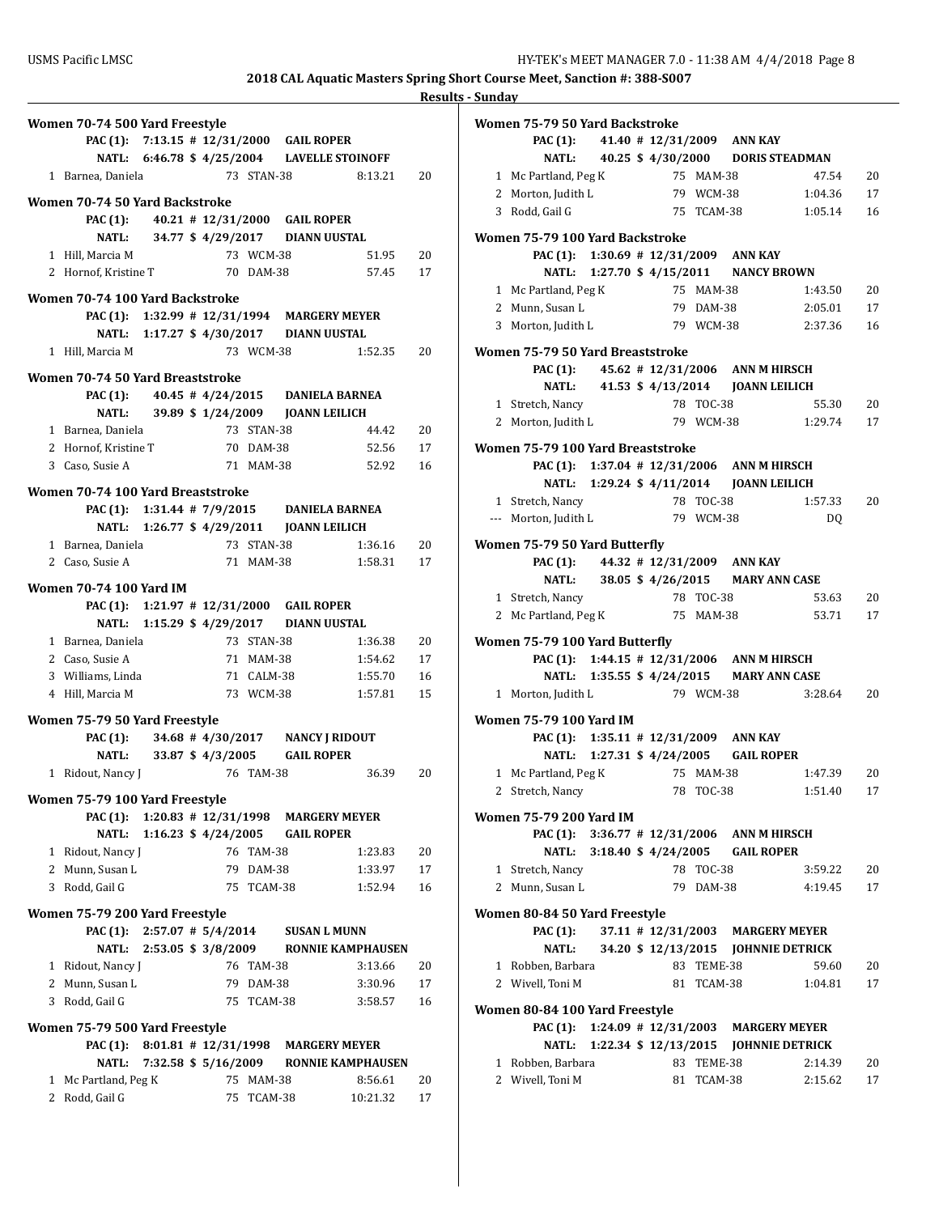**2018 CAL Aquatic Masters Spring Short Course Meet, Sanction #: 388-S007**

**Results - Sunday**

### Women 70-74 500 Yard Freestyle

PAC (1): 7:13.15 # 12/31/2000 GAIL ROPER
NATL: 6:46.78 $ 4/25/2004 LAVELLE STOINOFF

| | Name | Age | Team | Time | Points |
|---|---|---|---|---|---|
| 1 | Barnea, Daniela | 73 | STAN-38 | 8:13.21 | 20 |

### Women 70-74 50 Yard Backstroke

PAC (1): 40.21 # 12/31/2000 GAIL ROPER
NATL: 34.77 $ 4/29/2017 DIANN UUSTAL

| | Name | Age | Team | Time | Points |
|---|---|---|---|---|---|
| 1 | Hill, Marcia M | 73 | WCM-38 | 51.95 | 20 |
| 2 | Hornof, Kristine T | 70 | DAM-38 | 57.45 | 17 |

### Women 70-74 100 Yard Backstroke

PAC (1): 1:32.99 # 12/31/1994 MARGERY MEYER
NATL: 1:17.27 $ 4/30/2017 DIANN UUSTAL

| | Name | Age | Team | Time | Points |
|---|---|---|---|---|---|
| 1 | Hill, Marcia M | 73 | WCM-38 | 1:52.35 | 20 |

### Women 70-74 50 Yard Breaststroke

PAC (1): 40.45 # 4/24/2015 DANIELA BARNEA
NATL: 39.89 $ 1/24/2009 JOANN LEILICH

| | Name | Age | Team | Time | Points |
|---|---|---|---|---|---|
| 1 | Barnea, Daniela | 73 | STAN-38 | 44.42 | 20 |
| 2 | Hornof, Kristine T | 70 | DAM-38 | 52.56 | 17 |
| 3 | Caso, Susie A | 71 | MAM-38 | 52.92 | 16 |

### Women 70-74 100 Yard Breaststroke

PAC (1): 1:31.44 # 7/9/2015 DANIELA BARNEA
NATL: 1:26.77 $ 4/29/2011 JOANN LEILICH

| | Name | Age | Team | Time | Points |
|---|---|---|---|---|---|
| 1 | Barnea, Daniela | 73 | STAN-38 | 1:36.16 | 20 |
| 2 | Caso, Susie A | 71 | MAM-38 | 1:58.31 | 17 |

### Women 70-74 100 Yard IM

PAC (1): 1:21.97 # 12/31/2000 GAIL ROPER
NATL: 1:15.29 $ 4/29/2017 DIANN UUSTAL

| | Name | Age | Team | Time | Points |
|---|---|---|---|---|---|
| 1 | Barnea, Daniela | 73 | STAN-38 | 1:36.38 | 20 |
| 2 | Caso, Susie A | 71 | MAM-38 | 1:54.62 | 17 |
| 3 | Williams, Linda | 71 | CALM-38 | 1:55.70 | 16 |
| 4 | Hill, Marcia M | 73 | WCM-38 | 1:57.81 | 15 |

### Women 75-79 50 Yard Freestyle

PAC (1): 34.68 # 4/30/2017 NANCY J RIDOUT
NATL: 33.87 $ 4/3/2005 GAIL ROPER

| | Name | Age | Team | Time | Points |
|---|---|---|---|---|---|
| 1 | Ridout, Nancy J | 76 | TAM-38 | 36.39 | 20 |

### Women 75-79 100 Yard Freestyle

PAC (1): 1:20.83 # 12/31/1998 MARGERY MEYER
NATL: 1:16.23 $ 4/24/2005 GAIL ROPER

| | Name | Age | Team | Time | Points |
|---|---|---|---|---|---|
| 1 | Ridout, Nancy J | 76 | TAM-38 | 1:23.83 | 20 |
| 2 | Munn, Susan L | 79 | DAM-38 | 1:33.97 | 17 |
| 3 | Rodd, Gail G | 75 | TCAM-38 | 1:52.94 | 16 |

### Women 75-79 200 Yard Freestyle

PAC (1): 2:57.07 # 5/4/2014 SUSAN L MUNN
NATL: 2:53.05 $ 3/8/2009 RONNIE KAMPHAUSEN

| | Name | Age | Team | Time | Points |
|---|---|---|---|---|---|
| 1 | Ridout, Nancy J | 76 | TAM-38 | 3:13.66 | 20 |
| 2 | Munn, Susan L | 79 | DAM-38 | 3:30.96 | 17 |
| 3 | Rodd, Gail G | 75 | TCAM-38 | 3:58.57 | 16 |

### Women 75-79 500 Yard Freestyle

PAC (1): 8:01.81 # 12/31/1998 MARGERY MEYER
NATL: 7:32.58 $ 5/16/2009 RONNIE KAMPHAUSEN

| | Name | Age | Team | Time | Points |
|---|---|---|---|---|---|
| 1 | Mc Partland, Peg K | 75 | MAM-38 | 8:56.61 | 20 |
| 2 | Rodd, Gail G | 75 | TCAM-38 | 10:21.32 | 17 |

### Women 75-79 50 Yard Backstroke

PAC (1): 41.40 # 12/31/2009 ANN KAY
NATL: 40.25 $ 4/30/2000 DORIS STEADMAN

| | Name | Age | Team | Time | Points |
|---|---|---|---|---|---|
| 1 | Mc Partland, Peg K | 75 | MAM-38 | 47.54 | 20 |
| 2 | Morton, Judith L | 79 | WCM-38 | 1:04.36 | 17 |
| 3 | Rodd, Gail G | 75 | TCAM-38 | 1:05.14 | 16 |

### Women 75-79 100 Yard Backstroke

PAC (1): 1:30.69 # 12/31/2009 ANN KAY
NATL: 1:27.70 $ 4/15/2011 NANCY BROWN

| | Name | Age | Team | Time | Points |
|---|---|---|---|---|---|
| 1 | Mc Partland, Peg K | 75 | MAM-38 | 1:43.50 | 20 |
| 2 | Munn, Susan L | 79 | DAM-38 | 2:05.01 | 17 |
| 3 | Morton, Judith L | 79 | WCM-38 | 2:37.36 | 16 |

### Women 75-79 50 Yard Breaststroke

PAC (1): 45.62 # 12/31/2006 ANN M HIRSCH
NATL: 41.53 $ 4/13/2014 JOANN LEILICH

| | Name | Age | Team | Time | Points |
|---|---|---|---|---|---|
| 1 | Stretch, Nancy | 78 | TOC-38 | 55.30 | 20 |
| 2 | Morton, Judith L | 79 | WCM-38 | 1:29.74 | 17 |

### Women 75-79 100 Yard Breaststroke

PAC (1): 1:37.04 # 12/31/2006 ANN M HIRSCH
NATL: 1:29.24 $ 4/11/2014 JOANN LEILICH

| | Name | Age | Team | Time | Points |
|---|---|---|---|---|---|
| 1 | Stretch, Nancy | 78 | TOC-38 | 1:57.33 | 20 |
| --- | Morton, Judith L | 79 | WCM-38 | DQ | |

### Women 75-79 50 Yard Butterfly

PAC (1): 44.32 # 12/31/2009 ANN KAY
NATL: 38.05 $ 4/26/2015 MARY ANN CASE

| | Name | Age | Team | Time | Points |
|---|---|---|---|---|---|
| 1 | Stretch, Nancy | 78 | TOC-38 | 53.63 | 20 |
| 2 | Mc Partland, Peg K | 75 | MAM-38 | 53.71 | 17 |

### Women 75-79 100 Yard Butterfly

PAC (1): 1:44.15 # 12/31/2006 ANN M HIRSCH
NATL: 1:35.55 $ 4/24/2015 MARY ANN CASE

| | Name | Age | Team | Time | Points |
|---|---|---|---|---|---|
| 1 | Morton, Judith L | 79 | WCM-38 | 3:28.64 | 20 |

### Women 75-79 100 Yard IM

PAC (1): 1:35.11 # 12/31/2009 ANN KAY
NATL: 1:27.31 $ 4/24/2005 GAIL ROPER

| | Name | Age | Team | Time | Points |
|---|---|---|---|---|---|
| 1 | Mc Partland, Peg K | 75 | MAM-38 | 1:47.39 | 20 |
| 2 | Stretch, Nancy | 78 | TOC-38 | 1:51.40 | 17 |

### Women 75-79 200 Yard IM

PAC (1): 3:36.77 # 12/31/2006 ANN M HIRSCH
NATL: 3:18.40 $ 4/24/2005 GAIL ROPER

| | Name | Age | Team | Time | Points |
|---|---|---|---|---|---|
| 1 | Stretch, Nancy | 78 | TOC-38 | 3:59.22 | 20 |
| 2 | Munn, Susan L | 79 | DAM-38 | 4:19.45 | 17 |

### Women 80-84 50 Yard Freestyle

PAC (1): 37.11 # 12/31/2003 MARGERY MEYER
NATL: 34.20 $ 12/13/2015 JOHNNIE DETRICK

| | Name | Age | Team | Time | Points |
|---|---|---|---|---|---|
| 1 | Robben, Barbara | 83 | TEME-38 | 59.60 | 20 |
| 2 | Wivell, Toni M | 81 | TCAM-38 | 1:04.81 | 17 |

### Women 80-84 100 Yard Freestyle

PAC (1): 1:24.09 # 12/31/2003 MARGERY MEYER
NATL: 1:22.34 $ 12/13/2015 JOHNNIE DETRICK

| | Name | Age | Team | Time | Points |
|---|---|---|---|---|---|
| 1 | Robben, Barbara | 83 | TEME-38 | 2:14.39 | 20 |
| 2 | Wivell, Toni M | 81 | TCAM-38 | 2:15.62 | 17 |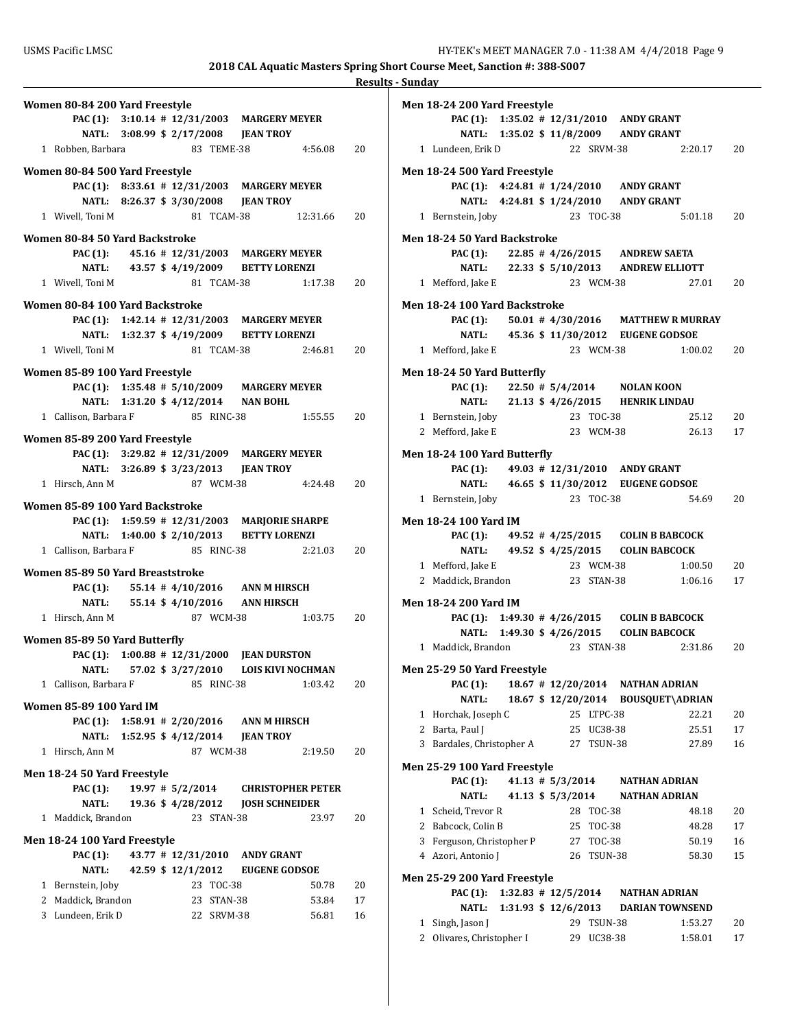**2018 CAL Aquatic Masters Spring Short Course Meet, Sanction #: 388-S007**

**Results - Sunday**

**Women 80-84 200 Yard Freestyle**

PAC (1): 3:10.14 # 12/31/2003 MARGERY MEYER
NATL: 3:08.99 $ 2/17/2008 JEAN TROY

| | Name | Age | Team | Time | Points |
|---|---|---|---|---|---|
| 1 | Robben, Barbara | 83 | TEME-38 | 4:56.08 | 20 |

**Women 80-84 500 Yard Freestyle**

PAC (1): 8:33.61 # 12/31/2003 MARGERY MEYER
NATL: 8:26.37 $ 3/30/2008 JEAN TROY

| | Name | Age | Team | Time | Points |
|---|---|---|---|---|---|
| 1 | Wivell, Toni M | 81 | TCAM-38 | 12:31.66 | 20 |

**Women 80-84 50 Yard Backstroke**

PAC (1): 45.16 # 12/31/2003 MARGERY MEYER
NATL: 43.57 $ 4/19/2009 BETTY LORENZI

| | Name | Age | Team | Time | Points |
|---|---|---|---|---|---|
| 1 | Wivell, Toni M | 81 | TCAM-38 | 1:17.38 | 20 |

**Women 80-84 100 Yard Backstroke**

PAC (1): 1:42.14 # 12/31/2003 MARGERY MEYER
NATL: 1:32.37 $ 4/19/2009 BETTY LORENZI

| | Name | Age | Team | Time | Points |
|---|---|---|---|---|---|
| 1 | Wivell, Toni M | 81 | TCAM-38 | 2:46.81 | 20 |

**Women 85-89 100 Yard Freestyle**

PAC (1): 1:35.48 # 5/10/2009 MARGERY MEYER
NATL: 1:31.20 $ 4/12/2014 NAN BOHL

| | Name | Age | Team | Time | Points |
|---|---|---|---|---|---|
| 1 | Callison, Barbara F | 85 | RINC-38 | 1:55.55 | 20 |

**Women 85-89 200 Yard Freestyle**

PAC (1): 3:29.82 # 12/31/2009 MARGERY MEYER
NATL: 3:26.89 $ 3/23/2013 JEAN TROY

| | Name | Age | Team | Time | Points |
|---|---|---|---|---|---|
| 1 | Hirsch, Ann M | 87 | WCM-38 | 4:24.48 | 20 |

**Women 85-89 100 Yard Backstroke**

PAC (1): 1:59.59 # 12/31/2003 MARJORIE SHARPE
NATL: 1:40.00 $ 2/10/2013 BETTY LORENZI

| | Name | Age | Team | Time | Points |
|---|---|---|---|---|---|
| 1 | Callison, Barbara F | 85 | RINC-38 | 2:21.03 | 20 |

**Women 85-89 50 Yard Breaststroke**

PAC (1): 55.14 # 4/10/2016 ANN M HIRSCH
NATL: 55.14 $ 4/10/2016 ANN HIRSCH

| | Name | Age | Team | Time | Points |
|---|---|---|---|---|---|
| 1 | Hirsch, Ann M | 87 | WCM-38 | 1:03.75 | 20 |

**Women 85-89 50 Yard Butterfly**

PAC (1): 1:00.88 # 12/31/2000 JEAN DURSTON
NATL: 57.02 $ 3/27/2010 LOIS KIVI NOCHMAN

| | Name | Age | Team | Time | Points |
|---|---|---|---|---|---|
| 1 | Callison, Barbara F | 85 | RINC-38 | 1:03.42 | 20 |

**Women 85-89 100 Yard IM**

PAC (1): 1:58.91 # 2/20/2016 ANN M HIRSCH
NATL: 1:52.95 $ 4/12/2014 JEAN TROY

| | Name | Age | Team | Time | Points |
|---|---|---|---|---|---|
| 1 | Hirsch, Ann M | 87 | WCM-38 | 2:19.50 | 20 |

**Men 18-24 50 Yard Freestyle**

PAC (1): 19.97 # 5/2/2014 CHRISTOPHER PETER
NATL: 19.36 $ 4/28/2012 JOSH SCHNEIDER

| | Name | Age | Team | Time | Points |
|---|---|---|---|---|---|
| 1 | Maddick, Brandon | 23 | STAN-38 | 23.97 | 20 |

**Men 18-24 100 Yard Freestyle**

PAC (1): 43.77 # 12/31/2010 ANDY GRANT
NATL: 42.59 $ 12/1/2012 EUGENE GODSOE

| | Name | Age | Team | Time | Points |
|---|---|---|---|---|---|
| 1 | Bernstein, Joby | 23 | TOC-38 | 50.78 | 20 |
| 2 | Maddick, Brandon | 23 | STAN-38 | 53.84 | 17 |
| 3 | Lundeen, Erik D | 22 | SRVM-38 | 56.81 | 16 |

**Men 18-24 200 Yard Freestyle**

PAC (1): 1:35.02 # 12/31/2010 ANDY GRANT
NATL: 1:35.02 $ 11/8/2009 ANDY GRANT

| | Name | Age | Team | Time | Points |
|---|---|---|---|---|---|
| 1 | Lundeen, Erik D | 22 | SRVM-38 | 2:20.17 | 20 |

**Men 18-24 500 Yard Freestyle**

PAC (1): 4:24.81 # 1/24/2010 ANDY GRANT
NATL: 4:24.81 $ 1/24/2010 ANDY GRANT

| | Name | Age | Team | Time | Points |
|---|---|---|---|---|---|
| 1 | Bernstein, Joby | 23 | TOC-38 | 5:01.18 | 20 |

**Men 18-24 50 Yard Backstroke**

PAC (1): 22.85 # 4/26/2015 ANDREW SAETA
NATL: 22.33 $ 5/10/2013 ANDREW ELLIOTT

| | Name | Age | Team | Time | Points |
|---|---|---|---|---|---|
| 1 | Mefford, Jake E | 23 | WCM-38 | 27.01 | 20 |

**Men 18-24 100 Yard Backstroke**

PAC (1): 50.01 # 4/30/2016 MATTHEW R MURRAY
NATL: 45.36 $ 11/30/2012 EUGENE GODSOE

| | Name | Age | Team | Time | Points |
|---|---|---|---|---|---|
| 1 | Mefford, Jake E | 23 | WCM-38 | 1:00.02 | 20 |

**Men 18-24 50 Yard Butterfly**

PAC (1): 22.50 # 5/4/2014 NOLAN KOON
NATL: 21.13 $ 4/26/2015 HENRIK LINDAU

| | Name | Age | Team | Time | Points |
|---|---|---|---|---|---|
| 1 | Bernstein, Joby | 23 | TOC-38 | 25.12 | 20 |
| 2 | Mefford, Jake E | 23 | WCM-38 | 26.13 | 17 |

**Men 18-24 100 Yard Butterfly**

PAC (1): 49.03 # 12/31/2010 ANDY GRANT
NATL: 46.65 $ 11/30/2012 EUGENE GODSOE

| | Name | Age | Team | Time | Points |
|---|---|---|---|---|---|
| 1 | Bernstein, Joby | 23 | TOC-38 | 54.69 | 20 |

**Men 18-24 100 Yard IM**

PAC (1): 49.52 # 4/25/2015 COLIN B BABCOCK
NATL: 49.52 $ 4/25/2015 COLIN BABCOCK

| | Name | Age | Team | Time | Points |
|---|---|---|---|---|---|
| 1 | Mefford, Jake E | 23 | WCM-38 | 1:00.50 | 20 |
| 2 | Maddick, Brandon | 23 | STAN-38 | 1:06.16 | 17 |

**Men 18-24 200 Yard IM**

PAC (1): 1:49.30 # 4/26/2015 COLIN B BABCOCK
NATL: 1:49.30 $ 4/26/2015 COLIN BABCOCK

| | Name | Age | Team | Time | Points |
|---|---|---|---|---|---|
| 1 | Maddick, Brandon | 23 | STAN-38 | 2:31.86 | 20 |

**Men 25-29 50 Yard Freestyle**

PAC (1): 18.67 # 12/20/2014 NATHAN ADRIAN
NATL: 18.67 $ 12/20/2014 BOUSQUET\ADRIAN

| | Name | Age | Team | Time | Points |
|---|---|---|---|---|---|
| 1 | Horchak, Joseph C | 25 | LTPC-38 | 22.21 | 20 |
| 2 | Barta, Paul J | 25 | UC38-38 | 25.51 | 17 |
| 3 | Bardales, Christopher A | 27 | TSUN-38 | 27.89 | 16 |

**Men 25-29 100 Yard Freestyle**

PAC (1): 41.13 # 5/3/2014 NATHAN ADRIAN
NATL: 41.13 $ 5/3/2014 NATHAN ADRIAN

| | Name | Age | Team | Time | Points |
|---|---|---|---|---|---|
| 1 | Scheid, Trevor R | 28 | TOC-38 | 48.18 | 20 |
| 2 | Babcock, Colin B | 25 | TOC-38 | 48.28 | 17 |
| 3 | Ferguson, Christopher P | 27 | TOC-38 | 50.19 | 16 |
| 4 | Azori, Antonio J | 26 | TSUN-38 | 58.30 | 15 |

**Men 25-29 200 Yard Freestyle**

PAC (1): 1:32.83 # 12/5/2014 NATHAN ADRIAN
NATL: 1:31.93 $ 12/6/2013 DARIAN TOWNSEND

| | Name | Age | Team | Time | Points |
|---|---|---|---|---|---|
| 1 | Singh, Jason J | 29 | TSUN-38 | 1:53.27 | 20 |
| 2 | Olivares, Christopher I | 29 | UC38-38 | 1:58.01 | 17 |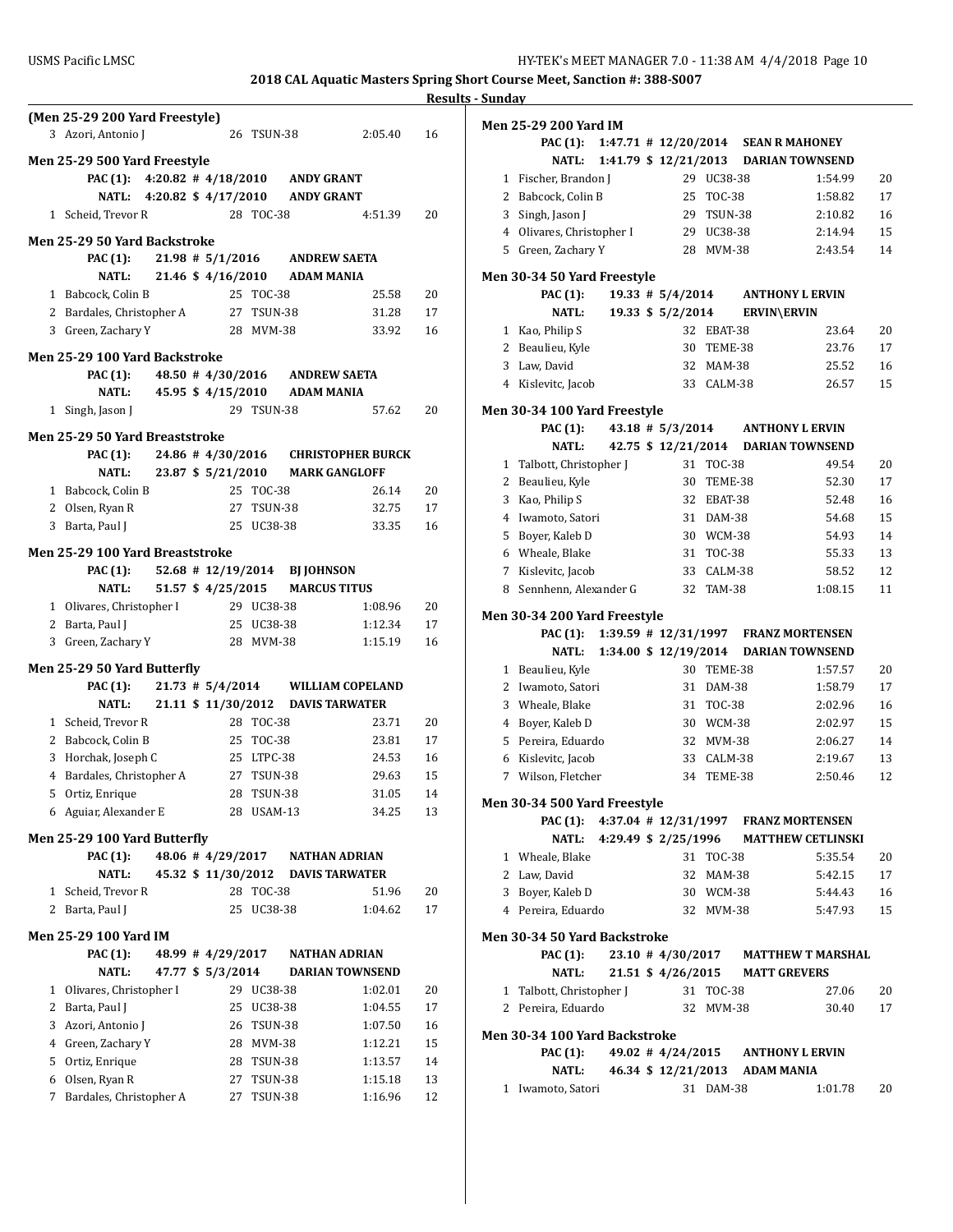**2018 CAL Aquatic Masters Spring Short Course Meet, Sanction #: 388-S007**

**Results - Sunday**

### (Men 25-29 200 Yard Freestyle)

| Place | Name | Age | Team | Time | Points |
|---|---|---|---|---|---|
| 3 | Azori, Antonio J | 26 | TSUN-38 | 2:05.40 | 16 |

### Men 25-29 500 Yard Freestyle

PAC (1): 4:20.82 # 4/18/2010 ANDY GRANT
NATL: 4:20.82 $ 4/17/2010 ANDY GRANT

| Place | Name | Age | Team | Time | Points |
|---|---|---|---|---|---|
| 1 | Scheid, Trevor R | 28 | TOC-38 | 4:51.39 | 20 |

### Men 25-29 50 Yard Backstroke

PAC (1): 21.98 # 5/1/2016 ANDREW SAETA
NATL: 21.46 $ 4/16/2010 ADAM MANIA

| Place | Name | Age | Team | Time | Points |
|---|---|---|---|---|---|
| 1 | Babcock, Colin B | 25 | TOC-38 | 25.58 | 20 |
| 2 | Bardales, Christopher A | 27 | TSUN-38 | 31.28 | 17 |
| 3 | Green, Zachary Y | 28 | MVM-38 | 33.92 | 16 |

### Men 25-29 100 Yard Backstroke

PAC (1): 48.50 # 4/30/2016 ANDREW SAETA
NATL: 45.95 $ 4/15/2010 ADAM MANIA

| Place | Name | Age | Team | Time | Points |
|---|---|---|---|---|---|
| 1 | Singh, Jason J | 29 | TSUN-38 | 57.62 | 20 |

### Men 25-29 50 Yard Breaststroke

PAC (1): 24.86 # 4/30/2016 CHRISTOPHER BURCK
NATL: 23.87 $ 5/21/2010 MARK GANGLOFF

| Place | Name | Age | Team | Time | Points |
|---|---|---|---|---|---|
| 1 | Babcock, Colin B | 25 | TOC-38 | 26.14 | 20 |
| 2 | Olsen, Ryan R | 27 | TSUN-38 | 32.75 | 17 |
| 3 | Barta, Paul J | 25 | UC38-38 | 33.35 | 16 |

### Men 25-29 100 Yard Breaststroke

PAC (1): 52.68 # 12/19/2014 BJ JOHNSON
NATL: 51.57 $ 4/25/2015 MARCUS TITUS

| Place | Name | Age | Team | Time | Points |
|---|---|---|---|---|---|
| 1 | Olivares, Christopher I | 29 | UC38-38 | 1:08.96 | 20 |
| 2 | Barta, Paul J | 25 | UC38-38 | 1:12.34 | 17 |
| 3 | Green, Zachary Y | 28 | MVM-38 | 1:15.19 | 16 |

### Men 25-29 50 Yard Butterfly

PAC (1): 21.73 # 5/4/2014 WILLIAM COPELAND
NATL: 21.11 $ 11/30/2012 DAVIS TARWATER

| Place | Name | Age | Team | Time | Points |
|---|---|---|---|---|---|
| 1 | Scheid, Trevor R | 28 | TOC-38 | 23.71 | 20 |
| 2 | Babcock, Colin B | 25 | TOC-38 | 23.81 | 17 |
| 3 | Horchak, Joseph C | 25 | LTPC-38 | 24.53 | 16 |
| 4 | Bardales, Christopher A | 27 | TSUN-38 | 29.63 | 15 |
| 5 | Ortiz, Enrique | 28 | TSUN-38 | 31.05 | 14 |
| 6 | Aguiar, Alexander E | 28 | USAM-13 | 34.25 | 13 |

### Men 25-29 100 Yard Butterfly

PAC (1): 48.06 # 4/29/2017 NATHAN ADRIAN
NATL: 45.32 $ 11/30/2012 DAVIS TARWATER

| Place | Name | Age | Team | Time | Points |
|---|---|---|---|---|---|
| 1 | Scheid, Trevor R | 28 | TOC-38 | 51.96 | 20 |
| 2 | Barta, Paul J | 25 | UC38-38 | 1:04.62 | 17 |

### Men 25-29 100 Yard IM

PAC (1): 48.99 # 4/29/2017 NATHAN ADRIAN
NATL: 47.77 $ 5/3/2014 DARIAN TOWNSEND

| Place | Name | Age | Team | Time | Points |
|---|---|---|---|---|---|
| 1 | Olivares, Christopher I | 29 | UC38-38 | 1:02.01 | 20 |
| 2 | Barta, Paul J | 25 | UC38-38 | 1:04.55 | 17 |
| 3 | Azori, Antonio J | 26 | TSUN-38 | 1:07.50 | 16 |
| 4 | Green, Zachary Y | 28 | MVM-38 | 1:12.21 | 15 |
| 5 | Ortiz, Enrique | 28 | TSUN-38 | 1:13.57 | 14 |
| 6 | Olsen, Ryan R | 27 | TSUN-38 | 1:15.18 | 13 |
| 7 | Bardales, Christopher A | 27 | TSUN-38 | 1:16.96 | 12 |

### Men 25-29 200 Yard IM

PAC (1): 1:47.71 # 12/20/2014 SEAN R MAHONEY
NATL: 1:41.79 $ 12/21/2013 DARIAN TOWNSEND

| Place | Name | Age | Team | Time | Points |
|---|---|---|---|---|---|
| 1 | Fischer, Brandon J | 29 | UC38-38 | 1:54.99 | 20 |
| 2 | Babcock, Colin B | 25 | TOC-38 | 1:58.82 | 17 |
| 3 | Singh, Jason J | 29 | TSUN-38 | 2:10.82 | 16 |
| 4 | Olivares, Christopher I | 29 | UC38-38 | 2:14.94 | 15 |
| 5 | Green, Zachary Y | 28 | MVM-38 | 2:43.54 | 14 |

### Men 30-34 50 Yard Freestyle

PAC (1): 19.33 # 5/4/2014 ANTHONY L ERVIN
NATL: 19.33 $ 5/2/2014 ERVIN\ERVIN

| Place | Name | Age | Team | Time | Points |
|---|---|---|---|---|---|
| 1 | Kao, Philip S | 32 | EBAT-38 | 23.64 | 20 |
| 2 | Beaulieu, Kyle | 30 | TEME-38 | 23.76 | 17 |
| 3 | Law, David | 32 | MAM-38 | 25.52 | 16 |
| 4 | Kislevitc, Jacob | 33 | CALM-38 | 26.57 | 15 |

### Men 30-34 100 Yard Freestyle

PAC (1): 43.18 # 5/3/2014 ANTHONY L ERVIN
NATL: 42.75 $ 12/21/2014 DARIAN TOWNSEND

| Place | Name | Age | Team | Time | Points |
|---|---|---|---|---|---|
| 1 | Talbott, Christopher J | 31 | TOC-38 | 49.54 | 20 |
| 2 | Beaulieu, Kyle | 30 | TEME-38 | 52.30 | 17 |
| 3 | Kao, Philip S | 32 | EBAT-38 | 52.48 | 16 |
| 4 | Iwamoto, Satori | 31 | DAM-38 | 54.68 | 15 |
| 5 | Boyer, Kaleb D | 30 | WCM-38 | 54.93 | 14 |
| 6 | Wheale, Blake | 31 | TOC-38 | 55.33 | 13 |
| 7 | Kislevitc, Jacob | 33 | CALM-38 | 58.52 | 12 |
| 8 | Sennhenn, Alexander G | 32 | TAM-38 | 1:08.15 | 11 |

### Men 30-34 200 Yard Freestyle

PAC (1): 1:39.59 # 12/31/1997 FRANZ MORTENSEN
NATL: 1:34.00 $ 12/19/2014 DARIAN TOWNSEND

| Place | Name | Age | Team | Time | Points |
|---|---|---|---|---|---|
| 1 | Beaulieu, Kyle | 30 | TEME-38 | 1:57.57 | 20 |
| 2 | Iwamoto, Satori | 31 | DAM-38 | 1:58.79 | 17 |
| 3 | Wheale, Blake | 31 | TOC-38 | 2:02.96 | 16 |
| 4 | Boyer, Kaleb D | 30 | WCM-38 | 2:02.97 | 15 |
| 5 | Pereira, Eduardo | 32 | MVM-38 | 2:06.27 | 14 |
| 6 | Kislevitc, Jacob | 33 | CALM-38 | 2:19.67 | 13 |
| 7 | Wilson, Fletcher | 34 | TEME-38 | 2:50.46 | 12 |

### Men 30-34 500 Yard Freestyle

PAC (1): 4:37.04 # 12/31/1997 FRANZ MORTENSEN
NATL: 4:29.49 $ 2/25/1996 MATTHEW CETLINSKI

| Place | Name | Age | Team | Time | Points |
|---|---|---|---|---|---|
| 1 | Wheale, Blake | 31 | TOC-38 | 5:35.54 | 20 |
| 2 | Law, David | 32 | MAM-38 | 5:42.15 | 17 |
| 3 | Boyer, Kaleb D | 30 | WCM-38 | 5:44.43 | 16 |
| 4 | Pereira, Eduardo | 32 | MVM-38 | 5:47.93 | 15 |

### Men 30-34 50 Yard Backstroke

PAC (1): 23.10 # 4/30/2017 MATTHEW T MARSHAL
NATL: 21.51 $ 4/26/2015 MATT GREVERS

| Place | Name | Age | Team | Time | Points |
|---|---|---|---|---|---|
| 1 | Talbott, Christopher J | 31 | TOC-38 | 27.06 | 20 |
| 2 | Pereira, Eduardo | 32 | MVM-38 | 30.40 | 17 |

### Men 30-34 100 Yard Backstroke

PAC (1): 49.02 # 4/24/2015 ANTHONY L ERVIN
NATL: 46.34 $ 12/21/2013 ADAM MANIA

| Place | Name | Age | Team | Time | Points |
|---|---|---|---|---|---|
| 1 | Iwamoto, Satori | 31 | DAM-38 | 1:01.78 | 20 |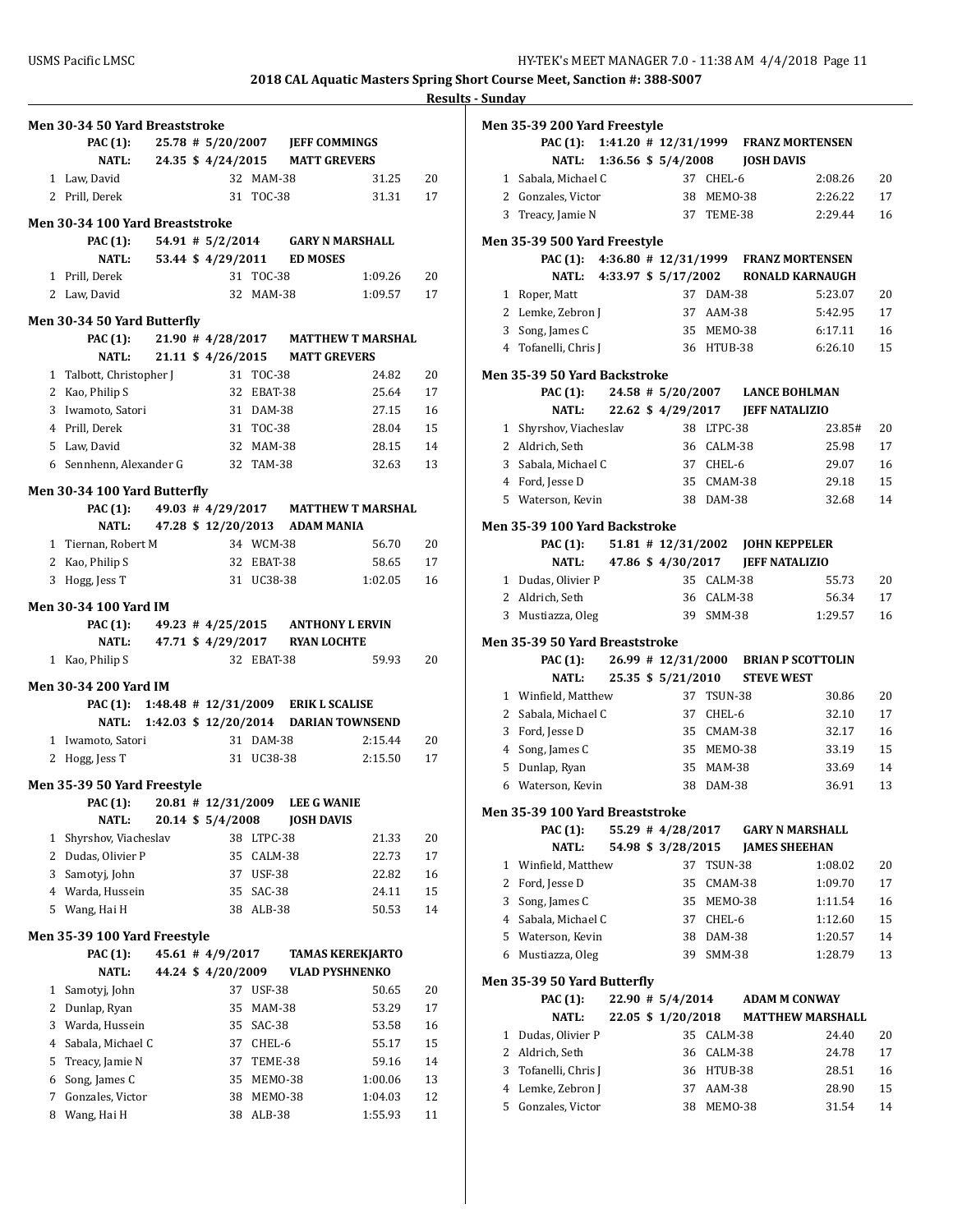**2018 CAL Aquatic Masters Spring Short Course Meet, Sanction #: 388-S007**

**Results - Sunday**

### Men 30-34 50 Yard Breaststroke

PAC (1): 25.78 # 5/20/2007 JEFF COMMINGS
NATL: 24.35 $ 4/24/2015 MATT GREVERS

| Place | Name | Age | Team | Time | Points |
|---|---|---|---|---|---|
| 1 | Law, David | 32 | MAM-38 | 31.25 | 20 |
| 2 | Prill, Derek | 31 | TOC-38 | 31.31 | 17 |

### Men 30-34 100 Yard Breaststroke

PAC (1): 54.91 # 5/2/2014 GARY N MARSHALL
NATL: 53.44 $ 4/29/2011 ED MOSES

| Place | Name | Age | Team | Time | Points |
|---|---|---|---|---|---|
| 1 | Prill, Derek | 31 | TOC-38 | 1:09.26 | 20 |
| 2 | Law, David | 32 | MAM-38 | 1:09.57 | 17 |

### Men 30-34 50 Yard Butterfly

PAC (1): 21.90 # 4/28/2017 MATTHEW T MARSHAL
NATL: 21.11 $ 4/26/2015 MATT GREVERS

| Place | Name | Age | Team | Time | Points |
|---|---|---|---|---|---|
| 1 | Talbott, Christopher J | 31 | TOC-38 | 24.82 | 20 |
| 2 | Kao, Philip S | 32 | EBAT-38 | 25.64 | 17 |
| 3 | Iwamoto, Satori | 31 | DAM-38 | 27.15 | 16 |
| 4 | Prill, Derek | 31 | TOC-38 | 28.04 | 15 |
| 5 | Law, David | 32 | MAM-38 | 28.15 | 14 |
| 6 | Sennhenn, Alexander G | 32 | TAM-38 | 32.63 | 13 |

### Men 30-34 100 Yard Butterfly

PAC (1): 49.03 # 4/29/2017 MATTHEW T MARSHAL
NATL: 47.28 $ 12/20/2013 ADAM MANIA

| Place | Name | Age | Team | Time | Points |
|---|---|---|---|---|---|
| 1 | Tiernan, Robert M | 34 | WCM-38 | 56.70 | 20 |
| 2 | Kao, Philip S | 32 | EBAT-38 | 58.65 | 17 |
| 3 | Hogg, Jess T | 31 | UC38-38 | 1:02.05 | 16 |

### Men 30-34 100 Yard IM

PAC (1): 49.23 # 4/25/2015 ANTHONY L ERVIN
NATL: 47.71 $ 4/29/2017 RYAN LOCHTE

| Place | Name | Age | Team | Time | Points |
|---|---|---|---|---|---|
| 1 | Kao, Philip S | 32 | EBAT-38 | 59.93 | 20 |

### Men 30-34 200 Yard IM

PAC (1): 1:48.48 # 12/31/2009 ERIK L SCALISE
NATL: 1:42.03 $ 12/20/2014 DARIAN TOWNSEND

| Place | Name | Age | Team | Time | Points |
|---|---|---|---|---|---|
| 1 | Iwamoto, Satori | 31 | DAM-38 | 2:15.44 | 20 |
| 2 | Hogg, Jess T | 31 | UC38-38 | 2:15.50 | 17 |

### Men 35-39 50 Yard Freestyle

PAC (1): 20.81 # 12/31/2009 LEE G WANIE
NATL: 20.14 $ 5/4/2008 JOSH DAVIS

| Place | Name | Age | Team | Time | Points |
|---|---|---|---|---|---|
| 1 | Shyrshov, Viacheslav | 38 | LTPC-38 | 21.33 | 20 |
| 2 | Dudas, Olivier P | 35 | CALM-38 | 22.73 | 17 |
| 3 | Samotyj, John | 37 | USF-38 | 22.82 | 16 |
| 4 | Warda, Hussein | 35 | SAC-38 | 24.11 | 15 |
| 5 | Wang, Hai H | 38 | ALB-38 | 50.53 | 14 |

### Men 35-39 100 Yard Freestyle

PAC (1): 45.61 # 4/9/2017 TAMAS KEREKJARTO
NATL: 44.24 $ 4/20/2009 VLAD PYSHNENKO

| Place | Name | Age | Team | Time | Points |
|---|---|---|---|---|---|
| 1 | Samotyj, John | 37 | USF-38 | 50.65 | 20 |
| 2 | Dunlap, Ryan | 35 | MAM-38 | 53.29 | 17 |
| 3 | Warda, Hussein | 35 | SAC-38 | 53.58 | 16 |
| 4 | Sabala, Michael C | 37 | CHEL-6 | 55.17 | 15 |
| 5 | Treacy, Jamie N | 37 | TEME-38 | 59.16 | 14 |
| 6 | Song, James C | 35 | MEMO-38 | 1:00.06 | 13 |
| 7 | Gonzales, Victor | 38 | MEMO-38 | 1:04.03 | 12 |
| 8 | Wang, Hai H | 38 | ALB-38 | 1:55.93 | 11 |

### Men 35-39 200 Yard Freestyle

PAC (1): 1:41.20 # 12/31/1999 FRANZ MORTENSEN
NATL: 1:36.56 $ 5/4/2008 JOSH DAVIS

| Place | Name | Age | Team | Time | Points |
|---|---|---|---|---|---|
| 1 | Sabala, Michael C | 37 | CHEL-6 | 2:08.26 | 20 |
| 2 | Gonzales, Victor | 38 | MEMO-38 | 2:26.22 | 17 |
| 3 | Treacy, Jamie N | 37 | TEME-38 | 2:29.44 | 16 |

### Men 35-39 500 Yard Freestyle

PAC (1): 4:36.80 # 12/31/1999 FRANZ MORTENSEN
NATL: 4:33.97 $ 5/17/2002 RONALD KARNAUGH

| Place | Name | Age | Team | Time | Points |
|---|---|---|---|---|---|
| 1 | Roper, Matt | 37 | DAM-38 | 5:23.07 | 20 |
| 2 | Lemke, Zebron J | 37 | AAM-38 | 5:42.95 | 17 |
| 3 | Song, James C | 35 | MEMO-38 | 6:17.11 | 16 |
| 4 | Tofanelli, Chris J | 36 | HTUB-38 | 6:26.10 | 15 |

### Men 35-39 50 Yard Backstroke

PAC (1): 24.58 # 5/20/2007 LANCE BOHLMAN
NATL: 22.62 $ 4/29/2017 JEFF NATALIZIO

| Place | Name | Age | Team | Time | Points |
|---|---|---|---|---|---|
| 1 | Shyrshov, Viacheslav | 38 | LTPC-38 | 23.85# | 20 |
| 2 | Aldrich, Seth | 36 | CALM-38 | 25.98 | 17 |
| 3 | Sabala, Michael C | 37 | CHEL-6 | 29.07 | 16 |
| 4 | Ford, Jesse D | 35 | CMAM-38 | 29.18 | 15 |
| 5 | Waterson, Kevin | 38 | DAM-38 | 32.68 | 14 |

### Men 35-39 100 Yard Backstroke

PAC (1): 51.81 # 12/31/2002 JOHN KEPPELER
NATL: 47.86 $ 4/30/2017 JEFF NATALIZIO

| Place | Name | Age | Team | Time | Points |
|---|---|---|---|---|---|
| 1 | Dudas, Olivier P | 35 | CALM-38 | 55.73 | 20 |
| 2 | Aldrich, Seth | 36 | CALM-38 | 56.34 | 17 |
| 3 | Mustiazza, Oleg | 39 | SMM-38 | 1:29.57 | 16 |

### Men 35-39 50 Yard Breaststroke

PAC (1): 26.99 # 12/31/2000 BRIAN P SCOTTOLIN
NATL: 25.35 $ 5/21/2010 STEVE WEST

| Place | Name | Age | Team | Time | Points |
|---|---|---|---|---|---|
| 1 | Winfield, Matthew | 37 | TSUN-38 | 30.86 | 20 |
| 2 | Sabala, Michael C | 37 | CHEL-6 | 32.10 | 17 |
| 3 | Ford, Jesse D | 35 | CMAM-38 | 32.17 | 16 |
| 4 | Song, James C | 35 | MEMO-38 | 33.19 | 15 |
| 5 | Dunlap, Ryan | 35 | MAM-38 | 33.69 | 14 |
| 6 | Waterson, Kevin | 38 | DAM-38 | 36.91 | 13 |

### Men 35-39 100 Yard Breaststroke

PAC (1): 55.29 # 4/28/2017 GARY N MARSHALL
NATL: 54.98 $ 3/28/2015 JAMES SHEEHAN

| Place | Name | Age | Team | Time | Points |
|---|---|---|---|---|---|
| 1 | Winfield, Matthew | 37 | TSUN-38 | 1:08.02 | 20 |
| 2 | Ford, Jesse D | 35 | CMAM-38 | 1:09.70 | 17 |
| 3 | Song, James C | 35 | MEMO-38 | 1:11.54 | 16 |
| 4 | Sabala, Michael C | 37 | CHEL-6 | 1:12.60 | 15 |
| 5 | Waterson, Kevin | 38 | DAM-38 | 1:20.57 | 14 |
| 6 | Mustiazza, Oleg | 39 | SMM-38 | 1:28.79 | 13 |

### Men 35-39 50 Yard Butterfly

PAC (1): 22.90 # 5/4/2014 ADAM M CONWAY
NATL: 22.05 $ 1/20/2018 MATTHEW MARSHALL

| Place | Name | Age | Team | Time | Points |
|---|---|---|---|---|---|
| 1 | Dudas, Olivier P | 35 | CALM-38 | 24.40 | 20 |
| 2 | Aldrich, Seth | 36 | CALM-38 | 24.78 | 17 |
| 3 | Tofanelli, Chris J | 36 | HTUB-38 | 28.51 | 16 |
| 4 | Lemke, Zebron J | 37 | AAM-38 | 28.90 | 15 |
| 5 | Gonzales, Victor | 38 | MEMO-38 | 31.54 | 14 |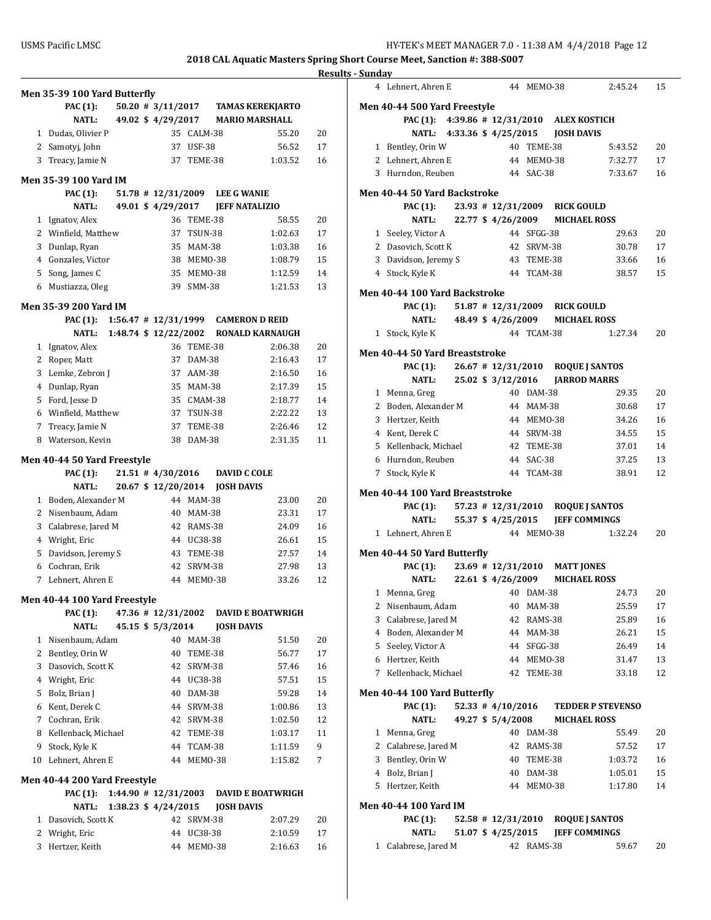**2018 CAL Aquatic Masters Spring Short Course Meet, Sanction #: 388-S007**

**Results - Sunday**

### Men 35-39 100 Yard Butterfly

PAC (1): 50.20 # 3/11/2017 TAMAS KEREKJARTO
NATL: 49.02 $ 4/29/2017 MARIO MARSHALL

| Place | Name | Age | Team | Time | Points |
|---|---|---|---|---|---|
| 1 | Dudas, Olivier P | 35 | CALM-38 | 55.20 | 20 |
| 2 | Samotyj, John | 37 | USF-38 | 56.52 | 17 |
| 3 | Treacy, Jamie N | 37 | TEME-38 | 1:03.52 | 16 |

### Men 35-39 100 Yard IM

PAC (1): 51.78 # 12/31/2009 LEE G WANIE
NATL: 49.01 $ 4/29/2017 JEFF NATALIZIO

| Place | Name | Age | Team | Time | Points |
|---|---|---|---|---|---|
| 1 | Ignatov, Alex | 36 | TEME-38 | 58.55 | 20 |
| 2 | Winfield, Matthew | 37 | TSUN-38 | 1:02.63 | 17 |
| 3 | Dunlap, Ryan | 35 | MAM-38 | 1:03.38 | 16 |
| 4 | Gonzales, Victor | 38 | MEMO-38 | 1:08.79 | 15 |
| 5 | Song, James C | 35 | MEMO-38 | 1:12.59 | 14 |
| 6 | Mustiazza, Oleg | 39 | SMM-38 | 1:21.53 | 13 |

### Men 35-39 200 Yard IM

PAC (1): 1:56.47 # 12/31/1999 CAMERON D REID
NATL: 1:48.74 $ 12/22/2002 RONALD KARNAUGH

| Place | Name | Age | Team | Time | Points |
|---|---|---|---|---|---|
| 1 | Ignatov, Alex | 36 | TEME-38 | 2:06.38 | 20 |
| 2 | Roper, Matt | 37 | DAM-38 | 2:16.43 | 17 |
| 3 | Lemke, Zebron J | 37 | AAM-38 | 2:16.50 | 16 |
| 4 | Dunlap, Ryan | 35 | MAM-38 | 2:17.39 | 15 |
| 5 | Ford, Jesse D | 35 | CMAM-38 | 2:18.77 | 14 |
| 6 | Winfield, Matthew | 37 | TSUN-38 | 2:22.22 | 13 |
| 7 | Treacy, Jamie N | 37 | TEME-38 | 2:26.46 | 12 |
| 8 | Waterson, Kevin | 38 | DAM-38 | 2:31.35 | 11 |

### Men 40-44 50 Yard Freestyle

PAC (1): 21.51 # 4/30/2016 DAVID C COLE
NATL: 20.67 $ 12/20/2014 JOSH DAVIS

| Place | Name | Age | Team | Time | Points |
|---|---|---|---|---|---|
| 1 | Boden, Alexander M | 44 | MAM-38 | 23.00 | 20 |
| 2 | Nisenbaum, Adam | 40 | MAM-38 | 23.31 | 17 |
| 3 | Calabrese, Jared M | 42 | RAMS-38 | 24.09 | 16 |
| 4 | Wright, Eric | 44 | UC38-38 | 26.61 | 15 |
| 5 | Davidson, Jeremy S | 43 | TEME-38 | 27.57 | 14 |
| 6 | Cochran, Erik | 42 | SRVM-38 | 27.98 | 13 |
| 7 | Lehnert, Ahren E | 44 | MEMO-38 | 33.26 | 12 |

### Men 40-44 100 Yard Freestyle

PAC (1): 47.36 # 12/31/2002 DAVID E BOATWRIGH
NATL: 45.15 $ 5/3/2014 JOSH DAVIS

| Place | Name | Age | Team | Time | Points |
|---|---|---|---|---|---|
| 1 | Nisenbaum, Adam | 40 | MAM-38 | 51.50 | 20 |
| 2 | Bentley, Orin W | 40 | TEME-38 | 56.77 | 17 |
| 3 | Dasovich, Scott K | 42 | SRVM-38 | 57.46 | 16 |
| 4 | Wright, Eric | 44 | UC38-38 | 57.51 | 15 |
| 5 | Bolz, Brian J | 40 | DAM-38 | 59.28 | 14 |
| 6 | Kent, Derek C | 44 | SRVM-38 | 1:00.86 | 13 |
| 7 | Cochran, Erik | 42 | SRVM-38 | 1:02.50 | 12 |
| 8 | Kellenback, Michael | 42 | TEME-38 | 1:03.17 | 11 |
| 9 | Stock, Kyle K | 44 | TCAM-38 | 1:11.59 | 9 |
| 10 | Lehnert, Ahren E | 44 | MEMO-38 | 1:15.82 | 7 |

### Men 40-44 200 Yard Freestyle

PAC (1): 1:44.90 # 12/31/2003 DAVID E BOATWRIGH
NATL: 1:38.23 $ 4/24/2015 JOSH DAVIS

| Place | Name | Age | Team | Time | Points |
|---|---|---|---|---|---|
| 1 | Dasovich, Scott K | 42 | SRVM-38 | 2:07.29 | 20 |
| 2 | Wright, Eric | 44 | UC38-38 | 2:10.59 | 17 |
| 3 | Hertzer, Keith | 44 | MEMO-38 | 2:16.63 | 16 |
| 4 | Lehnert, Ahren E | 44 | MEMO-38 | 2:45.24 | 15 |

### Men 40-44 500 Yard Freestyle

PAC (1): 4:39.86 # 12/31/2010 ALEX KOSTICH
NATL: 4:33.36 $ 4/25/2015 JOSH DAVIS

| Place | Name | Age | Team | Time | Points |
|---|---|---|---|---|---|
| 1 | Bentley, Orin W | 40 | TEME-38 | 5:43.52 | 20 |
| 2 | Lehnert, Ahren E | 44 | MEMO-38 | 7:32.77 | 17 |
| 3 | Hurndon, Reuben | 44 | SAC-38 | 7:33.67 | 16 |

### Men 40-44 50 Yard Backstroke

PAC (1): 23.93 # 12/31/2009 RICK GOULD
NATL: 22.77 $ 4/26/2009 MICHAEL ROSS

| Place | Name | Age | Team | Time | Points |
|---|---|---|---|---|---|
| 1 | Seeley, Victor A | 44 | SFGG-38 | 29.63 | 20 |
| 2 | Dasovich, Scott K | 42 | SRVM-38 | 30.78 | 17 |
| 3 | Davidson, Jeremy S | 43 | TEME-38 | 33.66 | 16 |
| 4 | Stock, Kyle K | 44 | TCAM-38 | 38.57 | 15 |

### Men 40-44 100 Yard Backstroke

PAC (1): 51.87 # 12/31/2009 RICK GOULD
NATL: 48.49 $ 4/26/2009 MICHAEL ROSS

| Place | Name | Age | Team | Time | Points |
|---|---|---|---|---|---|
| 1 | Stock, Kyle K | 44 | TCAM-38 | 1:27.34 | 20 |

### Men 40-44 50 Yard Breaststroke

PAC (1): 26.67 # 12/31/2010 ROQUE J SANTOS
NATL: 25.02 $ 3/12/2016 JARROD MARRS

| Place | Name | Age | Team | Time | Points |
|---|---|---|---|---|---|
| 1 | Menna, Greg | 40 | DAM-38 | 29.35 | 20 |
| 2 | Boden, Alexander M | 44 | MAM-38 | 30.68 | 17 |
| 3 | Hertzer, Keith | 44 | MEMO-38 | 34.26 | 16 |
| 4 | Kent, Derek C | 44 | SRVM-38 | 34.55 | 15 |
| 5 | Kellenback, Michael | 42 | TEME-38 | 37.01 | 14 |
| 6 | Hurndon, Reuben | 44 | SAC-38 | 37.25 | 13 |
| 7 | Stock, Kyle K | 44 | TCAM-38 | 38.91 | 12 |

### Men 40-44 100 Yard Breaststroke

PAC (1): 57.23 # 12/31/2010 ROQUE J SANTOS
NATL: 55.37 $ 4/25/2015 JEFF COMMINGS

| Place | Name | Age | Team | Time | Points |
|---|---|---|---|---|---|
| 1 | Lehnert, Ahren E | 44 | MEMO-38 | 1:32.24 | 20 |

### Men 40-44 50 Yard Butterfly

PAC (1): 23.69 # 12/31/2010 MATT JONES
NATL: 22.61 $ 4/26/2009 MICHAEL ROSS

| Place | Name | Age | Team | Time | Points |
|---|---|---|---|---|---|
| 1 | Menna, Greg | 40 | DAM-38 | 24.73 | 20 |
| 2 | Nisenbaum, Adam | 40 | MAM-38 | 25.59 | 17 |
| 3 | Calabrese, Jared M | 42 | RAMS-38 | 25.89 | 16 |
| 4 | Boden, Alexander M | 44 | MAM-38 | 26.21 | 15 |
| 5 | Seeley, Victor A | 44 | SFGG-38 | 26.49 | 14 |
| 6 | Hertzer, Keith | 44 | MEMO-38 | 31.47 | 13 |
| 7 | Kellenback, Michael | 42 | TEME-38 | 33.18 | 12 |

### Men 40-44 100 Yard Butterfly

PAC (1): 52.33 # 4/10/2016 TEDDER P STEVENSO
NATL: 49.27 $ 5/4/2008 MICHAEL ROSS

| Place | Name | Age | Team | Time | Points |
|---|---|---|---|---|---|
| 1 | Menna, Greg | 40 | DAM-38 | 55.49 | 20 |
| 2 | Calabrese, Jared M | 42 | RAMS-38 | 57.52 | 17 |
| 3 | Bentley, Orin W | 40 | TEME-38 | 1:03.72 | 16 |
| 4 | Bolz, Brian J | 40 | DAM-38 | 1:05.01 | 15 |
| 5 | Hertzer, Keith | 44 | MEMO-38 | 1:17.80 | 14 |

### Men 40-44 100 Yard IM

PAC (1): 52.58 # 12/31/2010 ROQUE J SANTOS
NATL: 51.07 $ 4/25/2015 JEFF COMMINGS

| Place | Name | Age | Team | Time | Points |
|---|---|---|---|---|---|
| 1 | Calabrese, Jared M | 42 | RAMS-38 | 59.67 | 20 |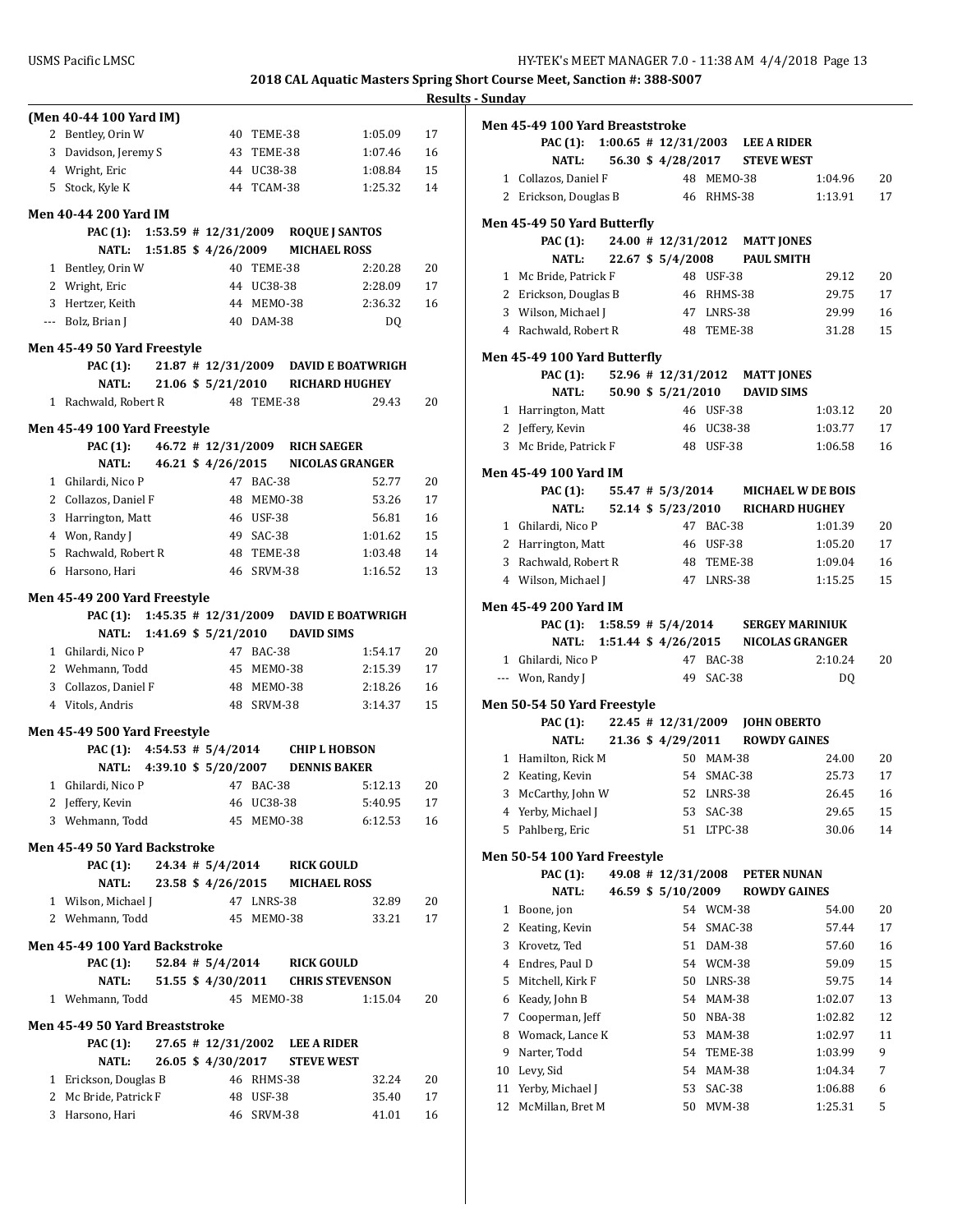**2018 CAL Aquatic Masters Spring Short Course Meet, Sanction #: 388-S007**

**Results - Sunday**

### (Men 40-44 100 Yard IM)

| | Name | Age | Team | Time | Points |
|---|---|---|---|---|---|
| 2 | Bentley, Orin W | 40 | TEME-38 | 1:05.09 | 17 |
| 3 | Davidson, Jeremy S | 43 | TEME-38 | 1:07.46 | 16 |
| 4 | Wright, Eric | 44 | UC38-38 | 1:08.84 | 15 |
| 5 | Stock, Kyle K | 44 | TCAM-38 | 1:25.32 | 14 |

### Men 40-44 200 Yard IM

PAC (1): 1:53.59 # 12/31/2009 ROQUE J SANTOS
NATL: 1:51.85 $ 4/26/2009 MICHAEL ROSS

| | Name | Age | Team | Time | Points |
|---|---|---|---|---|---|
| 1 | Bentley, Orin W | 40 | TEME-38 | 2:20.28 | 20 |
| 2 | Wright, Eric | 44 | UC38-38 | 2:28.09 | 17 |
| 3 | Hertzer, Keith | 44 | MEMO-38 | 2:36.32 | 16 |
| --- | Bolz, Brian J | 40 | DAM-38 | DQ | |

### Men 45-49 50 Yard Freestyle

PAC (1): 21.87 # 12/31/2009 DAVID E BOATWRIGH
NATL: 21.06 $ 5/21/2010 RICHARD HUGHEY

| | Name | Age | Team | Time | Points |
|---|---|---|---|---|---|
| 1 | Rachwald, Robert R | 48 | TEME-38 | 29.43 | 20 |

### Men 45-49 100 Yard Freestyle

PAC (1): 46.72 # 12/31/2009 RICH SAEGER
NATL: 46.21 $ 4/26/2015 NICOLAS GRANGER

| | Name | Age | Team | Time | Points |
|---|---|---|---|---|---|
| 1 | Ghilardi, Nico P | 47 | BAC-38 | 52.77 | 20 |
| 2 | Collazos, Daniel F | 48 | MEMO-38 | 53.26 | 17 |
| 3 | Harrington, Matt | 46 | USF-38 | 56.81 | 16 |
| 4 | Won, Randy J | 49 | SAC-38 | 1:01.62 | 15 |
| 5 | Rachwald, Robert R | 48 | TEME-38 | 1:03.48 | 14 |
| 6 | Harsono, Hari | 46 | SRVM-38 | 1:16.52 | 13 |

### Men 45-49 200 Yard Freestyle

PAC (1): 1:45.35 # 12/31/2009 DAVID E BOATWRIGH
NATL: 1:41.69 $ 5/21/2010 DAVID SIMS

| | Name | Age | Team | Time | Points |
|---|---|---|---|---|---|
| 1 | Ghilardi, Nico P | 47 | BAC-38 | 1:54.17 | 20 |
| 2 | Wehmann, Todd | 45 | MEMO-38 | 2:15.39 | 17 |
| 3 | Collazos, Daniel F | 48 | MEMO-38 | 2:18.26 | 16 |
| 4 | Vitols, Andris | 48 | SRVM-38 | 3:14.37 | 15 |

### Men 45-49 500 Yard Freestyle

PAC (1): 4:54.53 # 5/4/2014 CHIP L HOBSON
NATL: 4:39.10 $ 5/20/2007 DENNIS BAKER

| | Name | Age | Team | Time | Points |
|---|---|---|---|---|---|
| 1 | Ghilardi, Nico P | 47 | BAC-38 | 5:12.13 | 20 |
| 2 | Jeffery, Kevin | 46 | UC38-38 | 5:40.95 | 17 |
| 3 | Wehmann, Todd | 45 | MEMO-38 | 6:12.53 | 16 |

### Men 45-49 50 Yard Backstroke

PAC (1): 24.34 # 5/4/2014 RICK GOULD
NATL: 23.58 $ 4/26/2015 MICHAEL ROSS

| | Name | Age | Team | Time | Points |
|---|---|---|---|---|---|
| 1 | Wilson, Michael J | 47 | LNRS-38 | 32.89 | 20 |
| 2 | Wehmann, Todd | 45 | MEMO-38 | 33.21 | 17 |

### Men 45-49 100 Yard Backstroke

PAC (1): 52.84 # 5/4/2014 RICK GOULD
NATL: 51.55 $ 4/30/2011 CHRIS STEVENSON

| | Name | Age | Team | Time | Points |
|---|---|---|---|---|---|
| 1 | Wehmann, Todd | 45 | MEMO-38 | 1:15.04 | 20 |

### Men 45-49 50 Yard Breaststroke

PAC (1): 27.65 # 12/31/2002 LEE A RIDER
NATL: 26.05 $ 4/30/2017 STEVE WEST

| | Name | Age | Team | Time | Points |
|---|---|---|---|---|---|
| 1 | Erickson, Douglas B | 46 | RHMS-38 | 32.24 | 20 |
| 2 | Mc Bride, Patrick F | 48 | USF-38 | 35.40 | 17 |
| 3 | Harsono, Hari | 46 | SRVM-38 | 41.01 | 16 |

### Men 45-49 100 Yard Breaststroke

PAC (1): 1:00.65 # 12/31/2003 LEE A RIDER
NATL: 56.30 $ 4/28/2017 STEVE WEST

| | Name | Age | Team | Time | Points |
|---|---|---|---|---|---|
| 1 | Collazos, Daniel F | 48 | MEMO-38 | 1:04.96 | 20 |
| 2 | Erickson, Douglas B | 46 | RHMS-38 | 1:13.91 | 17 |

### Men 45-49 50 Yard Butterfly

PAC (1): 24.00 # 12/31/2012 MATT JONES
NATL: 22.67 $ 5/4/2008 PAUL SMITH

| | Name | Age | Team | Time | Points |
|---|---|---|---|---|---|
| 1 | Mc Bride, Patrick F | 48 | USF-38 | 29.12 | 20 |
| 2 | Erickson, Douglas B | 46 | RHMS-38 | 29.75 | 17 |
| 3 | Wilson, Michael J | 47 | LNRS-38 | 29.99 | 16 |
| 4 | Rachwald, Robert R | 48 | TEME-38 | 31.28 | 15 |

### Men 45-49 100 Yard Butterfly

PAC (1): 52.96 # 12/31/2012 MATT JONES
NATL: 50.90 $ 5/21/2010 DAVID SIMS

| | Name | Age | Team | Time | Points |
|---|---|---|---|---|---|
| 1 | Harrington, Matt | 46 | USF-38 | 1:03.12 | 20 |
| 2 | Jeffery, Kevin | 46 | UC38-38 | 1:03.77 | 17 |
| 3 | Mc Bride, Patrick F | 48 | USF-38 | 1:06.58 | 16 |

### Men 45-49 100 Yard IM

PAC (1): 55.47 # 5/3/2014 MICHAEL W DE BOIS
NATL: 52.14 $ 5/23/2010 RICHARD HUGHEY

| | Name | Age | Team | Time | Points |
|---|---|---|---|---|---|
| 1 | Ghilardi, Nico P | 47 | BAC-38 | 1:01.39 | 20 |
| 2 | Harrington, Matt | 46 | USF-38 | 1:05.20 | 17 |
| 3 | Rachwald, Robert R | 48 | TEME-38 | 1:09.04 | 16 |
| 4 | Wilson, Michael J | 47 | LNRS-38 | 1:15.25 | 15 |

### Men 45-49 200 Yard IM

PAC (1): 1:58.59 # 5/4/2014 SERGEY MARINIUK
NATL: 1:51.44 $ 4/26/2015 NICOLAS GRANGER

| | Name | Age | Team | Time | Points |
|---|---|---|---|---|---|
| 1 | Ghilardi, Nico P | 47 | BAC-38 | 2:10.24 | 20 |
| --- | Won, Randy J | 49 | SAC-38 | DQ | |

### Men 50-54 50 Yard Freestyle

PAC (1): 22.45 # 12/31/2009 JOHN OBERTO
NATL: 21.36 $ 4/29/2011 ROWDY GAINES

| | Name | Age | Team | Time | Points |
|---|---|---|---|---|---|
| 1 | Hamilton, Rick M | 50 | MAM-38 | 24.00 | 20 |
| 2 | Keating, Kevin | 54 | SMAC-38 | 25.73 | 17 |
| 3 | McCarthy, John W | 52 | LNRS-38 | 26.45 | 16 |
| 4 | Yerby, Michael J | 53 | SAC-38 | 29.65 | 15 |
| 5 | Pahlberg, Eric | 51 | LTPC-38 | 30.06 | 14 |

### Men 50-54 100 Yard Freestyle

PAC (1): 49.08 # 12/31/2008 PETER NUNAN
NATL: 46.59 $ 5/10/2009 ROWDY GAINES

| | Name | Age | Team | Time | Points |
|---|---|---|---|---|---|
| 1 | Boone, jon | 54 | WCM-38 | 54.00 | 20 |
| 2 | Keating, Kevin | 54 | SMAC-38 | 57.44 | 17 |
| 3 | Krovetz, Ted | 51 | DAM-38 | 57.60 | 16 |
| 4 | Endres, Paul D | 54 | WCM-38 | 59.09 | 15 |
| 5 | Mitchell, Kirk F | 50 | LNRS-38 | 59.75 | 14 |
| 6 | Keady, John B | 54 | MAM-38 | 1:02.07 | 13 |
| 7 | Cooperman, Jeff | 50 | NBA-38 | 1:02.82 | 12 |
| 8 | Womack, Lance K | 53 | MAM-38 | 1:02.97 | 11 |
| 9 | Narter, Todd | 54 | TEME-38 | 1:03.99 | 9 |
| 10 | Levy, Sid | 54 | MAM-38 | 1:04.34 | 7 |
| 11 | Yerby, Michael J | 53 | SAC-38 | 1:06.88 | 6 |
| 12 | McMillan, Bret M | 50 | MVM-38 | 1:25.31 | 5 |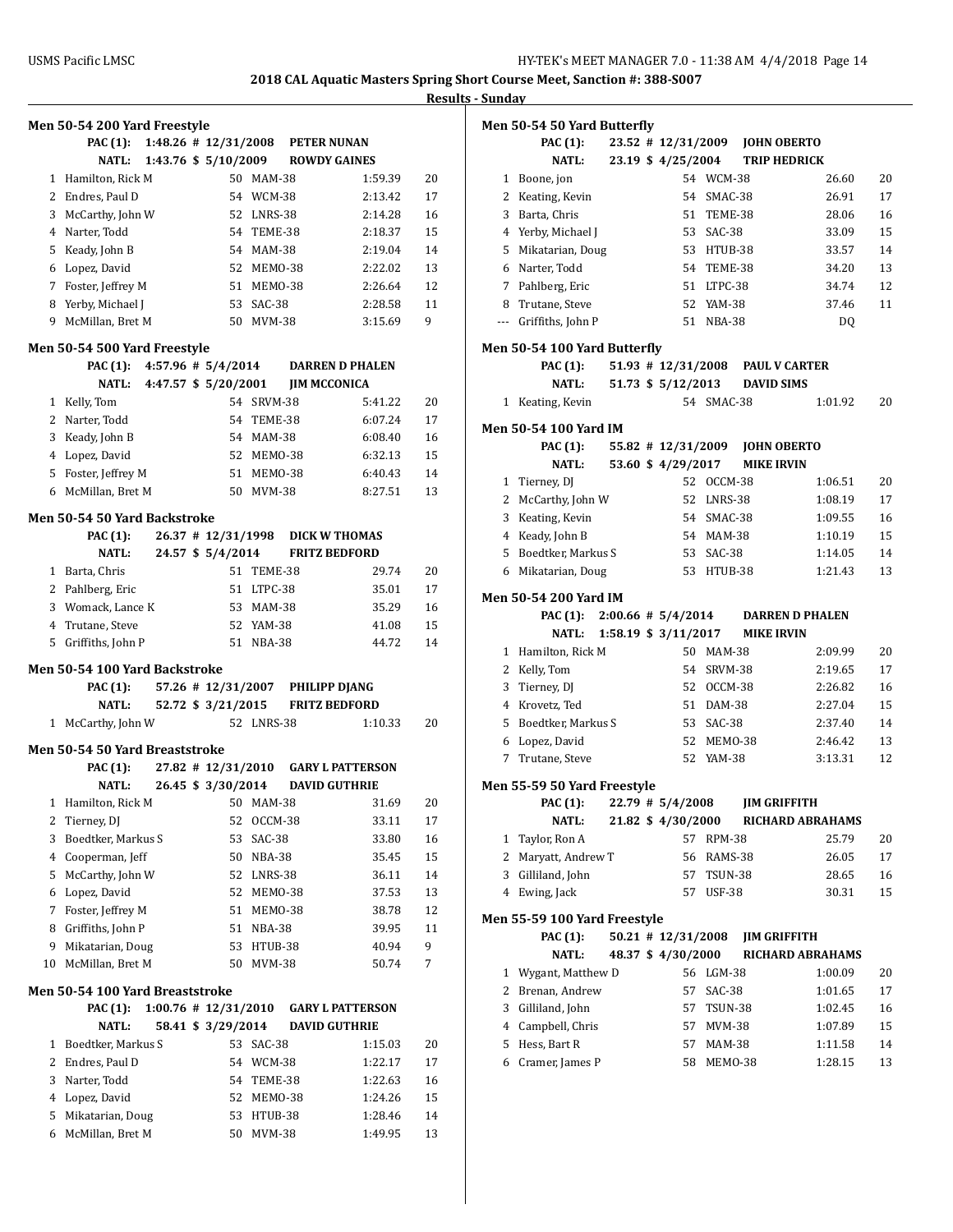**2018 CAL Aquatic Masters Spring Short Course Meet, Sanction #: 388-S007**

**Results - Sunday**

### Men 50-54 200 Yard Freestyle

PAC (1): 1:48.26 # 12/31/2008 PETER NUNAN
NATL: 1:43.76 $ 5/10/2009 ROWDY GAINES

| Place | Name | Age | Team | Time | Points |
|---|---|---|---|---|---|
| 1 | Hamilton, Rick M | 50 | MAM-38 | 1:59.39 | 20 |
| 2 | Endres, Paul D | 54 | WCM-38 | 2:13.42 | 17 |
| 3 | McCarthy, John W | 52 | LNRS-38 | 2:14.28 | 16 |
| 4 | Narter, Todd | 54 | TEME-38 | 2:18.37 | 15 |
| 5 | Keady, John B | 54 | MAM-38 | 2:19.04 | 14 |
| 6 | Lopez, David | 52 | MEMO-38 | 2:22.02 | 13 |
| 7 | Foster, Jeffrey M | 51 | MEMO-38 | 2:26.64 | 12 |
| 8 | Yerby, Michael J | 53 | SAC-38 | 2:28.58 | 11 |
| 9 | McMillan, Bret M | 50 | MVM-38 | 3:15.69 | 9 |

### Men 50-54 500 Yard Freestyle

PAC (1): 4:57.96 # 5/4/2014 DARREN D PHALEN
NATL: 4:47.57 $ 5/20/2001 JIM MCCONICA

| Place | Name | Age | Team | Time | Points |
|---|---|---|---|---|---|
| 1 | Kelly, Tom | 54 | SRVM-38 | 5:41.22 | 20 |
| 2 | Narter, Todd | 54 | TEME-38 | 6:07.24 | 17 |
| 3 | Keady, John B | 54 | MAM-38 | 6:08.40 | 16 |
| 4 | Lopez, David | 52 | MEMO-38 | 6:32.13 | 15 |
| 5 | Foster, Jeffrey M | 51 | MEMO-38 | 6:40.43 | 14 |
| 6 | McMillan, Bret M | 50 | MVM-38 | 8:27.51 | 13 |

### Men 50-54 50 Yard Backstroke

PAC (1): 26.37 # 12/31/1998 DICK W THOMAS
NATL: 24.57 $ 5/4/2014 FRITZ BEDFORD

| Place | Name | Age | Team | Time | Points |
|---|---|---|---|---|---|
| 1 | Barta, Chris | 51 | TEME-38 | 29.74 | 20 |
| 2 | Pahlberg, Eric | 51 | LTPC-38 | 35.01 | 17 |
| 3 | Womack, Lance K | 53 | MAM-38 | 35.29 | 16 |
| 4 | Trutane, Steve | 52 | YAM-38 | 41.08 | 15 |
| 5 | Griffiths, John P | 51 | NBA-38 | 44.72 | 14 |

### Men 50-54 100 Yard Backstroke

PAC (1): 57.26 # 12/31/2007 PHILIPP DJANG
NATL: 52.72 $ 3/21/2015 FRITZ BEDFORD

| Place | Name | Age | Team | Time | Points |
|---|---|---|---|---|---|
| 1 | McCarthy, John W | 52 | LNRS-38 | 1:10.33 | 20 |

### Men 50-54 50 Yard Breaststroke

PAC (1): 27.82 # 12/31/2010 GARY L PATTERSON
NATL: 26.45 $ 3/30/2014 DAVID GUTHRIE

| Place | Name | Age | Team | Time | Points |
|---|---|---|---|---|---|
| 1 | Hamilton, Rick M | 50 | MAM-38 | 31.69 | 20 |
| 2 | Tierney, DJ | 52 | OCCM-38 | 33.11 | 17 |
| 3 | Boedtker, Markus S | 53 | SAC-38 | 33.80 | 16 |
| 4 | Cooperman, Jeff | 50 | NBA-38 | 35.45 | 15 |
| 5 | McCarthy, John W | 52 | LNRS-38 | 36.11 | 14 |
| 6 | Lopez, David | 52 | MEMO-38 | 37.53 | 13 |
| 7 | Foster, Jeffrey M | 51 | MEMO-38 | 38.78 | 12 |
| 8 | Griffiths, John P | 51 | NBA-38 | 39.95 | 11 |
| 9 | Mikatarian, Doug | 53 | HTUB-38 | 40.94 | 9 |
| 10 | McMillan, Bret M | 50 | MVM-38 | 50.74 | 7 |

### Men 50-54 100 Yard Breaststroke

PAC (1): 1:00.76 # 12/31/2010 GARY L PATTERSON
NATL: 58.41 $ 3/29/2014 DAVID GUTHRIE

| Place | Name | Age | Team | Time | Points |
|---|---|---|---|---|---|
| 1 | Boedtker, Markus S | 53 | SAC-38 | 1:15.03 | 20 |
| 2 | Endres, Paul D | 54 | WCM-38 | 1:22.17 | 17 |
| 3 | Narter, Todd | 54 | TEME-38 | 1:22.63 | 16 |
| 4 | Lopez, David | 52 | MEMO-38 | 1:24.26 | 15 |
| 5 | Mikatarian, Doug | 53 | HTUB-38 | 1:28.46 | 14 |
| 6 | McMillan, Bret M | 50 | MVM-38 | 1:49.95 | 13 |

### Men 50-54 50 Yard Butterfly

PAC (1): 23.52 # 12/31/2009 JOHN OBERTO
NATL: 23.19 $ 4/25/2004 TRIP HEDRICK

| Place | Name | Age | Team | Time | Points |
|---|---|---|---|---|---|
| 1 | Boone, jon | 54 | WCM-38 | 26.60 | 20 |
| 2 | Keating, Kevin | 54 | SMAC-38 | 26.91 | 17 |
| 3 | Barta, Chris | 51 | TEME-38 | 28.06 | 16 |
| 4 | Yerby, Michael J | 53 | SAC-38 | 33.09 | 15 |
| 5 | Mikatarian, Doug | 53 | HTUB-38 | 33.57 | 14 |
| 6 | Narter, Todd | 54 | TEME-38 | 34.20 | 13 |
| 7 | Pahlberg, Eric | 51 | LTPC-38 | 34.74 | 12 |
| 8 | Trutane, Steve | 52 | YAM-38 | 37.46 | 11 |
| --- | Griffiths, John P | 51 | NBA-38 | DQ | |

### Men 50-54 100 Yard Butterfly

PAC (1): 51.93 # 12/31/2008 PAUL V CARTER
NATL: 51.73 $ 5/12/2013 DAVID SIMS

| Place | Name | Age | Team | Time | Points |
|---|---|---|---|---|---|
| 1 | Keating, Kevin | 54 | SMAC-38 | 1:01.92 | 20 |

### Men 50-54 100 Yard IM

PAC (1): 55.82 # 12/31/2009 JOHN OBERTO
NATL: 53.60 $ 4/29/2017 MIKE IRVIN

| Place | Name | Age | Team | Time | Points |
|---|---|---|---|---|---|
| 1 | Tierney, DJ | 52 | OCCM-38 | 1:06.51 | 20 |
| 2 | McCarthy, John W | 52 | LNRS-38 | 1:08.19 | 17 |
| 3 | Keating, Kevin | 54 | SMAC-38 | 1:09.55 | 16 |
| 4 | Keady, John B | 54 | MAM-38 | 1:10.19 | 15 |
| 5 | Boedtker, Markus S | 53 | SAC-38 | 1:14.05 | 14 |
| 6 | Mikatarian, Doug | 53 | HTUB-38 | 1:21.43 | 13 |

### Men 50-54 200 Yard IM

PAC (1): 2:00.66 # 5/4/2014 DARREN D PHALEN
NATL: 1:58.19 $ 3/11/2017 MIKE IRVIN

| Place | Name | Age | Team | Time | Points |
|---|---|---|---|---|---|
| 1 | Hamilton, Rick M | 50 | MAM-38 | 2:09.99 | 20 |
| 2 | Kelly, Tom | 54 | SRVM-38 | 2:19.65 | 17 |
| 3 | Tierney, DJ | 52 | OCCM-38 | 2:26.82 | 16 |
| 4 | Krovetz, Ted | 51 | DAM-38 | 2:27.04 | 15 |
| 5 | Boedtker, Markus S | 53 | SAC-38 | 2:37.40 | 14 |
| 6 | Lopez, David | 52 | MEMO-38 | 2:46.42 | 13 |
| 7 | Trutane, Steve | 52 | YAM-38 | 3:13.31 | 12 |

### Men 55-59 50 Yard Freestyle

PAC (1): 22.79 # 5/4/2008 JIM GRIFFITH
NATL: 21.82 $ 4/30/2000 RICHARD ABRAHAMS

| Place | Name | Age | Team | Time | Points |
|---|---|---|---|---|---|
| 1 | Taylor, Ron A | 57 | RPM-38 | 25.79 | 20 |
| 2 | Maryatt, Andrew T | 56 | RAMS-38 | 26.05 | 17 |
| 3 | Gilliland, John | 57 | TSUN-38 | 28.65 | 16 |
| 4 | Ewing, Jack | 57 | USF-38 | 30.31 | 15 |

### Men 55-59 100 Yard Freestyle

PAC (1): 50.21 # 12/31/2008 JIM GRIFFITH
NATL: 48.37 $ 4/30/2000 RICHARD ABRAHAMS

| Place | Name | Age | Team | Time | Points |
|---|---|---|---|---|---|
| 1 | Wygant, Matthew D | 56 | LGM-38 | 1:00.09 | 20 |
| 2 | Brenan, Andrew | 57 | SAC-38 | 1:01.65 | 17 |
| 3 | Gilliland, John | 57 | TSUN-38 | 1:02.45 | 16 |
| 4 | Campbell, Chris | 57 | MVM-38 | 1:07.89 | 15 |
| 5 | Hess, Bart R | 57 | MAM-38 | 1:11.58 | 14 |
| 6 | Cramer, James P | 58 | MEMO-38 | 1:28.15 | 13 |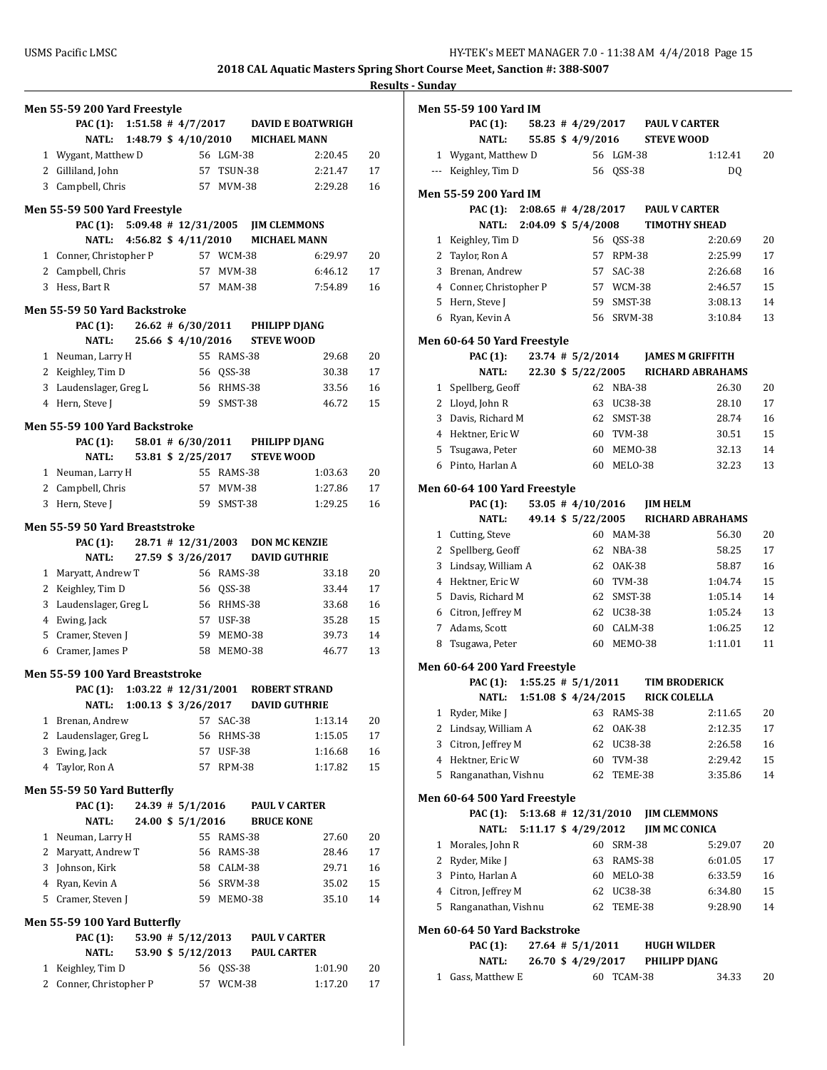**2018 CAL Aquatic Masters Spring Short Course Meet, Sanction #: 388-S007**

**Results - Sunday**

### Men 55-59 200 Yard Freestyle

PAC (1): 1:51.58 # 4/7/2017 DAVID E BOATWRIGH
NATL: 1:48.79 $ 4/10/2010 MICHAEL MANN

| Place | Name | Age | Team | Time | Points |
|---|---|---|---|---|---|
| 1 | Wygant, Matthew D | 56 | LGM-38 | 2:20.45 | 20 |
| 2 | Gilliland, John | 57 | TSUN-38 | 2:21.47 | 17 |
| 3 | Campbell, Chris | 57 | MVM-38 | 2:29.28 | 16 |

### Men 55-59 500 Yard Freestyle

PAC (1): 5:09.48 # 12/31/2005 JIM CLEMMONS
NATL: 4:56.82 $ 4/11/2010 MICHAEL MANN

| Place | Name | Age | Team | Time | Points |
|---|---|---|---|---|---|
| 1 | Conner, Christopher P | 57 | WCM-38 | 6:29.97 | 20 |
| 2 | Campbell, Chris | 57 | MVM-38 | 6:46.12 | 17 |
| 3 | Hess, Bart R | 57 | MAM-38 | 7:54.89 | 16 |

### Men 55-59 50 Yard Backstroke

PAC (1): 26.62 # 6/30/2011 PHILIPP DJANG
NATL: 25.66 $ 4/10/2016 STEVE WOOD

| Place | Name | Age | Team | Time | Points |
|---|---|---|---|---|---|
| 1 | Neuman, Larry H | 55 | RAMS-38 | 29.68 | 20 |
| 2 | Keighley, Tim D | 56 | QSS-38 | 30.38 | 17 |
| 3 | Laudenslager, Greg L | 56 | RHMS-38 | 33.56 | 16 |
| 4 | Hern, Steve J | 59 | SMST-38 | 46.72 | 15 |

### Men 55-59 100 Yard Backstroke

PAC (1): 58.01 # 6/30/2011 PHILIPP DJANG
NATL: 53.81 $ 2/25/2017 STEVE WOOD

| Place | Name | Age | Team | Time | Points |
|---|---|---|---|---|---|
| 1 | Neuman, Larry H | 55 | RAMS-38 | 1:03.63 | 20 |
| 2 | Campbell, Chris | 57 | MVM-38 | 1:27.86 | 17 |
| 3 | Hern, Steve J | 59 | SMST-38 | 1:29.25 | 16 |

### Men 55-59 50 Yard Breaststroke

PAC (1): 28.71 # 12/31/2003 DON MC KENZIE
NATL: 27.59 $ 3/26/2017 DAVID GUTHRIE

| Place | Name | Age | Team | Time | Points |
|---|---|---|---|---|---|
| 1 | Maryatt, Andrew T | 56 | RAMS-38 | 33.18 | 20 |
| 2 | Keighley, Tim D | 56 | QSS-38 | 33.44 | 17 |
| 3 | Laudenslager, Greg L | 56 | RHMS-38 | 33.68 | 16 |
| 4 | Ewing, Jack | 57 | USF-38 | 35.28 | 15 |
| 5 | Cramer, Steven J | 59 | MEMO-38 | 39.73 | 14 |
| 6 | Cramer, James P | 58 | MEMO-38 | 46.77 | 13 |

### Men 55-59 100 Yard Breaststroke

PAC (1): 1:03.22 # 12/31/2001 ROBERT STRAND
NATL: 1:00.13 $ 3/26/2017 DAVID GUTHRIE

| Place | Name | Age | Team | Time | Points |
|---|---|---|---|---|---|
| 1 | Brenan, Andrew | 57 | SAC-38 | 1:13.14 | 20 |
| 2 | Laudenslager, Greg L | 56 | RHMS-38 | 1:15.05 | 17 |
| 3 | Ewing, Jack | 57 | USF-38 | 1:16.68 | 16 |
| 4 | Taylor, Ron A | 57 | RPM-38 | 1:17.82 | 15 |

### Men 55-59 50 Yard Butterfly

PAC (1): 24.39 # 5/1/2016 PAUL V CARTER
NATL: 24.00 $ 5/1/2016 BRUCE KONE

| Place | Name | Age | Team | Time | Points |
|---|---|---|---|---|---|
| 1 | Neuman, Larry H | 55 | RAMS-38 | 27.60 | 20 |
| 2 | Maryatt, Andrew T | 56 | RAMS-38 | 28.46 | 17 |
| 3 | Johnson, Kirk | 58 | CALM-38 | 29.71 | 16 |
| 4 | Ryan, Kevin A | 56 | SRVM-38 | 35.02 | 15 |
| 5 | Cramer, Steven J | 59 | MEMO-38 | 35.10 | 14 |

### Men 55-59 100 Yard Butterfly

PAC (1): 53.90 # 5/12/2013 PAUL V CARTER
NATL: 53.90 $ 5/12/2013 PAUL CARTER

| Place | Name | Age | Team | Time | Points |
|---|---|---|---|---|---|
| 1 | Keighley, Tim D | 56 | QSS-38 | 1:01.90 | 20 |
| 2 | Conner, Christopher P | 57 | WCM-38 | 1:17.20 | 17 |

### Men 55-59 100 Yard IM

PAC (1): 58.23 # 4/29/2017 PAUL V CARTER
NATL: 55.85 $ 4/9/2016 STEVE WOOD

| Place | Name | Age | Team | Time | Points |
|---|---|---|---|---|---|
| 1 | Wygant, Matthew D | 56 | LGM-38 | 1:12.41 | 20 |
| --- | Keighley, Tim D | 56 | QSS-38 | DQ | |

### Men 55-59 200 Yard IM

PAC (1): 2:08.65 # 4/28/2017 PAUL V CARTER
NATL: 2:04.09 $ 5/4/2008 TIMOTHY SHEAD

| Place | Name | Age | Team | Time | Points |
|---|---|---|---|---|---|
| 1 | Keighley, Tim D | 56 | QSS-38 | 2:20.69 | 20 |
| 2 | Taylor, Ron A | 57 | RPM-38 | 2:25.99 | 17 |
| 3 | Brenan, Andrew | 57 | SAC-38 | 2:26.68 | 16 |
| 4 | Conner, Christopher P | 57 | WCM-38 | 2:46.57 | 15 |
| 5 | Hern, Steve J | 59 | SMST-38 | 3:08.13 | 14 |
| 6 | Ryan, Kevin A | 56 | SRVM-38 | 3:10.84 | 13 |

### Men 60-64 50 Yard Freestyle

PAC (1): 23.74 # 5/2/2014 JAMES M GRIFFITH
NATL: 22.30 $ 5/22/2005 RICHARD ABRAHAMS

| Place | Name | Age | Team | Time | Points |
|---|---|---|---|---|---|
| 1 | Spellberg, Geoff | 62 | NBA-38 | 26.30 | 20 |
| 2 | Lloyd, John R | 63 | UC38-38 | 28.10 | 17 |
| 3 | Davis, Richard M | 62 | SMST-38 | 28.74 | 16 |
| 4 | Hektner, Eric W | 60 | TVM-38 | 30.51 | 15 |
| 5 | Tsugawa, Peter | 60 | MEMO-38 | 32.13 | 14 |
| 6 | Pinto, Harlan A | 60 | MELO-38 | 32.23 | 13 |

### Men 60-64 100 Yard Freestyle

PAC (1): 53.05 # 4/10/2016 JIM HELM
NATL: 49.14 $ 5/22/2005 RICHARD ABRAHAMS

| Place | Name | Age | Team | Time | Points |
|---|---|---|---|---|---|
| 1 | Cutting, Steve | 60 | MAM-38 | 56.30 | 20 |
| 2 | Spellberg, Geoff | 62 | NBA-38 | 58.25 | 17 |
| 3 | Lindsay, William A | 62 | OAK-38 | 58.87 | 16 |
| 4 | Hektner, Eric W | 60 | TVM-38 | 1:04.74 | 15 |
| 5 | Davis, Richard M | 62 | SMST-38 | 1:05.14 | 14 |
| 6 | Citron, Jeffrey M | 62 | UC38-38 | 1:05.24 | 13 |
| 7 | Adams, Scott | 60 | CALM-38 | 1:06.25 | 12 |
| 8 | Tsugawa, Peter | 60 | MEMO-38 | 1:11.01 | 11 |

### Men 60-64 200 Yard Freestyle

PAC (1): 1:55.25 # 5/1/2011 TIM BRODERICK
NATL: 1:51.08 $ 4/24/2015 RICK COLELLA

| Place | Name | Age | Team | Time | Points |
|---|---|---|---|---|---|
| 1 | Ryder, Mike J | 63 | RAMS-38 | 2:11.65 | 20 |
| 2 | Lindsay, William A | 62 | OAK-38 | 2:12.35 | 17 |
| 3 | Citron, Jeffrey M | 62 | UC38-38 | 2:26.58 | 16 |
| 4 | Hektner, Eric W | 60 | TVM-38 | 2:29.42 | 15 |
| 5 | Ranganathan, Vishnu | 62 | TEME-38 | 3:35.86 | 14 |

### Men 60-64 500 Yard Freestyle

PAC (1): 5:13.68 # 12/31/2010 JIM CLEMMONS
NATL: 5:11.17 $ 4/29/2012 JIM MC CONICA

| Place | Name | Age | Team | Time | Points |
|---|---|---|---|---|---|
| 1 | Morales, John R | 60 | SRM-38 | 5:29.07 | 20 |
| 2 | Ryder, Mike J | 63 | RAMS-38 | 6:01.05 | 17 |
| 3 | Pinto, Harlan A | 60 | MELO-38 | 6:33.59 | 16 |
| 4 | Citron, Jeffrey M | 62 | UC38-38 | 6:34.80 | 15 |
| 5 | Ranganathan, Vishnu | 62 | TEME-38 | 9:28.90 | 14 |

### Men 60-64 50 Yard Backstroke

PAC (1): 27.64 # 5/1/2011 HUGH WILDER
NATL: 26.70 $ 4/29/2017 PHILIPP DJANG

| Place | Name | Age | Team | Time | Points |
|---|---|---|---|---|---|
| 1 | Gass, Matthew E | 60 | TCAM-38 | 34.33 | 20 |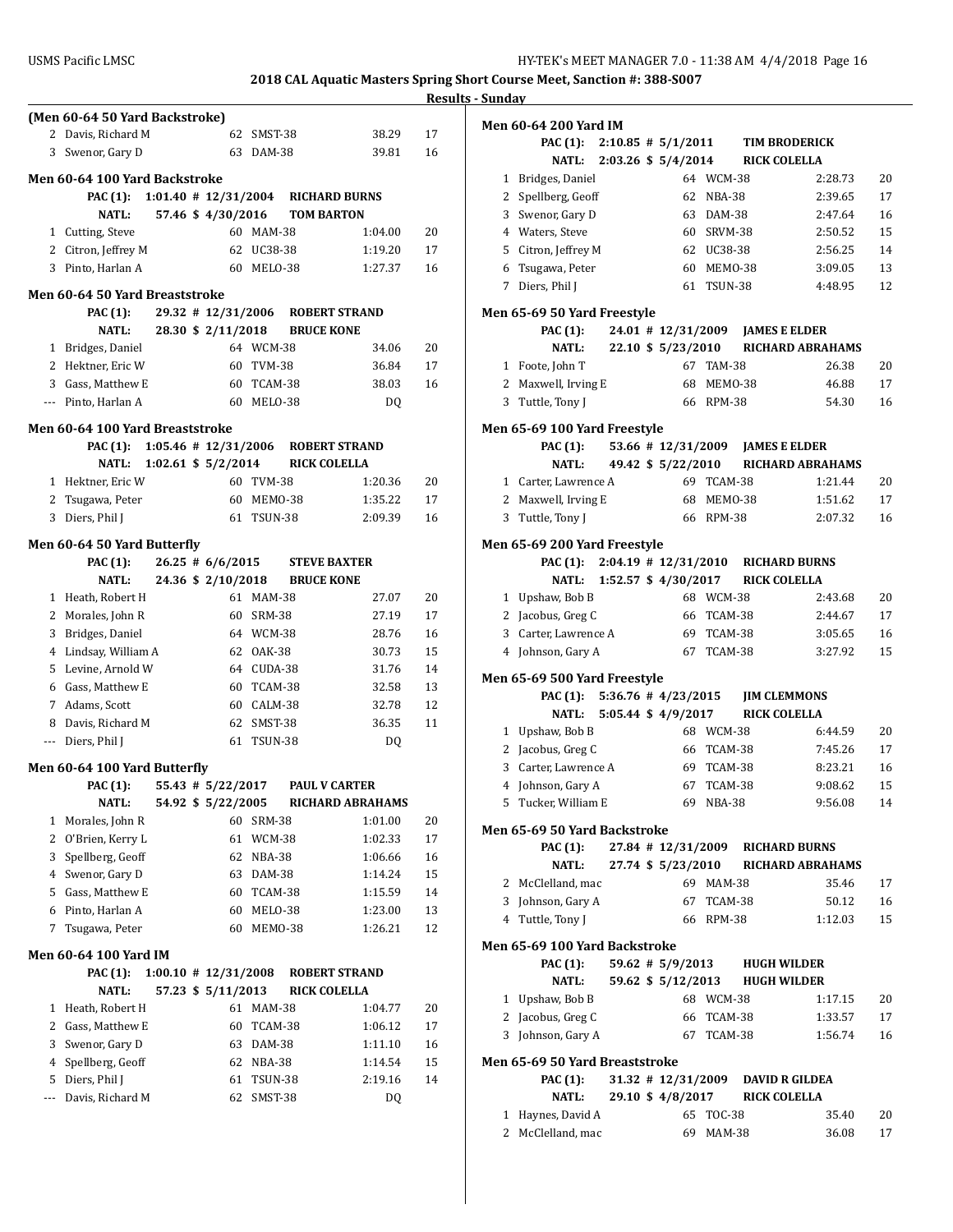**2018 CAL Aquatic Masters Spring Short Course Meet, Sanction #: 388-S007**

**Results - Sunday**

**(Men 60-64 50 Yard Backstroke)**

| | Name | Age | Team | Time | Points |
|---|---|---|---|---|---|
| 2 | Davis, Richard M | 62 | SMST-38 | 38.29 | 17 |
| 3 | Swenor, Gary D | 63 | DAM-38 | 39.81 | 16 |

**Men 60-64 100 Yard Backstroke**

PAC (1): 1:01.40 # 12/31/2004 RICHARD BURNS
NATL: 57.46 $ 4/30/2016 TOM BARTON

| | Name | Age | Team | Time | Points |
|---|---|---|---|---|---|
| 1 | Cutting, Steve | 60 | MAM-38 | 1:04.00 | 20 |
| 2 | Citron, Jeffrey M | 62 | UC38-38 | 1:19.20 | 17 |
| 3 | Pinto, Harlan A | 60 | MELO-38 | 1:27.37 | 16 |

**Men 60-64 50 Yard Breaststroke**

PAC (1): 29.32 # 12/31/2006 ROBERT STRAND
NATL: 28.30 $ 2/11/2018 BRUCE KONE

| | Name | Age | Team | Time | Points |
|---|---|---|---|---|---|
| 1 | Bridges, Daniel | 64 | WCM-38 | 34.06 | 20 |
| 2 | Hektner, Eric W | 60 | TVM-38 | 36.84 | 17 |
| 3 | Gass, Matthew E | 60 | TCAM-38 | 38.03 | 16 |
| --- | Pinto, Harlan A | 60 | MELO-38 | DQ | |

**Men 60-64 100 Yard Breaststroke**

PAC (1): 1:05.46 # 12/31/2006 ROBERT STRAND
NATL: 1:02.61 $ 5/2/2014 RICK COLELLA

| | Name | Age | Team | Time | Points |
|---|---|---|---|---|---|
| 1 | Hektner, Eric W | 60 | TVM-38 | 1:20.36 | 20 |
| 2 | Tsugawa, Peter | 60 | MEMO-38 | 1:35.22 | 17 |
| 3 | Diers, Phil J | 61 | TSUN-38 | 2:09.39 | 16 |

**Men 60-64 50 Yard Butterfly**

PAC (1): 26.25 # 6/6/2015 STEVE BAXTER
NATL: 24.36 $ 2/10/2018 BRUCE KONE

| | Name | Age | Team | Time | Points |
|---|---|---|---|---|---|
| 1 | Heath, Robert H | 61 | MAM-38 | 27.07 | 20 |
| 2 | Morales, John R | 60 | SRM-38 | 27.19 | 17 |
| 3 | Bridges, Daniel | 64 | WCM-38 | 28.76 | 16 |
| 4 | Lindsay, William A | 62 | OAK-38 | 30.73 | 15 |
| 5 | Levine, Arnold W | 64 | CUDA-38 | 31.76 | 14 |
| 6 | Gass, Matthew E | 60 | TCAM-38 | 32.58 | 13 |
| 7 | Adams, Scott | 60 | CALM-38 | 32.78 | 12 |
| 8 | Davis, Richard M | 62 | SMST-38 | 36.35 | 11 |
| --- | Diers, Phil J | 61 | TSUN-38 | DQ | |

**Men 60-64 100 Yard Butterfly**

PAC (1): 55.43 # 5/22/2017 PAUL V CARTER
NATL: 54.92 $ 5/22/2005 RICHARD ABRAHAMS

| | Name | Age | Team | Time | Points |
|---|---|---|---|---|---|
| 1 | Morales, John R | 60 | SRM-38 | 1:01.00 | 20 |
| 2 | O'Brien, Kerry L | 61 | WCM-38 | 1:02.33 | 17 |
| 3 | Spellberg, Geoff | 62 | NBA-38 | 1:06.66 | 16 |
| 4 | Swenor, Gary D | 63 | DAM-38 | 1:14.24 | 15 |
| 5 | Gass, Matthew E | 60 | TCAM-38 | 1:15.59 | 14 |
| 6 | Pinto, Harlan A | 60 | MELO-38 | 1:23.00 | 13 |
| 7 | Tsugawa, Peter | 60 | MEMO-38 | 1:26.21 | 12 |

**Men 60-64 100 Yard IM**

PAC (1): 1:00.10 # 12/31/2008 ROBERT STRAND
NATL: 57.23 $ 5/11/2013 RICK COLELLA

| | Name | Age | Team | Time | Points |
|---|---|---|---|---|---|
| 1 | Heath, Robert H | 61 | MAM-38 | 1:04.77 | 20 |
| 2 | Gass, Matthew E | 60 | TCAM-38 | 1:06.12 | 17 |
| 3 | Swenor, Gary D | 63 | DAM-38 | 1:11.10 | 16 |
| 4 | Spellberg, Geoff | 62 | NBA-38 | 1:14.54 | 15 |
| 5 | Diers, Phil J | 61 | TSUN-38 | 2:19.16 | 14 |
| --- | Davis, Richard M | 62 | SMST-38 | DQ | |

**Men 60-64 200 Yard IM**

PAC (1): 2:10.85 # 5/1/2011 TIM BRODERICK
NATL: 2:03.26 $ 5/4/2014 RICK COLELLA

| | Name | Age | Team | Time | Points |
|---|---|---|---|---|---|
| 1 | Bridges, Daniel | 64 | WCM-38 | 2:28.73 | 20 |
| 2 | Spellberg, Geoff | 62 | NBA-38 | 2:39.65 | 17 |
| 3 | Swenor, Gary D | 63 | DAM-38 | 2:47.64 | 16 |
| 4 | Waters, Steve | 60 | SRVM-38 | 2:50.52 | 15 |
| 5 | Citron, Jeffrey M | 62 | UC38-38 | 2:56.25 | 14 |
| 6 | Tsugawa, Peter | 60 | MEMO-38 | 3:09.05 | 13 |
| 7 | Diers, Phil J | 61 | TSUN-38 | 4:48.95 | 12 |

**Men 65-69 50 Yard Freestyle**

PAC (1): 24.01 # 12/31/2009 JAMES E ELDER
NATL: 22.10 $ 5/23/2010 RICHARD ABRAHAMS

| | Name | Age | Team | Time | Points |
|---|---|---|---|---|---|
| 1 | Foote, John T | 67 | TAM-38 | 26.38 | 20 |
| 2 | Maxwell, Irving E | 68 | MEMO-38 | 46.88 | 17 |
| 3 | Tuttle, Tony J | 66 | RPM-38 | 54.30 | 16 |

**Men 65-69 100 Yard Freestyle**

PAC (1): 53.66 # 12/31/2009 JAMES E ELDER
NATL: 49.42 $ 5/22/2010 RICHARD ABRAHAMS

| | Name | Age | Team | Time | Points |
|---|---|---|---|---|---|
| 1 | Carter, Lawrence A | 69 | TCAM-38 | 1:21.44 | 20 |
| 2 | Maxwell, Irving E | 68 | MEMO-38 | 1:51.62 | 17 |
| 3 | Tuttle, Tony J | 66 | RPM-38 | 2:07.32 | 16 |

**Men 65-69 200 Yard Freestyle**

PAC (1): 2:04.19 # 12/31/2010 RICHARD BURNS
NATL: 1:52.57 $ 4/30/2017 RICK COLELLA

| | Name | Age | Team | Time | Points |
|---|---|---|---|---|---|
| 1 | Upshaw, Bob B | 68 | WCM-38 | 2:43.68 | 20 |
| 2 | Jacobus, Greg C | 66 | TCAM-38 | 2:44.67 | 17 |
| 3 | Carter, Lawrence A | 69 | TCAM-38 | 3:05.65 | 16 |
| 4 | Johnson, Gary A | 67 | TCAM-38 | 3:27.92 | 15 |

**Men 65-69 500 Yard Freestyle**

PAC (1): 5:36.76 # 4/23/2015 JIM CLEMMONS
NATL: 5:05.44 $ 4/9/2017 RICK COLELLA

| | Name | Age | Team | Time | Points |
|---|---|---|---|---|---|
| 1 | Upshaw, Bob B | 68 | WCM-38 | 6:44.59 | 20 |
| 2 | Jacobus, Greg C | 66 | TCAM-38 | 7:45.26 | 17 |
| 3 | Carter, Lawrence A | 69 | TCAM-38 | 8:23.21 | 16 |
| 4 | Johnson, Gary A | 67 | TCAM-38 | 9:08.62 | 15 |
| 5 | Tucker, William E | 69 | NBA-38 | 9:56.08 | 14 |

**Men 65-69 50 Yard Backstroke**

PAC (1): 27.84 # 12/31/2009 RICHARD BURNS
NATL: 27.74 $ 5/23/2010 RICHARD ABRAHAMS

| | Name | Age | Team | Time | Points |
|---|---|---|---|---|---|
| 2 | McClelland, mac | 69 | MAM-38 | 35.46 | 17 |
| 3 | Johnson, Gary A | 67 | TCAM-38 | 50.12 | 16 |
| 4 | Tuttle, Tony J | 66 | RPM-38 | 1:12.03 | 15 |

**Men 65-69 100 Yard Backstroke**

PAC (1): 59.62 # 5/9/2013 HUGH WILDER
NATL: 59.62 $ 5/12/2013 HUGH WILDER

| | Name | Age | Team | Time | Points |
|---|---|---|---|---|---|
| 1 | Upshaw, Bob B | 68 | WCM-38 | 1:17.15 | 20 |
| 2 | Jacobus, Greg C | 66 | TCAM-38 | 1:33.57 | 17 |
| 3 | Johnson, Gary A | 67 | TCAM-38 | 1:56.74 | 16 |

**Men 65-69 50 Yard Breaststroke**

PAC (1): 31.32 # 12/31/2009 DAVID R GILDEA
NATL: 29.10 $ 4/8/2017 RICK COLELLA

| | Name | Age | Team | Time | Points |
|---|---|---|---|---|---|
| 1 | Haynes, David A | 65 | TOC-38 | 35.40 | 20 |
| 2 | McClelland, mac | 69 | MAM-38 | 36.08 | 17 |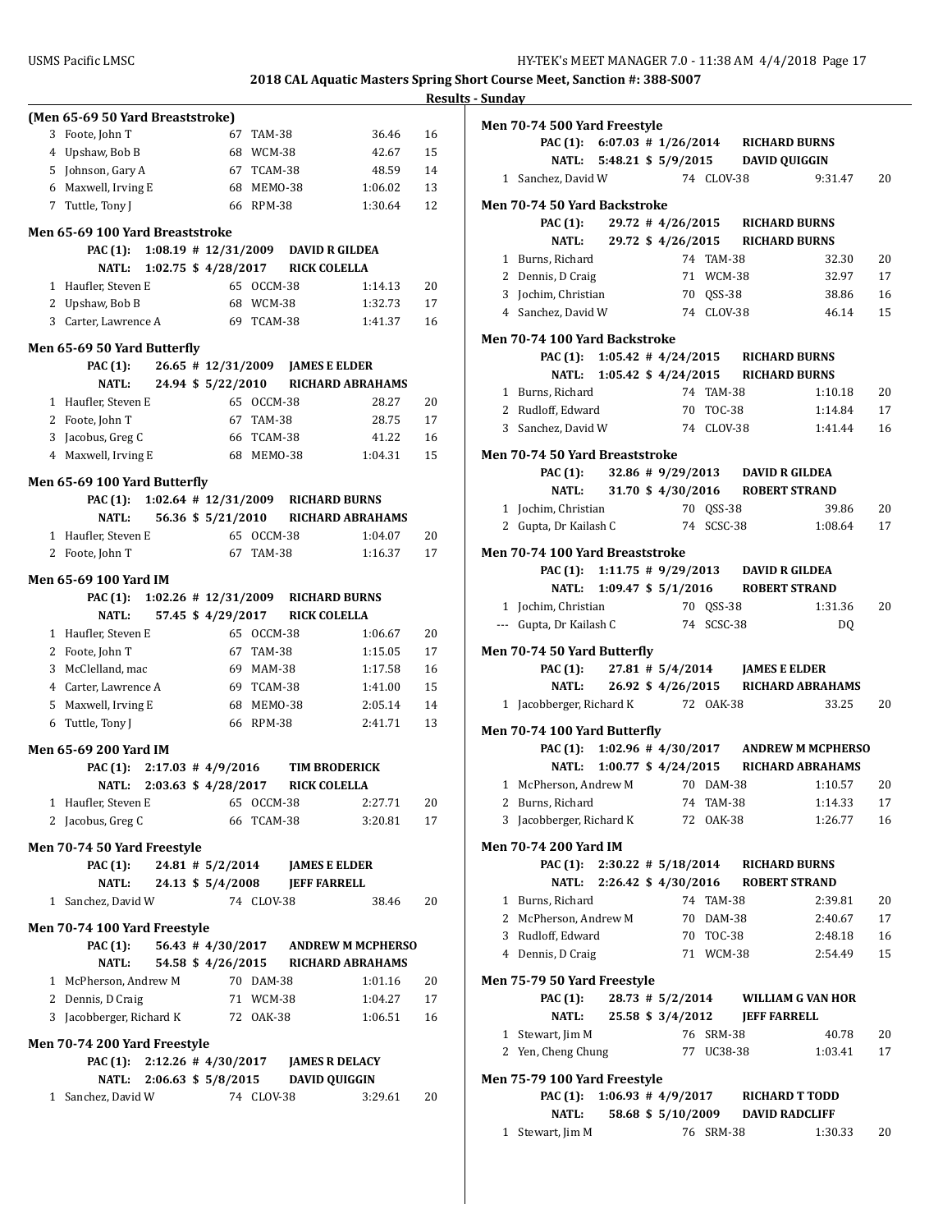**2018 CAL Aquatic Masters Spring Short Course Meet, Sanction #: 388-S007**

**Results - Sunday**

### (Men 65-69 50 Yard Breaststroke)

| Place | Name | Age | Team | Time | Points |
|---|---|---|---|---|---|
| 3 | Foote, John T | 67 | TAM-38 | 36.46 | 16 |
| 4 | Upshaw, Bob B | 68 | WCM-38 | 42.67 | 15 |
| 5 | Johnson, Gary A | 67 | TCAM-38 | 48.59 | 14 |
| 6 | Maxwell, Irving E | 68 | MEMO-38 | 1:06.02 | 13 |
| 7 | Tuttle, Tony J | 66 | RPM-38 | 1:30.64 | 12 |

### Men 65-69 100 Yard Breaststroke

**PAC (1):** 1:08.19 # 12/31/2009 DAVID R GILDEA
**NATL:** 1:02.75 $ 4/28/2017 RICK COLELLA

| Place | Name | Age | Team | Time | Points |
|---|---|---|---|---|---|
| 1 | Haufler, Steven E | 65 | OCCM-38 | 1:14.13 | 20 |
| 2 | Upshaw, Bob B | 68 | WCM-38 | 1:32.73 | 17 |
| 3 | Carter, Lawrence A | 69 | TCAM-38 | 1:41.37 | 16 |

### Men 65-69 50 Yard Butterfly

**PAC (1):** 26.65 # 12/31/2009 JAMES E ELDER
**NATL:** 24.94 $ 5/22/2010 RICHARD ABRAHAMS

| Place | Name | Age | Team | Time | Points |
|---|---|---|---|---|---|
| 1 | Haufler, Steven E | 65 | OCCM-38 | 28.27 | 20 |
| 2 | Foote, John T | 67 | TAM-38 | 28.75 | 17 |
| 3 | Jacobus, Greg C | 66 | TCAM-38 | 41.22 | 16 |
| 4 | Maxwell, Irving E | 68 | MEMO-38 | 1:04.31 | 15 |

### Men 65-69 100 Yard Butterfly

**PAC (1):** 1:02.64 # 12/31/2009 RICHARD BURNS
**NATL:** 56.36 $ 5/21/2010 RICHARD ABRAHAMS

| Place | Name | Age | Team | Time | Points |
|---|---|---|---|---|---|
| 1 | Haufler, Steven E | 65 | OCCM-38 | 1:04.07 | 20 |
| 2 | Foote, John T | 67 | TAM-38 | 1:16.37 | 17 |

### Men 65-69 100 Yard IM

**PAC (1):** 1:02.26 # 12/31/2009 RICHARD BURNS
**NATL:** 57.45 $ 4/29/2017 RICK COLELLA

| Place | Name | Age | Team | Time | Points |
|---|---|---|---|---|---|
| 1 | Haufler, Steven E | 65 | OCCM-38 | 1:06.67 | 20 |
| 2 | Foote, John T | 67 | TAM-38 | 1:15.05 | 17 |
| 3 | McClelland, mac | 69 | MAM-38 | 1:17.58 | 16 |
| 4 | Carter, Lawrence A | 69 | TCAM-38 | 1:41.00 | 15 |
| 5 | Maxwell, Irving E | 68 | MEMO-38 | 2:05.14 | 14 |
| 6 | Tuttle, Tony J | 66 | RPM-38 | 2:41.71 | 13 |

### Men 65-69 200 Yard IM

**PAC (1):** 2:17.03 # 4/9/2016 TIM BRODERICK
**NATL:** 2:03.63 $ 4/28/2017 RICK COLELLA

| Place | Name | Age | Team | Time | Points |
|---|---|---|---|---|---|
| 1 | Haufler, Steven E | 65 | OCCM-38 | 2:27.71 | 20 |
| 2 | Jacobus, Greg C | 66 | TCAM-38 | 3:20.81 | 17 |

### Men 70-74 50 Yard Freestyle

**PAC (1):** 24.81 # 5/2/2014 JAMES E ELDER
**NATL:** 24.13 $ 5/4/2008 JEFF FARRELL

| Place | Name | Age | Team | Time | Points |
|---|---|---|---|---|---|
| 1 | Sanchez, David W | 74 | CLOV-38 | 38.46 | 20 |

### Men 70-74 100 Yard Freestyle

**PAC (1):** 56.43 # 4/30/2017 ANDREW M MCPHERSO
**NATL:** 54.58 $ 4/26/2015 RICHARD ABRAHAMS

| Place | Name | Age | Team | Time | Points |
|---|---|---|---|---|---|
| 1 | McPherson, Andrew M | 70 | DAM-38 | 1:01.16 | 20 |
| 2 | Dennis, D Craig | 71 | WCM-38 | 1:04.27 | 17 |
| 3 | Jacobberger, Richard K | 72 | OAK-38 | 1:06.51 | 16 |

### Men 70-74 200 Yard Freestyle

**PAC (1):** 2:12.26 # 4/30/2017 JAMES R DELACY
**NATL:** 2:06.63 $ 5/8/2015 DAVID QUIGGIN

| Place | Name | Age | Team | Time | Points |
|---|---|---|---|---|---|
| 1 | Sanchez, David W | 74 | CLOV-38 | 3:29.61 | 20 |

### Men 70-74 500 Yard Freestyle

**PAC (1):** 6:07.03 # 1/26/2014 RICHARD BURNS
**NATL:** 5:48.21 $ 5/9/2015 DAVID QUIGGIN

| Place | Name | Age | Team | Time | Points |
|---|---|---|---|---|---|
| 1 | Sanchez, David W | 74 | CLOV-38 | 9:31.47 | 20 |

### Men 70-74 50 Yard Backstroke

**PAC (1):** 29.72 # 4/26/2015 RICHARD BURNS
**NATL:** 29.72 $ 4/26/2015 RICHARD BURNS

| Place | Name | Age | Team | Time | Points |
|---|---|---|---|---|---|
| 1 | Burns, Richard | 74 | TAM-38 | 32.30 | 20 |
| 2 | Dennis, D Craig | 71 | WCM-38 | 32.97 | 17 |
| 3 | Jochim, Christian | 70 | QSS-38 | 38.86 | 16 |
| 4 | Sanchez, David W | 74 | CLOV-38 | 46.14 | 15 |

### Men 70-74 100 Yard Backstroke

**PAC (1):** 1:05.42 # 4/24/2015 RICHARD BURNS
**NATL:** 1:05.42 $ 4/24/2015 RICHARD BURNS

| Place | Name | Age | Team | Time | Points |
|---|---|---|---|---|---|
| 1 | Burns, Richard | 74 | TAM-38 | 1:10.18 | 20 |
| 2 | Rudloff, Edward | 70 | TOC-38 | 1:14.84 | 17 |
| 3 | Sanchez, David W | 74 | CLOV-38 | 1:41.44 | 16 |

### Men 70-74 50 Yard Breaststroke

**PAC (1):** 32.86 # 9/29/2013 DAVID R GILDEA
**NATL:** 31.70 $ 4/30/2016 ROBERT STRAND

| Place | Name | Age | Team | Time | Points |
|---|---|---|---|---|---|
| 1 | Jochim, Christian | 70 | QSS-38 | 39.86 | 20 |
| 2 | Gupta, Dr Kailash C | 74 | SCSC-38 | 1:08.64 | 17 |

### Men 70-74 100 Yard Breaststroke

**PAC (1):** 1:11.75 # 9/29/2013 DAVID R GILDEA
**NATL:** 1:09.47 $ 5/1/2016 ROBERT STRAND

| Place | Name | Age | Team | Time | Points |
|---|---|---|---|---|---|
| 1 | Jochim, Christian | 70 | QSS-38 | 1:31.36 | 20 |
| --- | Gupta, Dr Kailash C | 74 | SCSC-38 | DQ | |

### Men 70-74 50 Yard Butterfly

**PAC (1):** 27.81 # 5/4/2014 JAMES E ELDER
**NATL:** 26.92 $ 4/26/2015 RICHARD ABRAHAMS

| Place | Name | Age | Team | Time | Points |
|---|---|---|---|---|---|
| 1 | Jacobberger, Richard K | 72 | OAK-38 | 33.25 | 20 |

### Men 70-74 100 Yard Butterfly

**PAC (1):** 1:02.96 # 4/30/2017 ANDREW M MCPHERSO
**NATL:** 1:00.77 $ 4/24/2015 RICHARD ABRAHAMS

| Place | Name | Age | Team | Time | Points |
|---|---|---|---|---|---|
| 1 | McPherson, Andrew M | 70 | DAM-38 | 1:10.57 | 20 |
| 2 | Burns, Richard | 74 | TAM-38 | 1:14.33 | 17 |
| 3 | Jacobberger, Richard K | 72 | OAK-38 | 1:26.77 | 16 |

### Men 70-74 200 Yard IM

**PAC (1):** 2:30.22 # 5/18/2014 RICHARD BURNS
**NATL:** 2:26.42 $ 4/30/2016 ROBERT STRAND

| Place | Name | Age | Team | Time | Points |
|---|---|---|---|---|---|
| 1 | Burns, Richard | 74 | TAM-38 | 2:39.81 | 20 |
| 2 | McPherson, Andrew M | 70 | DAM-38 | 2:40.67 | 17 |
| 3 | Rudloff, Edward | 70 | TOC-38 | 2:48.18 | 16 |
| 4 | Dennis, D Craig | 71 | WCM-38 | 2:54.49 | 15 |

### Men 75-79 50 Yard Freestyle

**PAC (1):** 28.73 # 5/2/2014 WILLIAM G VAN HOR
**NATL:** 25.58 $ 3/4/2012 JEFF FARRELL

| Place | Name | Age | Team | Time | Points |
|---|---|---|---|---|---|
| 1 | Stewart, Jim M | 76 | SRM-38 | 40.78 | 20 |
| 2 | Yen, Cheng Chung | 77 | UC38-38 | 1:03.41 | 17 |

### Men 75-79 100 Yard Freestyle

**PAC (1):** 1:06.93 # 4/9/2017 RICHARD T TODD
**NATL:** 58.68 $ 5/10/2009 DAVID RADCLIFF

| Place | Name | Age | Team | Time | Points |
|---|---|---|---|---|---|
| 1 | Stewart, Jim M | 76 | SRM-38 | 1:30.33 | 20 |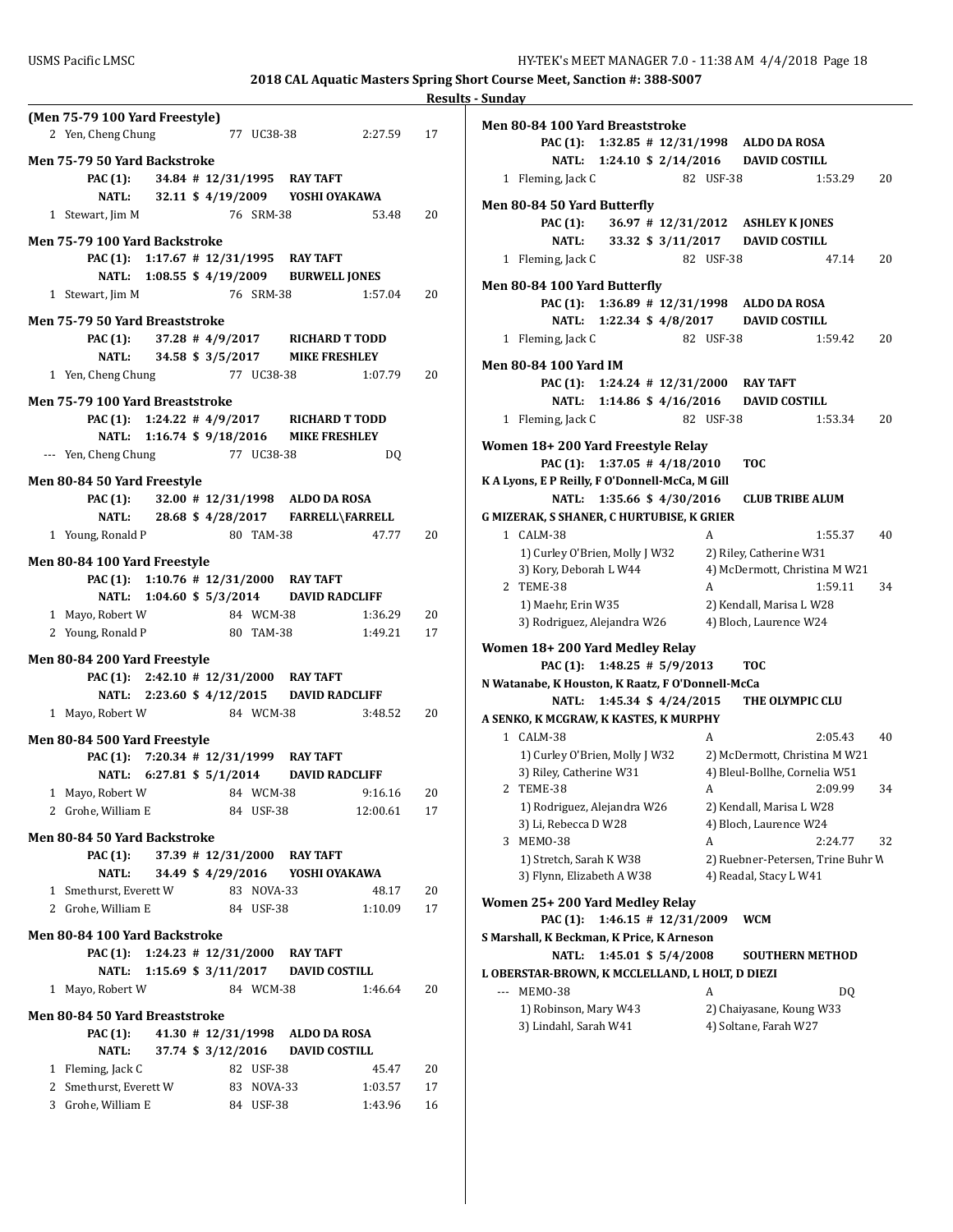**2018 CAL Aquatic Masters Spring Short Course Meet, Sanction #: 388-S007**

**Results - Sunday**

**(Men 75-79 100 Yard Freestyle)**

| | Name | Age | Team | Time | Points |
|---|---|---|---|---|---|
| 2 | Yen, Cheng Chung | 77 | UC38-38 | 2:27.59 | 17 |

**Men 75-79 50 Yard Backstroke**

PAC (1): 34.84 # 12/31/1995 RAY TAFT
NATL: 32.11 $ 4/19/2009 YOSHI OYAKAWA

| | Name | Age | Team | Time | Points |
|---|---|---|---|---|---|
| 1 | Stewart, Jim M | 76 | SRM-38 | 53.48 | 20 |

**Men 75-79 100 Yard Backstroke**

PAC (1): 1:17.67 # 12/31/1995 RAY TAFT
NATL: 1:08.55 $ 4/19/2009 BURWELL JONES

| | Name | Age | Team | Time | Points |
|---|---|---|---|---|---|
| 1 | Stewart, Jim M | 76 | SRM-38 | 1:57.04 | 20 |

**Men 75-79 50 Yard Breaststroke**

PAC (1): 37.28 # 4/9/2017 RICHARD T TODD
NATL: 34.58 $ 3/5/2017 MIKE FRESHLEY

| | Name | Age | Team | Time | Points |
|---|---|---|---|---|---|
| 1 | Yen, Cheng Chung | 77 | UC38-38 | 1:07.79 | 20 |

**Men 75-79 100 Yard Breaststroke**

PAC (1): 1:24.22 # 4/9/2017 RICHARD T TODD
NATL: 1:16.74 $ 9/18/2016 MIKE FRESHLEY

| | Name | Age | Team | Time | Points |
|---|---|---|---|---|---|
| --- | Yen, Cheng Chung | 77 | UC38-38 | DQ | |

**Men 80-84 50 Yard Freestyle**

PAC (1): 32.00 # 12/31/1998 ALDO DA ROSA
NATL: 28.68 $ 4/28/2017 FARRELL\FARRELL

| | Name | Age | Team | Time | Points |
|---|---|---|---|---|---|
| 1 | Young, Ronald P | 80 | TAM-38 | 47.77 | 20 |

**Men 80-84 100 Yard Freestyle**

PAC (1): 1:10.76 # 12/31/2000 RAY TAFT
NATL: 1:04.60 $ 5/3/2014 DAVID RADCLIFF

| | Name | Age | Team | Time | Points |
|---|---|---|---|---|---|
| 1 | Mayo, Robert W | 84 | WCM-38 | 1:36.29 | 20 |
| 2 | Young, Ronald P | 80 | TAM-38 | 1:49.21 | 17 |

**Men 80-84 200 Yard Freestyle**

PAC (1): 2:42.10 # 12/31/2000 RAY TAFT
NATL: 2:23.60 $ 4/12/2015 DAVID RADCLIFF

| | Name | Age | Team | Time | Points |
|---|---|---|---|---|---|
| 1 | Mayo, Robert W | 84 | WCM-38 | 3:48.52 | 20 |

**Men 80-84 500 Yard Freestyle**

PAC (1): 7:20.34 # 12/31/1999 RAY TAFT
NATL: 6:27.81 $ 5/1/2014 DAVID RADCLIFF

| | Name | Age | Team | Time | Points |
|---|---|---|---|---|---|
| 1 | Mayo, Robert W | 84 | WCM-38 | 9:16.16 | 20 |
| 2 | Grohe, William E | 84 | USF-38 | 12:00.61 | 17 |

**Men 80-84 50 Yard Backstroke**

PAC (1): 37.39 # 12/31/2000 RAY TAFT
NATL: 34.49 $ 4/29/2016 YOSHI OYAKAWA

| | Name | Age | Team | Time | Points |
|---|---|---|---|---|---|
| 1 | Smethurst, Everett W | 83 | NOVA-33 | 48.17 | 20 |
| 2 | Grohe, William E | 84 | USF-38 | 1:10.09 | 17 |

**Men 80-84 100 Yard Backstroke**

PAC (1): 1:24.23 # 12/31/2000 RAY TAFT
NATL: 1:15.69 $ 3/11/2017 DAVID COSTILL

| | Name | Age | Team | Time | Points |
|---|---|---|---|---|---|
| 1 | Mayo, Robert W | 84 | WCM-38 | 1:46.64 | 20 |

**Men 80-84 50 Yard Breaststroke**

PAC (1): 41.30 # 12/31/1998 ALDO DA ROSA
NATL: 37.74 $ 3/12/2016 DAVID COSTILL

| | Name | Age | Team | Time | Points |
|---|---|---|---|---|---|
| 1 | Fleming, Jack C | 82 | USF-38 | 45.47 | 20 |
| 2 | Smethurst, Everett W | 83 | NOVA-33 | 1:03.57 | 17 |
| 3 | Grohe, William E | 84 | USF-38 | 1:43.96 | 16 |

**Men 80-84 100 Yard Breaststroke**

PAC (1): 1:32.85 # 12/31/1998 ALDO DA ROSA
NATL: 1:24.10 $ 2/14/2016 DAVID COSTILL

| | Name | Age | Team | Time | Points |
|---|---|---|---|---|---|
| 1 | Fleming, Jack C | 82 | USF-38 | 1:53.29 | 20 |

**Men 80-84 50 Yard Butterfly**

PAC (1): 36.97 # 12/31/2012 ASHLEY K JONES
NATL: 33.32 $ 3/11/2017 DAVID COSTILL

| | Name | Age | Team | Time | Points |
|---|---|---|---|---|---|
| 1 | Fleming, Jack C | 82 | USF-38 | 47.14 | 20 |

**Men 80-84 100 Yard Butterfly**

PAC (1): 1:36.89 # 12/31/1998 ALDO DA ROSA
NATL: 1:22.34 $ 4/8/2017 DAVID COSTILL

| | Name | Age | Team | Time | Points |
|---|---|---|---|---|---|
| 1 | Fleming, Jack C | 82 | USF-38 | 1:59.42 | 20 |

**Men 80-84 100 Yard IM**

PAC (1): 1:24.24 # 12/31/2000 RAY TAFT
NATL: 1:14.86 $ 4/16/2016 DAVID COSTILL

| | Name | Age | Team | Time | Points |
|---|---|---|---|---|---|
| 1 | Fleming, Jack C | 82 | USF-38 | 1:53.34 | 20 |

**Women 18+ 200 Yard Freestyle Relay**

PAC (1): 1:37.05 # 4/18/2010 TOC
K A Lyons, E P Reilly, F O'Donnell-McCa, M Gill
NATL: 1:35.66 $ 4/30/2016 CLUB TRIBE ALUM
G MIZERAK, S SHANER, C HURTUBISE, K GRIER

| | Team | Relay | Time | Points |
|---|---|---|---|---|
| 1 | CALM-38 | A | 1:55.37 | 40 |
| | 1) Curley O'Brien, Molly J W32; 2) Riley, Catherine W31; 3) Kory, Deborah L W44; 4) McDermott, Christina M W21 | | | |
| 2 | TEME-38 | A | 1:59.11 | 34 |
| | 1) Maehr, Erin W35; 2) Kendall, Marisa L W28; 3) Rodriguez, Alejandra W26; 4) Bloch, Laurence W24 | | | |

**Women 18+ 200 Yard Medley Relay**

PAC (1): 1:48.25 # 5/9/2013 TOC
N Watanabe, K Houston, K Raatz, F O'Donnell-McCa
NATL: 1:45.34 $ 4/24/2015 THE OLYMPIC CLU
A SENKO, K MCGRAW, K KASTES, K MURPHY

| | Team | Relay | Time | Points |
|---|---|---|---|---|
| 1 | CALM-38 | A | 2:05.43 | 40 |
| | 1) Curley O'Brien, Molly J W32; 2) McDermott, Christina M W21; 3) Riley, Catherine W31; 4) Bleul-Bollhe, Cornelia W51 | | | |
| 2 | TEME-38 | A | 2:09.99 | 34 |
| | 1) Rodriguez, Alejandra W26; 2) Kendall, Marisa L W28; 3) Li, Rebecca D W28; 4) Bloch, Laurence W24 | | | |
| 3 | MEMO-38 | A | 2:24.77 | 32 |
| | 1) Stretch, Sarah K W38; 2) Ruebner-Petersen, Trine Buhr W; 3) Flynn, Elizabeth A W38; 4) Readal, Stacy L W41 | | | |

**Women 25+ 200 Yard Medley Relay**

PAC (1): 1:46.15 # 12/31/2009 WCM
S Marshall, K Beckman, K Price, K Arneson
NATL: 1:45.01 $ 5/4/2008 SOUTHERN METHOD
L OBERSTAR-BROWN, K MCCLELLAND, L HOLT, D DIEZI

| | Team | Relay | Time | Points |
|---|---|---|---|---|
| --- | MEMO-38 | A | DQ | |
| | 1) Robinson, Mary W43; 2) Chaiyasane, Koung W33; 3) Lindahl, Sarah W41; 4) Soltane, Farah W27 | | | |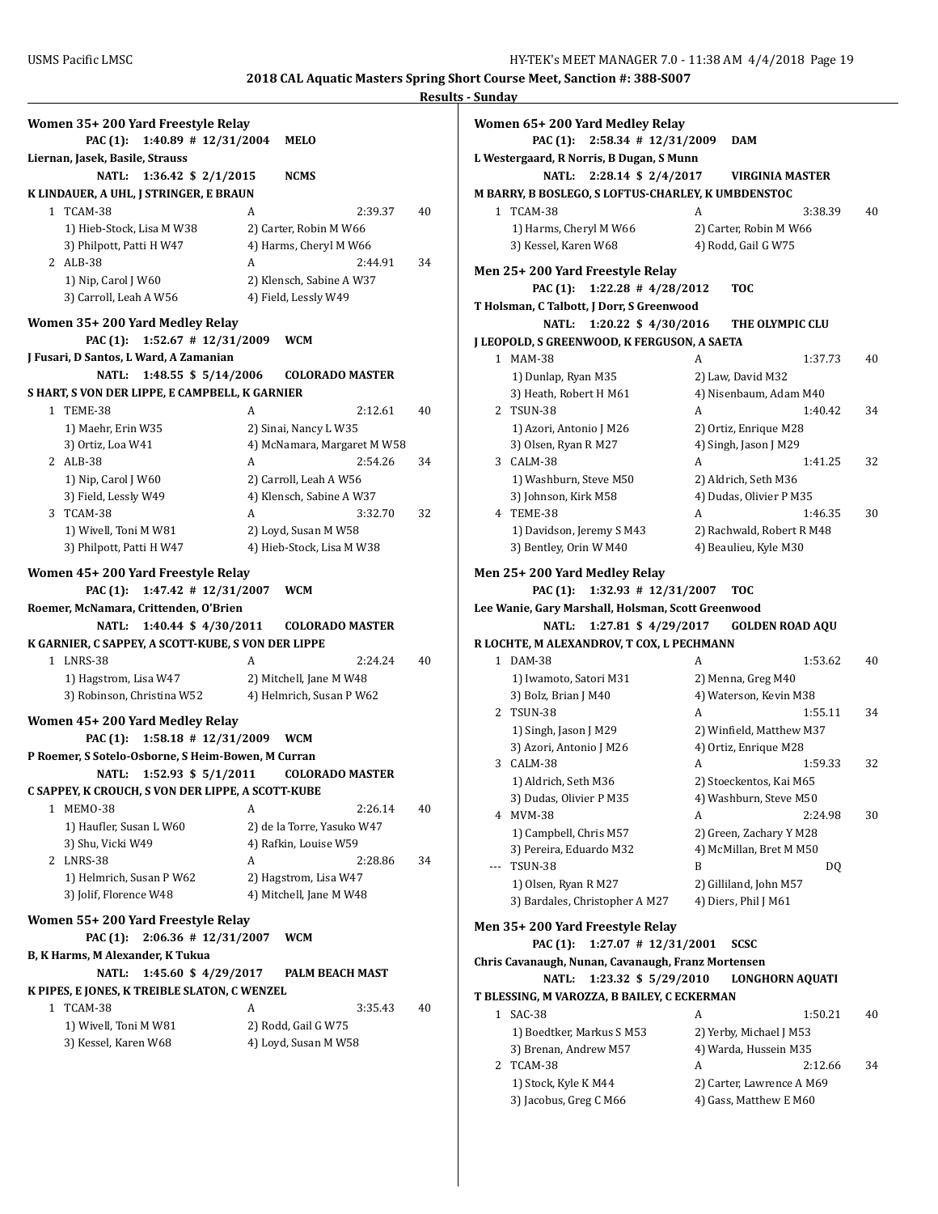# 2018 CAL Aquatic Masters Spring Short Course Meet, Sanction #: 388-S007

## Results - Sunday

### Women 35+ 200 Yard Freestyle Relay

PAC (1): 1:40.89 # 12/31/2004 MELO
Liernan, Jasek, Basile, Strauss
NATL: 1:36.42 $ 2/1/2015 NCMS
K LINDAUER, A UHL, J STRINGER, E BRAUN

| | Team | Relay | Time | Points |
|---|---|---|---|---|
| 1 | TCAM-38 | A | 2:39.37 | 40 |
| | 1) Hieb-Stock, Lisa M W38 | 2) Carter, Robin M W66 | | |
| | 3) Philpott, Patti H W47 | 4) Harms, Cheryl M W66 | | |
| 2 | ALB-38 | A | 2:44.91 | 34 |
| | 1) Nip, Carol J W60 | 2) Klensch, Sabine A W37 | | |
| | 3) Carroll, Leah A W56 | 4) Field, Lessly W49 | | |

### Women 35+ 200 Yard Medley Relay

PAC (1): 1:52.67 # 12/31/2009 WCM
J Fusari, D Santos, L Ward, A Zamanian
NATL: 1:48.55 $ 5/14/2006 COLORADO MASTER
S HART, S VON DER LIPPE, E CAMPBELL, K GARNIER

| | Team | Relay | Time | Points |
|---|---|---|---|---|
| 1 | TEME-38 | A | 2:12.61 | 40 |
| | 1) Maehr, Erin W35 | 2) Sinai, Nancy L W35 | | |
| | 3) Ortiz, Loa W41 | 4) McNamara, Margaret M W58 | | |
| 2 | ALB-38 | A | 2:54.26 | 34 |
| | 1) Nip, Carol J W60 | 2) Carroll, Leah A W56 | | |
| | 3) Field, Lessly W49 | 4) Klensch, Sabine A W37 | | |
| 3 | TCAM-38 | A | 3:32.70 | 32 |
| | 1) Wivell, Toni M W81 | 2) Loyd, Susan M W58 | | |
| | 3) Philpott, Patti H W47 | 4) Hieb-Stock, Lisa M W38 | | |

### Women 45+ 200 Yard Freestyle Relay

PAC (1): 1:47.42 # 12/31/2007 WCM
Roemer, McNamara, Crittenden, O'Brien
NATL: 1:40.44 $ 4/30/2011 COLORADO MASTER
K GARNIER, C SAPPEY, A SCOTT-KUBE, S VON DER LIPPE

| | Team | Relay | Time | Points |
|---|---|---|---|---|
| 1 | LNRS-38 | A | 2:24.24 | 40 |
| | 1) Hagstrom, Lisa W47 | 2) Mitchell, Jane M W48 | | |
| | 3) Robinson, Christina W52 | 4) Helmrich, Susan P W62 | | |

### Women 45+ 200 Yard Medley Relay

PAC (1): 1:58.18 # 12/31/2009 WCM
P Roemer, S Sotelo-Osborne, S Heim-Bowen, M Curran
NATL: 1:52.93 $ 5/1/2011 COLORADO MASTER
C SAPPEY, K CROUCH, S VON DER LIPPE, A SCOTT-KUBE

| | Team | Relay | Time | Points |
|---|---|---|---|---|
| 1 | MEMO-38 | A | 2:26.14 | 40 |
| | 1) Haufler, Susan L W60 | 2) de la Torre, Yasuko W47 | | |
| | 3) Shu, Vicki W49 | 4) Rafkin, Louise W59 | | |
| 2 | LNRS-38 | A | 2:28.86 | 34 |
| | 1) Helmrich, Susan P W62 | 2) Hagstrom, Lisa W47 | | |
| | 3) Jolif, Florence W48 | 4) Mitchell, Jane M W48 | | |

### Women 55+ 200 Yard Freestyle Relay

PAC (1): 2:06.36 # 12/31/2007 WCM
B, K Harms, M Alexander, K Tukua
NATL: 1:45.60 $ 4/29/2017 PALM BEACH MAST
K PIPES, E JONES, K TREIBLE SLATON, C WENZEL

| | Team | Relay | Time | Points |
|---|---|---|---|---|
| 1 | TCAM-38 | A | 3:35.43 | 40 |
| | 1) Wivell, Toni M W81 | 2) Rodd, Gail G W75 | | |
| | 3) Kessel, Karen W68 | 4) Loyd, Susan M W58 | | |

### Women 65+ 200 Yard Medley Relay

PAC (1): 2:58.34 # 12/31/2009 DAM
L Westergaard, R Norris, B Dugan, S Munn
NATL: 2:28.14 $ 2/4/2017 VIRGINIA MASTER
M BARRY, B BOSLEGO, S LOFTUS-CHARLEY, K UMBDENSTOC

| | Team | Relay | Time | Points |
|---|---|---|---|---|
| 1 | TCAM-38 | A | 3:38.39 | 40 |
| | 1) Harms, Cheryl M W66 | 2) Carter, Robin M W66 | | |
| | 3) Kessel, Karen W68 | 4) Rodd, Gail G W75 | | |

### Men 25+ 200 Yard Freestyle Relay

PAC (1): 1:22.28 # 4/28/2012 TOC
T Holsman, C Talbott, J Dorr, S Greenwood
NATL: 1:20.22 $ 4/30/2016 THE OLYMPIC CLU
J LEOPOLD, S GREENWOOD, K FERGUSON, A SAETA

| | Team | Relay | Time | Points |
|---|---|---|---|---|
| 1 | MAM-38 | A | 1:37.73 | 40 |
| | 1) Dunlap, Ryan M35 | 2) Law, David M32 | | |
| | 3) Heath, Robert H M61 | 4) Nisenbaum, Adam M40 | | |
| 2 | TSUN-38 | A | 1:40.42 | 34 |
| | 1) Azori, Antonio J M26 | 2) Ortiz, Enrique M28 | | |
| | 3) Olsen, Ryan R M27 | 4) Singh, Jason J M29 | | |
| 3 | CALM-38 | A | 1:41.25 | 32 |
| | 1) Washburn, Steve M50 | 2) Aldrich, Seth M36 | | |
| | 3) Johnson, Kirk M58 | 4) Dudas, Olivier P M35 | | |
| 4 | TEME-38 | A | 1:46.35 | 30 |
| | 1) Davidson, Jeremy S M43 | 2) Rachwald, Robert R M48 | | |
| | 3) Bentley, Orin W M40 | 4) Beaulieu, Kyle M30 | | |

### Men 25+ 200 Yard Medley Relay

PAC (1): 1:32.93 # 12/31/2007 TOC
Lee Wanie, Gary Marshall, Holsman, Scott Greenwood
NATL: 1:27.81 $ 4/29/2017 GOLDEN ROAD AQU
R LOCHTE, M ALEXANDROV, T COX, L PECHMANN

| | Team | Relay | Time | Points |
|---|---|---|---|---|
| 1 | DAM-38 | A | 1:53.62 | 40 |
| | 1) Iwamoto, Satori M31 | 2) Menna, Greg M40 | | |
| | 3) Bolz, Brian J M40 | 4) Waterson, Kevin M38 | | |
| 2 | TSUN-38 | A | 1:55.11 | 34 |
| | 1) Singh, Jason J M29 | 2) Winfield, Matthew M37 | | |
| | 3) Azori, Antonio J M26 | 4) Ortiz, Enrique M28 | | |
| 3 | CALM-38 | A | 1:59.33 | 32 |
| | 1) Aldrich, Seth M36 | 2) Stoeckentos, Kai M65 | | |
| | 3) Dudas, Olivier P M35 | 4) Washburn, Steve M50 | | |
| 4 | MVM-38 | A | 2:24.98 | 30 |
| | 1) Campbell, Chris M57 | 2) Green, Zachary Y M28 | | |
| | 3) Pereira, Eduardo M32 | 4) McMillan, Bret M M50 | | |
| --- | TSUN-38 | B | DQ | |
| | 1) Olsen, Ryan R M27 | 2) Gilliland, John M57 | | |
| | 3) Bardales, Christopher A M27 | 4) Diers, Phil J M61 | | |

### Men 35+ 200 Yard Freestyle Relay

PAC (1): 1:27.07 # 12/31/2001 SCSC
Chris Cavanaugh, Nunan, Cavanaugh, Franz Mortensen
NATL: 1:23.32 $ 5/29/2010 LONGHORN AQUATI
T BLESSING, M VAROZZA, B BAILEY, C ECKERMAN

| | Team | Relay | Time | Points |
|---|---|---|---|---|
| 1 | SAC-38 | A | 1:50.21 | 40 |
| | 1) Boedtker, Markus S M53 | 2) Yerby, Michael J M53 | | |
| | 3) Brenan, Andrew M57 | 4) Warda, Hussein M35 | | |
| 2 | TCAM-38 | A | 2:12.66 | 34 |
| | 1) Stock, Kyle K M44 | 2) Carter, Lawrence A M69 | | |
| | 3) Jacobus, Greg C M66 | 4) Gass, Matthew E M60 | | |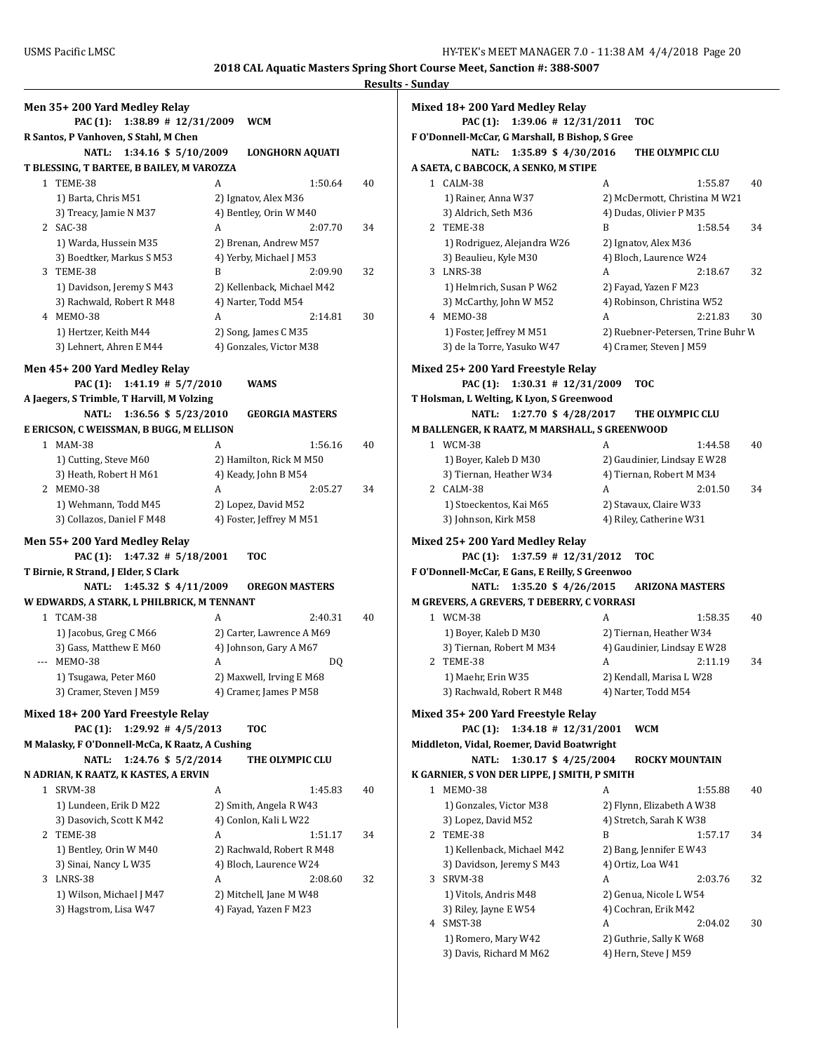**2018 CAL Aquatic Masters Spring Short Course Meet, Sanction #: 388-S007**

**Results - Sunday**

### Men 35+ 200 Yard Medley Relay

PAC (1): 1:38.89 # 12/31/2009 WCM
R Santos, P Vanhoven, S Stahl, M Chen
NATL: 1:34.16 $ 5/10/2009 LONGHORN AQUATI
T BLESSING, T BARTEE, B BAILEY, M VAROZZA

```
  1 TEME-38                        A                   1:50.64      40
     1) Barta, Chris M51           2) Ignatov, Alex M36
     3) Treacy, Jamie N M37        4) Bentley, Orin W M40
  2 SAC-38                         A                   2:07.70      34
     1) Warda, Hussein M35         2) Brenan, Andrew M57
     3) Boedtker, Markus S M53     4) Yerby, Michael J M53
  3 TEME-38                        B                   2:09.90      32
     1) Davidson, Jeremy S M43     2) Kellenback, Michael M42
     3) Rachwald, Robert R M48     4) Narter, Todd M54
  4 MEMO-38                        A                   2:14.81      30
     1) Hertzer, Keith M44         2) Song, James C M35
     3) Lehnert, Ahren E M44       4) Gonzales, Victor M38
```

### Men 45+ 200 Yard Medley Relay

PAC (1): 1:41.19 # 5/7/2010 WAMS
A Jaegers, S Trimble, T Harvill, M Volzing
NATL: 1:36.56 $ 5/23/2010 GEORGIA MASTERS
E ERICSON, C WEISSMAN, B BUGG, M ELLISON

```
  1 MAM-38                         A                   1:56.16      40
     1) Cutting, Steve M60         2) Hamilton, Rick M M50
     3) Heath, Robert H M61        4) Keady, John B M54
  2 MEMO-38                        A                   2:05.27      34
     1) Wehmann, Todd M45          2) Lopez, David M52
     3) Collazos, Daniel F M48     4) Foster, Jeffrey M M51
```

### Men 55+ 200 Yard Medley Relay

PAC (1): 1:47.32 # 5/18/2001 TOC
T Birnie, R Strand, J Elder, S Clark
NATL: 1:45.32 $ 4/11/2009 OREGON MASTERS
W EDWARDS, A STARK, L PHILBRICK, M TENNANT

```
  1 TCAM-38                        A                   2:40.31      40
     1) Jacobus, Greg C M66        2) Carter, Lawrence A M69
     3) Gass, Matthew E M60        4) Johnson, Gary A M67
 --- MEMO-38                       A                        DQ
     1) Tsugawa, Peter M60         2) Maxwell, Irving E M68
     3) Cramer, Steven J M59       4) Cramer, James P M58
```

### Mixed 18+ 200 Yard Freestyle Relay

PAC (1): 1:29.92 # 4/5/2013 TOC
M Malasky, F O'Donnell-McCa, K Raatz, A Cushing
NATL: 1:24.76 $ 5/2/2014 THE OLYMPIC CLU
N ADRIAN, K RAATZ, K KASTES, A ERVIN

```
  1 SRVM-38                        A                   1:45.83      40
     1) Lundeen, Erik D M22        2) Smith, Angela R W43
     3) Dasovich, Scott K M42      4) Conlon, Kali L W22
  2 TEME-38                        A                   1:51.17      34
     1) Bentley, Orin W M40        2) Rachwald, Robert R M48
     3) Sinai, Nancy L W35         4) Bloch, Laurence W24
  3 LNRS-38                        A                   2:08.60      32
     1) Wilson, Michael J M47      2) Mitchell, Jane M W48
     3) Hagstrom, Lisa W47         4) Fayad, Yazen F M23
```

### Mixed 18+ 200 Yard Medley Relay

PAC (1): 1:39.06 # 12/31/2011 TOC
F O'Donnell-McCar, G Marshall, B Bishop, S Gree
NATL: 1:35.89 $ 4/30/2016 THE OLYMPIC CLU
A SAETA, C BABCOCK, A SENKO, M STIPE

```
  1 CALM-38                        A                   1:55.87      40
     1) Rainer, Anna W37           2) McDermott, Christina M W21
     3) Aldrich, Seth M36          4) Dudas, Olivier P M35
  2 TEME-38                        B                   1:58.54      34
     1) Rodriguez, Alejandra W26   2) Ignatov, Alex M36
     3) Beaulieu, Kyle M30         4) Bloch, Laurence W24
  3 LNRS-38                        A                   2:18.67      32
     1) Helmrich, Susan P W62      2) Fayad, Yazen F M23
     3) McCarthy, John W M52       4) Robinson, Christina W52
  4 MEMO-38                        A                   2:21.83      30
     1) Foster, Jeffrey M M51      2) Ruebner-Petersen, Trine Buhr W
     3) de la Torre, Yasuko W47    4) Cramer, Steven J M59
```

### Mixed 25+ 200 Yard Freestyle Relay

PAC (1): 1:30.31 # 12/31/2009 TOC
T Holsman, L Welting, K Lyon, S Greenwood
NATL: 1:27.70 $ 4/28/2017 THE OLYMPIC CLU
M BALLENGER, K RAATZ, M MARSHALL, S GREENWOOD

```
  1 WCM-38                         A                   1:44.58      40
     1) Boyer, Kaleb D M30         2) Gaudinier, Lindsay E W28
     3) Tiernan, Heather W34       4) Tiernan, Robert M M34
  2 CALM-38                        A                   2:01.50      34
     1) Stoeckentos, Kai M65       2) Stavaux, Claire W33
     3) Johnson, Kirk M58          4) Riley, Catherine W31
```

### Mixed 25+ 200 Yard Medley Relay

PAC (1): 1:37.59 # 12/31/2012 TOC
F O'Donnell-McCar, E Gans, E Reilly, S Greenwoo
NATL: 1:35.20 $ 4/26/2015 ARIZONA MASTERS
M GREVERS, A GREVERS, T DEBERRY, C VORRASI

```
  1 WCM-38                         A                   1:58.35      40
     1) Boyer, Kaleb D M30         2) Tiernan, Heather W34
     3) Tiernan, Robert M M34      4) Gaudinier, Lindsay E W28
  2 TEME-38                        A                   2:11.19      34
     1) Maehr, Erin W35            2) Kendall, Marisa L W28
     3) Rachwald, Robert R M48     4) Narter, Todd M54
```

### Mixed 35+ 200 Yard Freestyle Relay

PAC (1): 1:34.18 # 12/31/2001 WCM
Middleton, Vidal, Roemer, David Boatwright
NATL: 1:30.17 $ 4/25/2004 ROCKY MOUNTAIN
K GARNIER, S VON DER LIPPE, J SMITH, P SMITH

```
  1 MEMO-38                        A                   1:55.88      40
     1) Gonzales, Victor M38       2) Flynn, Elizabeth A W38
     3) Lopez, David M52           4) Stretch, Sarah K W38
  2 TEME-38                        B                   1:57.17      34
     1) Kellenback, Michael M42    2) Bang, Jennifer E W43
     3) Davidson, Jeremy S M43     4) Ortiz, Loa W41
  3 SRVM-38                        A                   2:03.76      32
     1) Vitols, Andris M48         2) Genua, Nicole L W54
     3) Riley, Jayne E W54         4) Cochran, Erik M42
  4 SMST-38                        A                   2:04.02      30
     1) Romero, Mary W42           2) Guthrie, Sally K W68
     3) Davis, Richard M M62       4) Hern, Steve J M59
```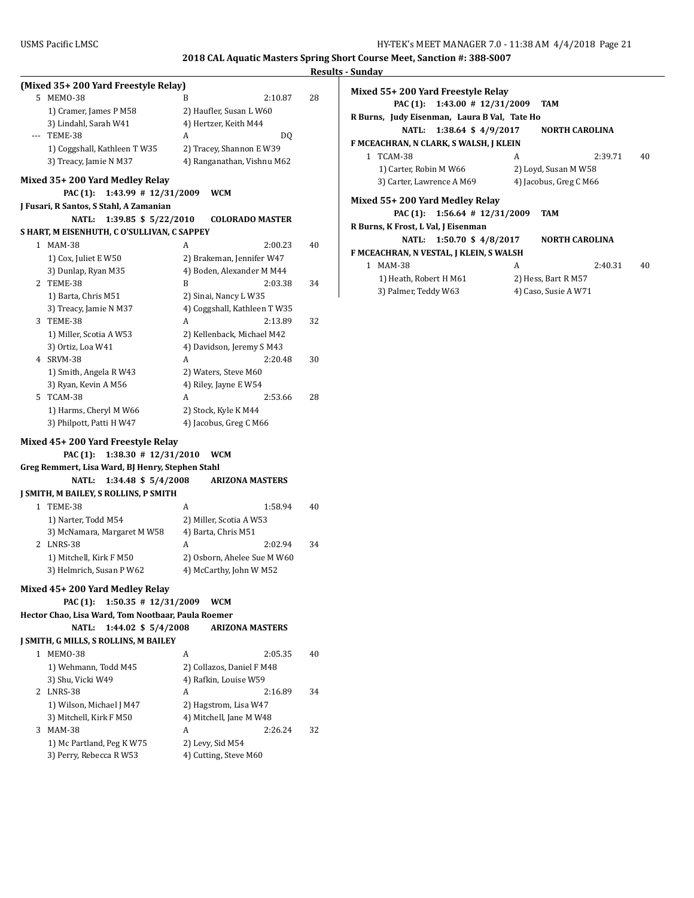2018 CAL Aquatic Masters Spring Short Course Meet, Sanction #: 388-S007

Results - Sunday

**(Mixed 35+ 200 Yard Freestyle Relay)**

| | | | | |
|---|---|---|---|---|
| 5 | MEMO-38 | B | 2:10.87 | 28 |
| | 1) Cramer, James P M58 | 2) Haufler, Susan L W60 | | |
| | 3) Lindahl, Sarah W41 | 4) Hertzer, Keith M44 | | |
| --- | TEME-38 | A | DQ | |
| | 1) Coggshall, Kathleen T W35 | 2) Tracey, Shannon E W39 | | |
| | 3) Treacy, Jamie N M37 | 4) Ranganathan, Vishnu M62 | | |

**Mixed 35+ 200 Yard Medley Relay**

PAC (1): 1:43.99 # 12/31/2009 WCM
J Fusari, R Santos, S Stahl, A Zamanian

NATL: 1:39.85 $ 5/22/2010 COLORADO MASTER
S HART, M EISENHUTH, C O'SULLIVAN, C SAPPEY

| | | | | |
|---|---|---|---|---|
| 1 | MAM-38 | A | 2:00.23 | 40 |
| | 1) Cox, Juliet E W50 | 2) Brakeman, Jennifer W47 | | |
| | 3) Dunlap, Ryan M35 | 4) Boden, Alexander M M44 | | |
| 2 | TEME-38 | B | 2:03.38 | 34 |
| | 1) Barta, Chris M51 | 2) Sinai, Nancy L W35 | | |
| | 3) Treacy, Jamie N M37 | 4) Coggshall, Kathleen T W35 | | |
| 3 | TEME-38 | A | 2:13.89 | 32 |
| | 1) Miller, Scotia A W53 | 2) Kellenback, Michael M42 | | |
| | 3) Ortiz, Loa W41 | 4) Davidson, Jeremy S M43 | | |
| 4 | SRVM-38 | A | 2:20.48 | 30 |
| | 1) Smith, Angela R W43 | 2) Waters, Steve M60 | | |
| | 3) Ryan, Kevin A M56 | 4) Riley, Jayne E W54 | | |
| 5 | TCAM-38 | A | 2:53.66 | 28 |
| | 1) Harms, Cheryl M W66 | 2) Stock, Kyle K M44 | | |
| | 3) Philpott, Patti H W47 | 4) Jacobus, Greg C M66 | | |

**Mixed 45+ 200 Yard Freestyle Relay**

PAC (1): 1:38.30 # 12/31/2010 WCM
Greg Remmert, Lisa Ward, BJ Henry, Stephen Stahl

NATL: 1:34.48 $ 5/4/2008 ARIZONA MASTERS
J SMITH, M BAILEY, S ROLLINS, P SMITH

| | | | | |
|---|---|---|---|---|
| 1 | TEME-38 | A | 1:58.94 | 40 |
| | 1) Narter, Todd M54 | 2) Miller, Scotia A W53 | | |
| | 3) McNamara, Margaret M W58 | 4) Barta, Chris M51 | | |
| 2 | LNRS-38 | A | 2:02.94 | 34 |
| | 1) Mitchell, Kirk F M50 | 2) Osborn, Ahelee Sue M W60 | | |
| | 3) Helmrich, Susan P W62 | 4) McCarthy, John W M52 | | |

**Mixed 45+ 200 Yard Medley Relay**

PAC (1): 1:50.35 # 12/31/2009 WCM
Hector Chao, Lisa Ward, Tom Nootbaar, Paula Roemer

NATL: 1:44.02 $ 5/4/2008 ARIZONA MASTERS
J SMITH, G MILLS, S ROLLINS, M BAILEY

| | | | | |
|---|---|---|---|---|
| 1 | MEMO-38 | A | 2:05.35 | 40 |
| | 1) Wehmann, Todd M45 | 2) Collazos, Daniel F M48 | | |
| | 3) Shu, Vicki W49 | 4) Rafkin, Louise W59 | | |
| 2 | LNRS-38 | A | 2:16.89 | 34 |
| | 1) Wilson, Michael J M47 | 2) Hagstrom, Lisa W47 | | |
| | 3) Mitchell, Kirk F M50 | 4) Mitchell, Jane M W48 | | |
| 3 | MAM-38 | A | 2:26.24 | 32 |
| | 1) Mc Partland, Peg K W75 | 2) Levy, Sid M54 | | |
| | 3) Perry, Rebecca R W53 | 4) Cutting, Steve M60 | | |

**Mixed 55+ 200 Yard Freestyle Relay**

PAC (1): 1:43.00 # 12/31/2009 TAM
R Burns, Judy Eisenman, Laura B Val, Tate Ho

NATL: 1:38.64 $ 4/9/2017 NORTH CAROLINA
F MCEACHRAN, N CLARK, S WALSH, J KLEIN

| | | | | |
|---|---|---|---|---|
| 1 | TCAM-38 | A | 2:39.71 | 40 |
| | 1) Carter, Robin M W66 | 2) Loyd, Susan M W58 | | |
| | 3) Carter, Lawrence A M69 | 4) Jacobus, Greg C M66 | | |

**Mixed 55+ 200 Yard Medley Relay**

PAC (1): 1:56.64 # 12/31/2009 TAM
R Burns, K Frost, L Val, J Eisenman

NATL: 1:50.70 $ 4/8/2017 NORTH CAROLINA
F MCEACHRAN, N VESTAL, J KLEIN, S WALSH

| | | | | |
|---|---|---|---|---|
| 1 | MAM-38 | A | 2:40.31 | 40 |
| | 1) Heath, Robert H M61 | 2) Hess, Bart R M57 | | |
| | 3) Palmer, Teddy W63 | 4) Caso, Susie A W71 | | |